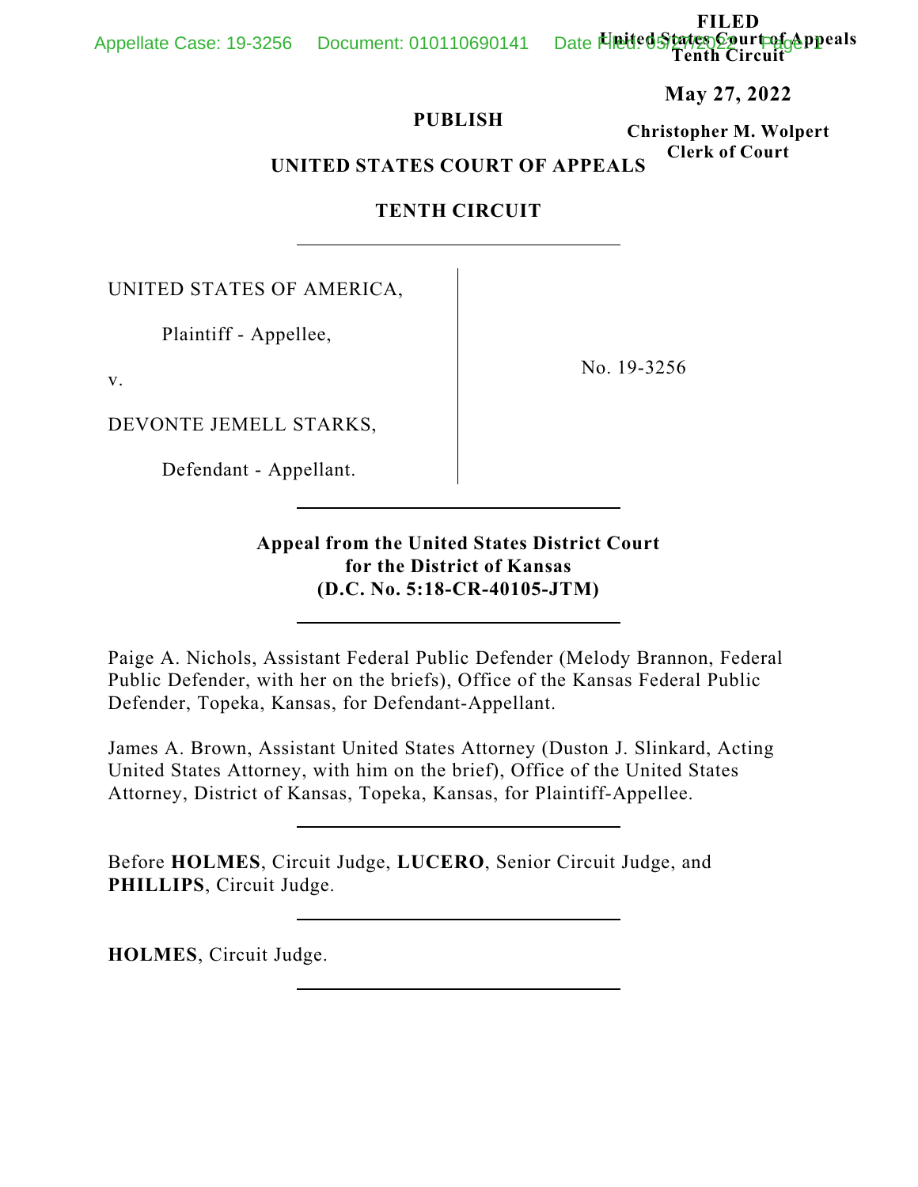FILED
United States Court of Appeals
Tenth Circuit

**May 27, 2022**

**Christopher M. Wolpert**
**Clerk of Court**

**PUBLISH**

**UNITED STATES COURT OF APPEALS**

**TENTH CIRCUIT**

---

UNITED STATES OF AMERICA,

Plaintiff - Appellee,

v.

DEVONTE JEMELL STARKS,

Defendant - Appellant.

No. 19-3256

---

**Appeal from the United States District Court for the District of Kansas (D.C. No. 5:18-CR-40105-JTM)**

---

Paige A. Nichols, Assistant Federal Public Defender (Melody Brannon, Federal Public Defender, with her on the briefs), Office of the Kansas Federal Public Defender, Topeka, Kansas, for Defendant-Appellant.

James A. Brown, Assistant United States Attorney (Duston J. Slinkard, Acting United States Attorney, with him on the brief), Office of the United States Attorney, District of Kansas, Topeka, Kansas, for Plaintiff-Appellee.

---

Before **HOLMES**, Circuit Judge, **LUCERO**, Senior Circuit Judge, and **PHILLIPS**, Circuit Judge.

---

**HOLMES**, Circuit Judge.

---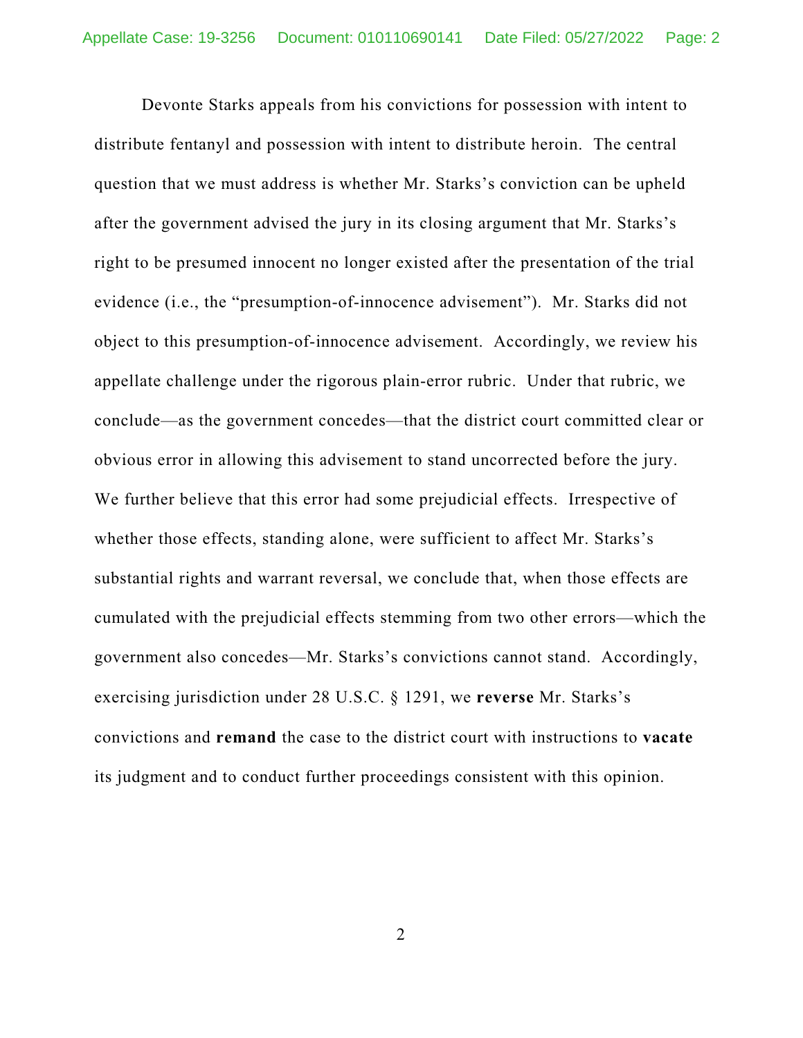Devonte Starks appeals from his convictions for possession with intent to distribute fentanyl and possession with intent to distribute heroin. The central question that we must address is whether Mr. Starks's conviction can be upheld after the government advised the jury in its closing argument that Mr. Starks's right to be presumed innocent no longer existed after the presentation of the trial evidence (i.e., the "presumption-of-innocence advisement"). Mr. Starks did not object to this presumption-of-innocence advisement. Accordingly, we review his appellate challenge under the rigorous plain-error rubric. Under that rubric, we conclude—as the government concedes—that the district court committed clear or obvious error in allowing this advisement to stand uncorrected before the jury. We further believe that this error had some prejudicial effects. Irrespective of whether those effects, standing alone, were sufficient to affect Mr. Starks's substantial rights and warrant reversal, we conclude that, when those effects are cumulated with the prejudicial effects stemming from two other errors—which the government also concedes—Mr. Starks's convictions cannot stand. Accordingly, exercising jurisdiction under 28 U.S.C. § 1291, we **reverse** Mr. Starks's convictions and **remand** the case to the district court with instructions to **vacate** its judgment and to conduct further proceedings consistent with this opinion.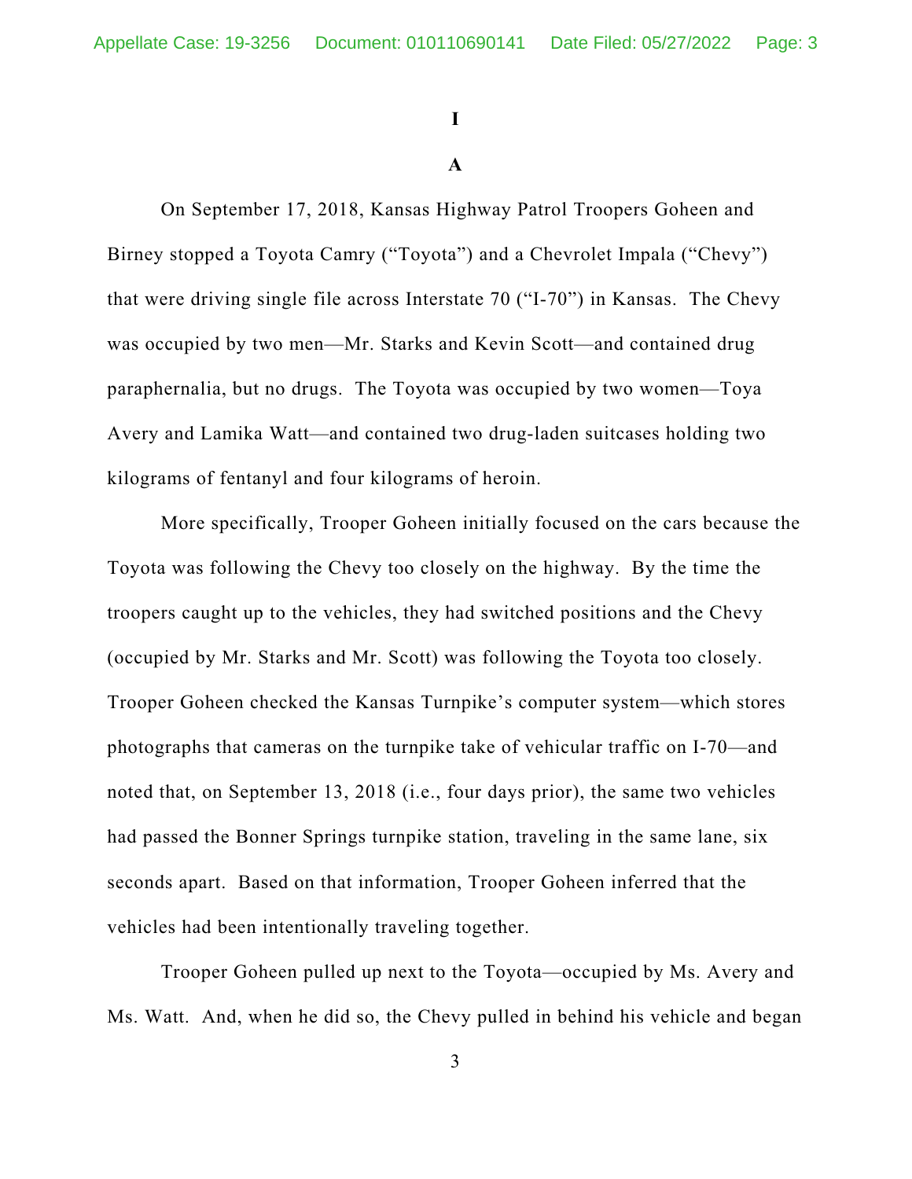# I

## A

On September 17, 2018, Kansas Highway Patrol Troopers Goheen and Birney stopped a Toyota Camry ("Toyota") and a Chevrolet Impala ("Chevy") that were driving single file across Interstate 70 ("I-70") in Kansas. The Chevy was occupied by two men—Mr. Starks and Kevin Scott—and contained drug paraphernalia, but no drugs. The Toyota was occupied by two women—Toya Avery and Lamika Watt—and contained two drug-laden suitcases holding two kilograms of fentanyl and four kilograms of heroin.

More specifically, Trooper Goheen initially focused on the cars because the Toyota was following the Chevy too closely on the highway. By the time the troopers caught up to the vehicles, they had switched positions and the Chevy (occupied by Mr. Starks and Mr. Scott) was following the Toyota too closely. Trooper Goheen checked the Kansas Turnpike's computer system—which stores photographs that cameras on the turnpike take of vehicular traffic on I-70—and noted that, on September 13, 2018 (i.e., four days prior), the same two vehicles had passed the Bonner Springs turnpike station, traveling in the same lane, six seconds apart. Based on that information, Trooper Goheen inferred that the vehicles had been intentionally traveling together.

Trooper Goheen pulled up next to the Toyota—occupied by Ms. Avery and Ms. Watt. And, when he did so, the Chevy pulled in behind his vehicle and began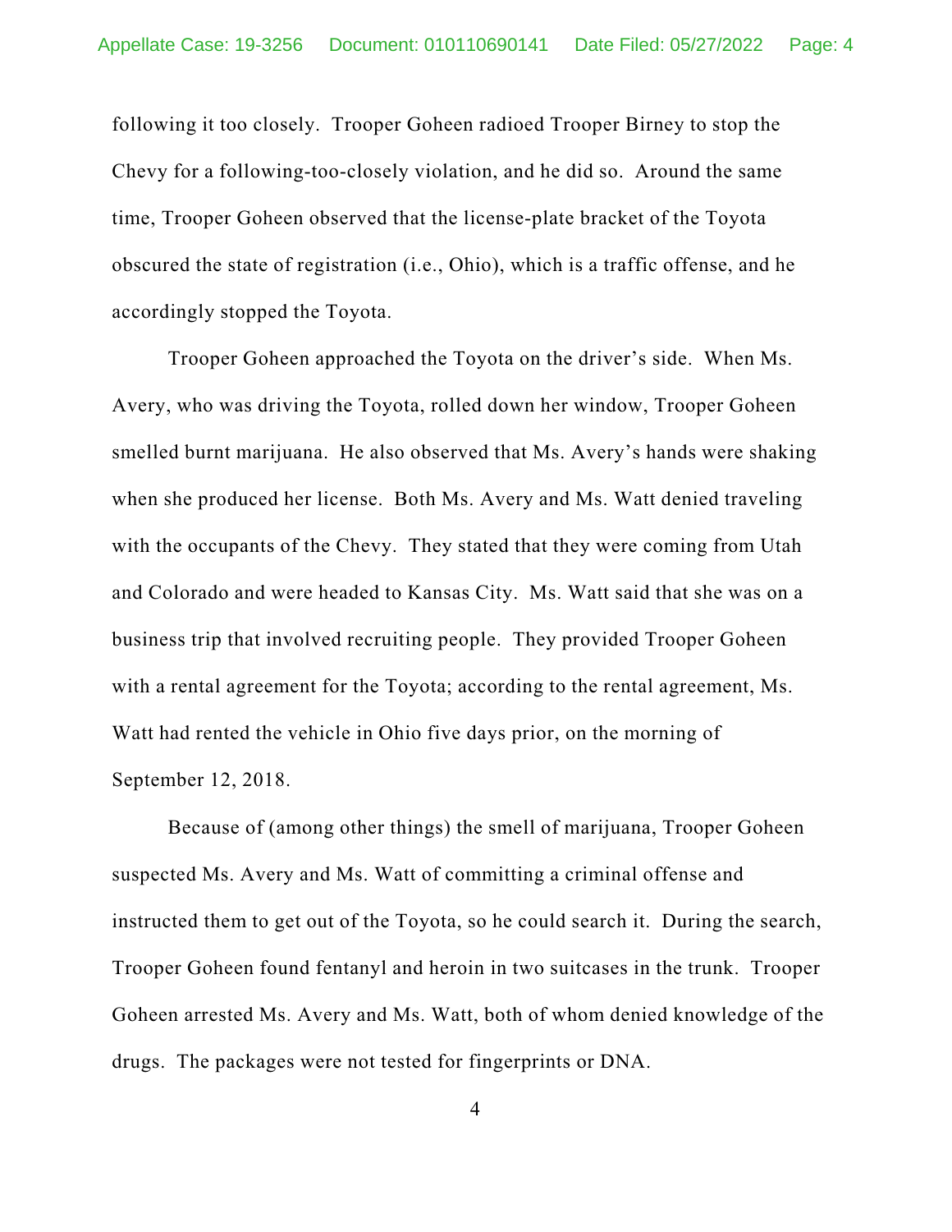following it too closely. Trooper Goheen radioed Trooper Birney to stop the Chevy for a following-too-closely violation, and he did so. Around the same time, Trooper Goheen observed that the license-plate bracket of the Toyota obscured the state of registration (i.e., Ohio), which is a traffic offense, and he accordingly stopped the Toyota.

Trooper Goheen approached the Toyota on the driver's side. When Ms. Avery, who was driving the Toyota, rolled down her window, Trooper Goheen smelled burnt marijuana. He also observed that Ms. Avery's hands were shaking when she produced her license. Both Ms. Avery and Ms. Watt denied traveling with the occupants of the Chevy. They stated that they were coming from Utah and Colorado and were headed to Kansas City. Ms. Watt said that she was on a business trip that involved recruiting people. They provided Trooper Goheen with a rental agreement for the Toyota; according to the rental agreement, Ms. Watt had rented the vehicle in Ohio five days prior, on the morning of September 12, 2018.

Because of (among other things) the smell of marijuana, Trooper Goheen suspected Ms. Avery and Ms. Watt of committing a criminal offense and instructed them to get out of the Toyota, so he could search it. During the search, Trooper Goheen found fentanyl and heroin in two suitcases in the trunk. Trooper Goheen arrested Ms. Avery and Ms. Watt, both of whom denied knowledge of the drugs. The packages were not tested for fingerprints or DNA.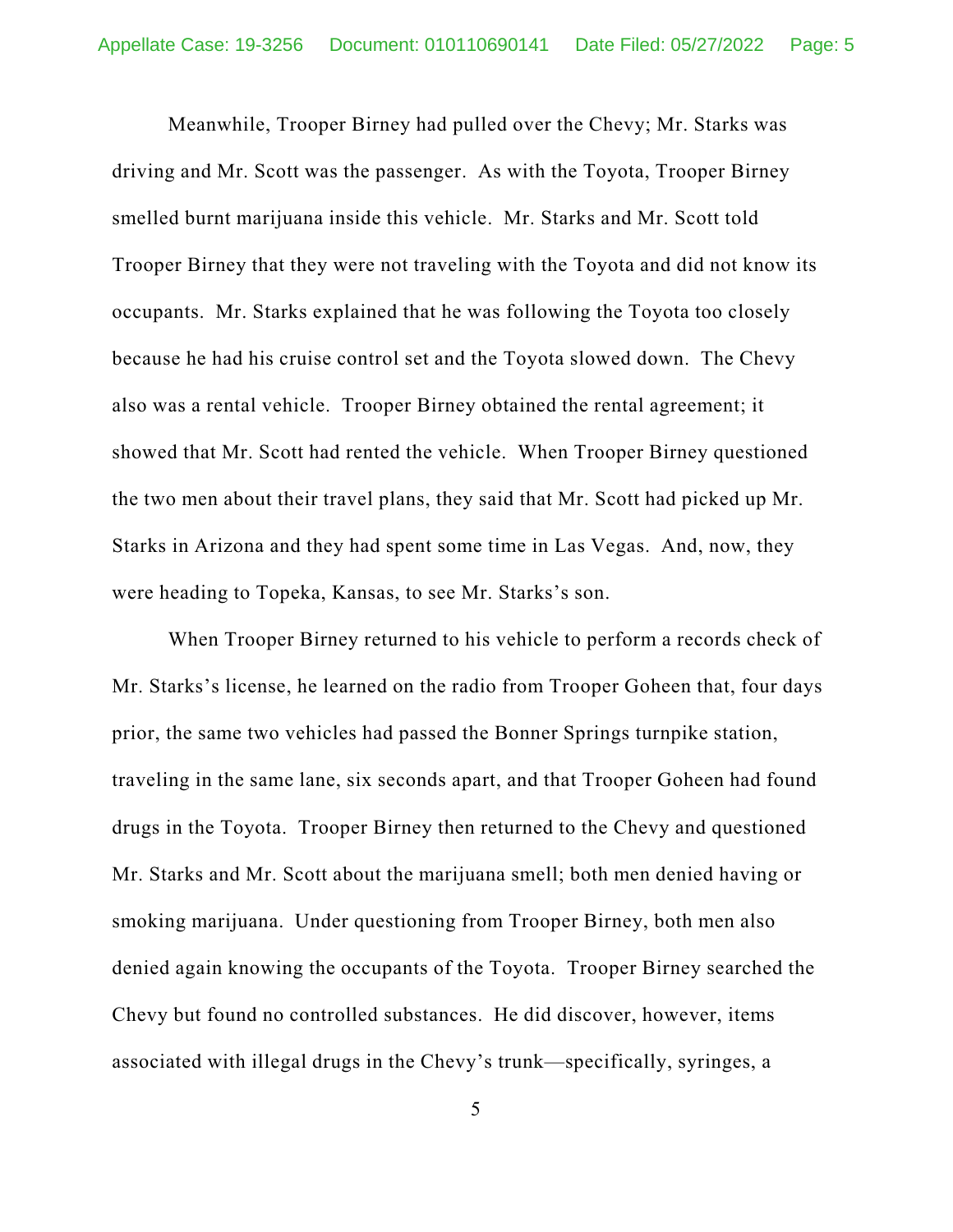Meanwhile, Trooper Birney had pulled over the Chevy; Mr. Starks was driving and Mr. Scott was the passenger. As with the Toyota, Trooper Birney smelled burnt marijuana inside this vehicle. Mr. Starks and Mr. Scott told Trooper Birney that they were not traveling with the Toyota and did not know its occupants. Mr. Starks explained that he was following the Toyota too closely because he had his cruise control set and the Toyota slowed down. The Chevy also was a rental vehicle. Trooper Birney obtained the rental agreement; it showed that Mr. Scott had rented the vehicle. When Trooper Birney questioned the two men about their travel plans, they said that Mr. Scott had picked up Mr. Starks in Arizona and they had spent some time in Las Vegas. And, now, they were heading to Topeka, Kansas, to see Mr. Starks's son.

When Trooper Birney returned to his vehicle to perform a records check of Mr. Starks's license, he learned on the radio from Trooper Goheen that, four days prior, the same two vehicles had passed the Bonner Springs turnpike station, traveling in the same lane, six seconds apart, and that Trooper Goheen had found drugs in the Toyota. Trooper Birney then returned to the Chevy and questioned Mr. Starks and Mr. Scott about the marijuana smell; both men denied having or smoking marijuana. Under questioning from Trooper Birney, both men also denied again knowing the occupants of the Toyota. Trooper Birney searched the Chevy but found no controlled substances. He did discover, however, items associated with illegal drugs in the Chevy's trunk—specifically, syringes, a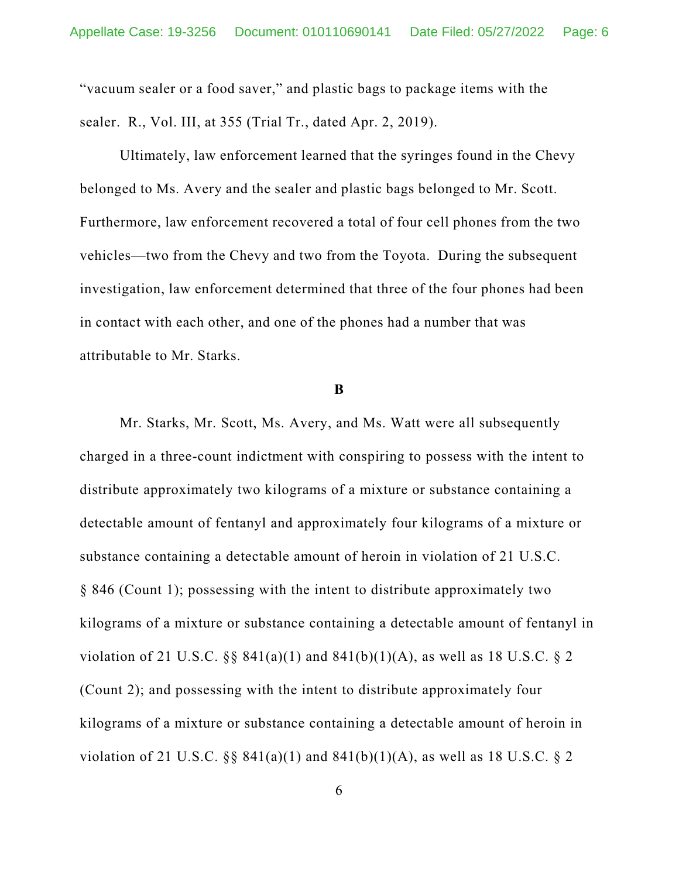"vacuum sealer or a food saver," and plastic bags to package items with the sealer. R., Vol. III, at 355 (Trial Tr., dated Apr. 2, 2019).

Ultimately, law enforcement learned that the syringes found in the Chevy belonged to Ms. Avery and the sealer and plastic bags belonged to Mr. Scott. Furthermore, law enforcement recovered a total of four cell phones from the two vehicles—two from the Chevy and two from the Toyota. During the subsequent investigation, law enforcement determined that three of the four phones had been in contact with each other, and one of the phones had a number that was attributable to Mr. Starks.

**B**

Mr. Starks, Mr. Scott, Ms. Avery, and Ms. Watt were all subsequently charged in a three-count indictment with conspiring to possess with the intent to distribute approximately two kilograms of a mixture or substance containing a detectable amount of fentanyl and approximately four kilograms of a mixture or substance containing a detectable amount of heroin in violation of 21 U.S.C. § 846 (Count 1); possessing with the intent to distribute approximately two kilograms of a mixture or substance containing a detectable amount of fentanyl in violation of 21 U.S.C. §§ 841(a)(1) and 841(b)(1)(A), as well as 18 U.S.C. § 2 (Count 2); and possessing with the intent to distribute approximately four kilograms of a mixture or substance containing a detectable amount of heroin in violation of 21 U.S.C. §§ 841(a)(1) and 841(b)(1)(A), as well as 18 U.S.C. § 2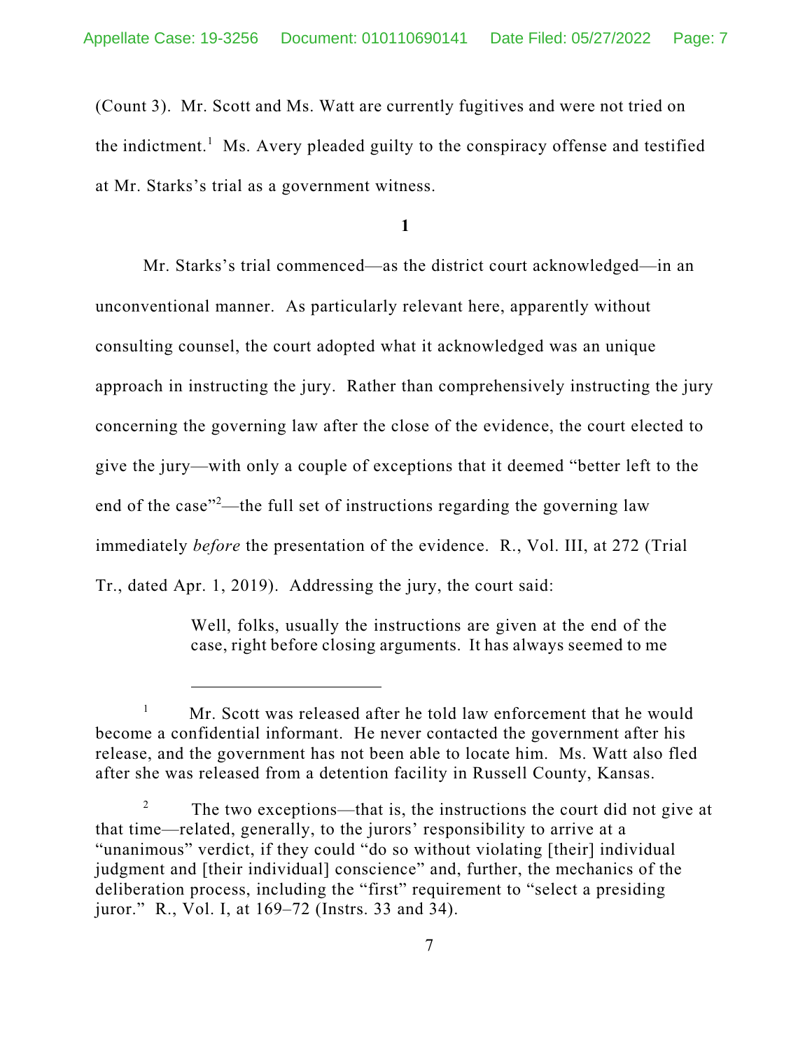(Count 3). Mr. Scott and Ms. Watt are currently fugitives and were not tried on the indictment.[1] Ms. Avery pleaded guilty to the conspiracy offense and testified at Mr. Starks's trial as a government witness.

**1**

Mr. Starks's trial commenced—as the district court acknowledged—in an unconventional manner. As particularly relevant here, apparently without consulting counsel, the court adopted what it acknowledged was an unique approach in instructing the jury. Rather than comprehensively instructing the jury concerning the governing law after the close of the evidence, the court elected to give the jury—with only a couple of exceptions that it deemed "better left to the end of the case"[2]—the full set of instructions regarding the governing law immediately *before* the presentation of the evidence. R., Vol. III, at 272 (Trial Tr., dated Apr. 1, 2019). Addressing the jury, the court said:

> Well, folks, usually the instructions are given at the end of the case, right before closing arguments. It has always seemed to me

---

[1] Mr. Scott was released after he told law enforcement that he would become a confidential informant. He never contacted the government after his release, and the government has not been able to locate him. Ms. Watt also fled after she was released from a detention facility in Russell County, Kansas.

[2] The two exceptions—that is, the instructions the court did not give at that time—related, generally, to the jurors' responsibility to arrive at a "unanimous" verdict, if they could "do so without violating [their] individual judgment and [their individual] conscience" and, further, the mechanics of the deliberation process, including the "first" requirement to "select a presiding juror." R., Vol. I, at 169–72 (Instrs. 33 and 34).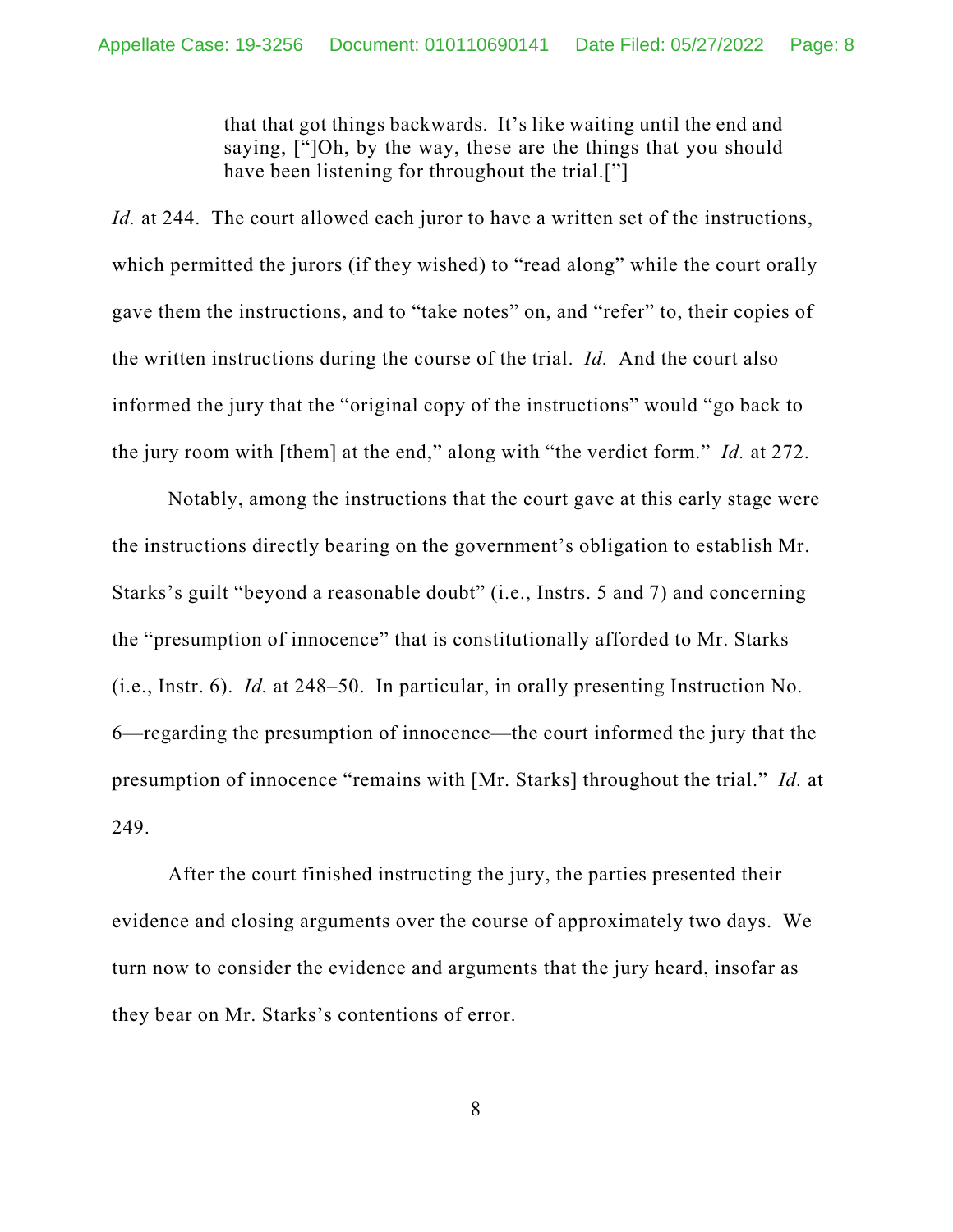> that that got things backwards. It's like waiting until the end and saying, ["]Oh, by the way, these are the things that you should have been listening for throughout the trial.["]

*Id.* at 244. The court allowed each juror to have a written set of the instructions, which permitted the jurors (if they wished) to "read along" while the court orally gave them the instructions, and to "take notes" on, and "refer" to, their copies of the written instructions during the course of the trial. *Id.* And the court also informed the jury that the "original copy of the instructions" would "go back to the jury room with [them] at the end," along with "the verdict form." *Id.* at 272.

Notably, among the instructions that the court gave at this early stage were the instructions directly bearing on the government's obligation to establish Mr. Starks's guilt "beyond a reasonable doubt" (i.e., Instrs. 5 and 7) and concerning the "presumption of innocence" that is constitutionally afforded to Mr. Starks (i.e., Instr. 6). *Id.* at 248–50. In particular, in orally presenting Instruction No. 6—regarding the presumption of innocence—the court informed the jury that the presumption of innocence "remains with [Mr. Starks] throughout the trial." *Id.* at 249.

After the court finished instructing the jury, the parties presented their evidence and closing arguments over the course of approximately two days. We turn now to consider the evidence and arguments that the jury heard, insofar as they bear on Mr. Starks's contentions of error.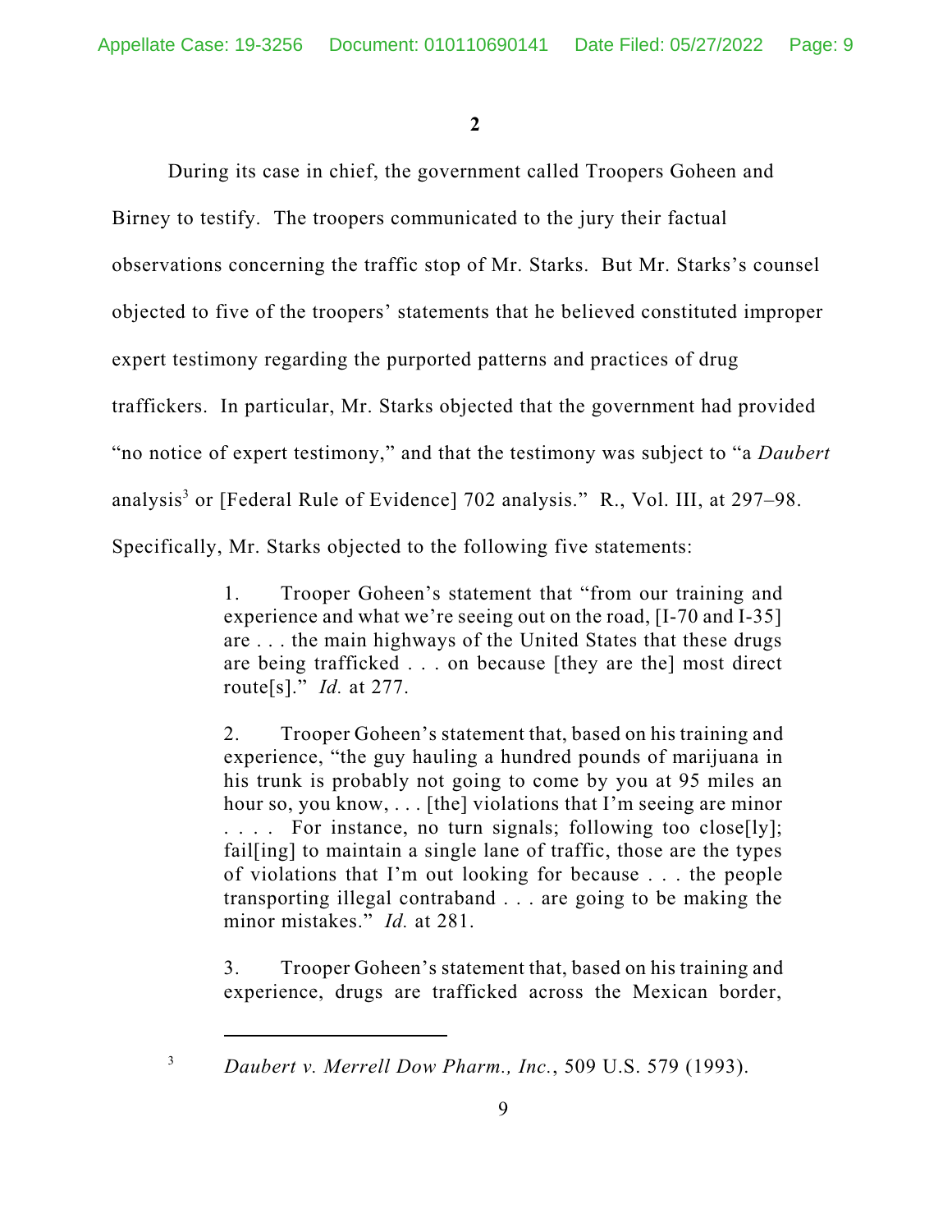**2**

During its case in chief, the government called Troopers Goheen and Birney to testify. The troopers communicated to the jury their factual observations concerning the traffic stop of Mr. Starks. But Mr. Starks's counsel objected to five of the troopers' statements that he believed constituted improper expert testimony regarding the purported patterns and practices of drug traffickers. In particular, Mr. Starks objected that the government had provided "no notice of expert testimony," and that the testimony was subject to "a *Daubert* analysis[3] or [Federal Rule of Evidence] 702 analysis." R., Vol. III, at 297–98. Specifically, Mr. Starks objected to the following five statements:

> 1. Trooper Goheen's statement that "from our training and experience and what we're seeing out on the road, [I-70 and I-35] are . . . the main highways of the United States that these drugs are being trafficked . . . on because [they are the] most direct route[s]." *Id.* at 277.
>
> 2. Trooper Goheen's statement that, based on his training and experience, "the guy hauling a hundred pounds of marijuana in his trunk is probably not going to come by you at 95 miles an hour so, you know, . . . [the] violations that I'm seeing are minor . . . . For instance, no turn signals; following too close[ly]; fail[ing] to maintain a single lane of traffic, those are the types of violations that I'm out looking for because . . . the people transporting illegal contraband . . . are going to be making the minor mistakes." *Id.* at 281.
>
> 3. Trooper Goheen's statement that, based on his training and experience, drugs are trafficked across the Mexican border,

[3] *Daubert v. Merrell Dow Pharm., Inc.*, 509 U.S. 579 (1993).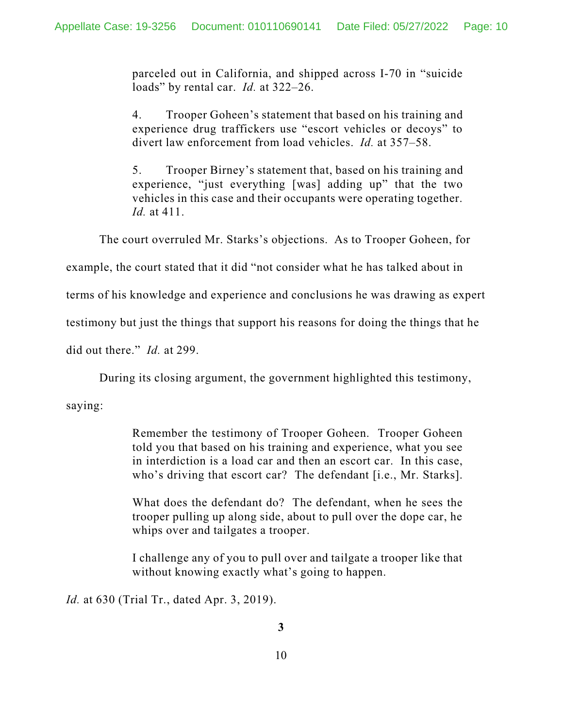> parceled out in California, and shipped across I-70 in "suicide loads" by rental car. *Id.* at 322–26.
>
> 4. Trooper Goheen's statement that based on his training and experience drug traffickers use "escort vehicles or decoys" to divert law enforcement from load vehicles. *Id.* at 357–58.
>
> 5. Trooper Birney's statement that, based on his training and experience, "just everything [was] adding up" that the two vehicles in this case and their occupants were operating together. *Id.* at 411.

The court overruled Mr. Starks's objections. As to Trooper Goheen, for example, the court stated that it did "not consider what he has talked about in terms of his knowledge and experience and conclusions he was drawing as expert testimony but just the things that support his reasons for doing the things that he did out there." *Id.* at 299.

During its closing argument, the government highlighted this testimony, saying:

> Remember the testimony of Trooper Goheen. Trooper Goheen told you that based on his training and experience, what you see in interdiction is a load car and then an escort car. In this case, who's driving that escort car? The defendant [i.e., Mr. Starks].
>
> What does the defendant do? The defendant, when he sees the trooper pulling up along side, about to pull over the dope car, he whips over and tailgates a trooper.
>
> I challenge any of you to pull over and tailgate a trooper like that without knowing exactly what's going to happen.

*Id.* at 630 (Trial Tr., dated Apr. 3, 2019).

**3**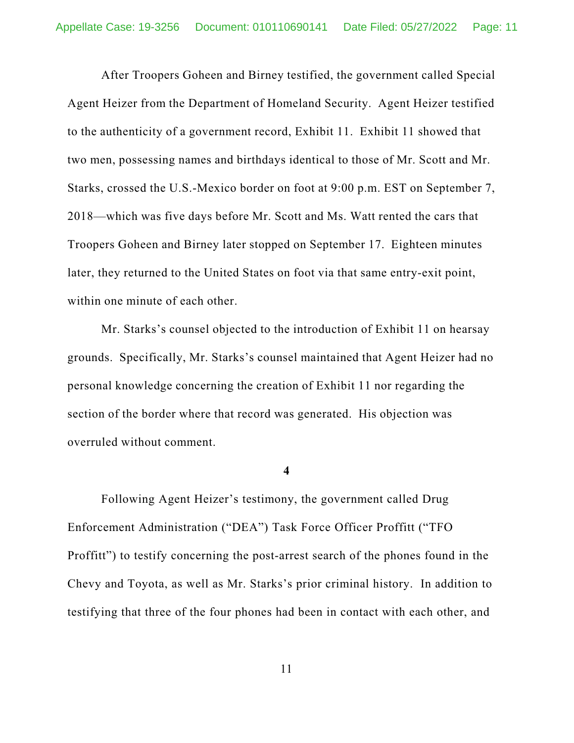After Troopers Goheen and Birney testified, the government called Special Agent Heizer from the Department of Homeland Security. Agent Heizer testified to the authenticity of a government record, Exhibit 11. Exhibit 11 showed that two men, possessing names and birthdays identical to those of Mr. Scott and Mr. Starks, crossed the U.S.-Mexico border on foot at 9:00 p.m. EST on September 7, 2018—which was five days before Mr. Scott and Ms. Watt rented the cars that Troopers Goheen and Birney later stopped on September 17. Eighteen minutes later, they returned to the United States on foot via that same entry-exit point, within one minute of each other.

Mr. Starks's counsel objected to the introduction of Exhibit 11 on hearsay grounds. Specifically, Mr. Starks's counsel maintained that Agent Heizer had no personal knowledge concerning the creation of Exhibit 11 nor regarding the section of the border where that record was generated. His objection was overruled without comment.

**4**

Following Agent Heizer's testimony, the government called Drug Enforcement Administration ("DEA") Task Force Officer Proffitt ("TFO Proffitt") to testify concerning the post-arrest search of the phones found in the Chevy and Toyota, as well as Mr. Starks's prior criminal history. In addition to testifying that three of the four phones had been in contact with each other, and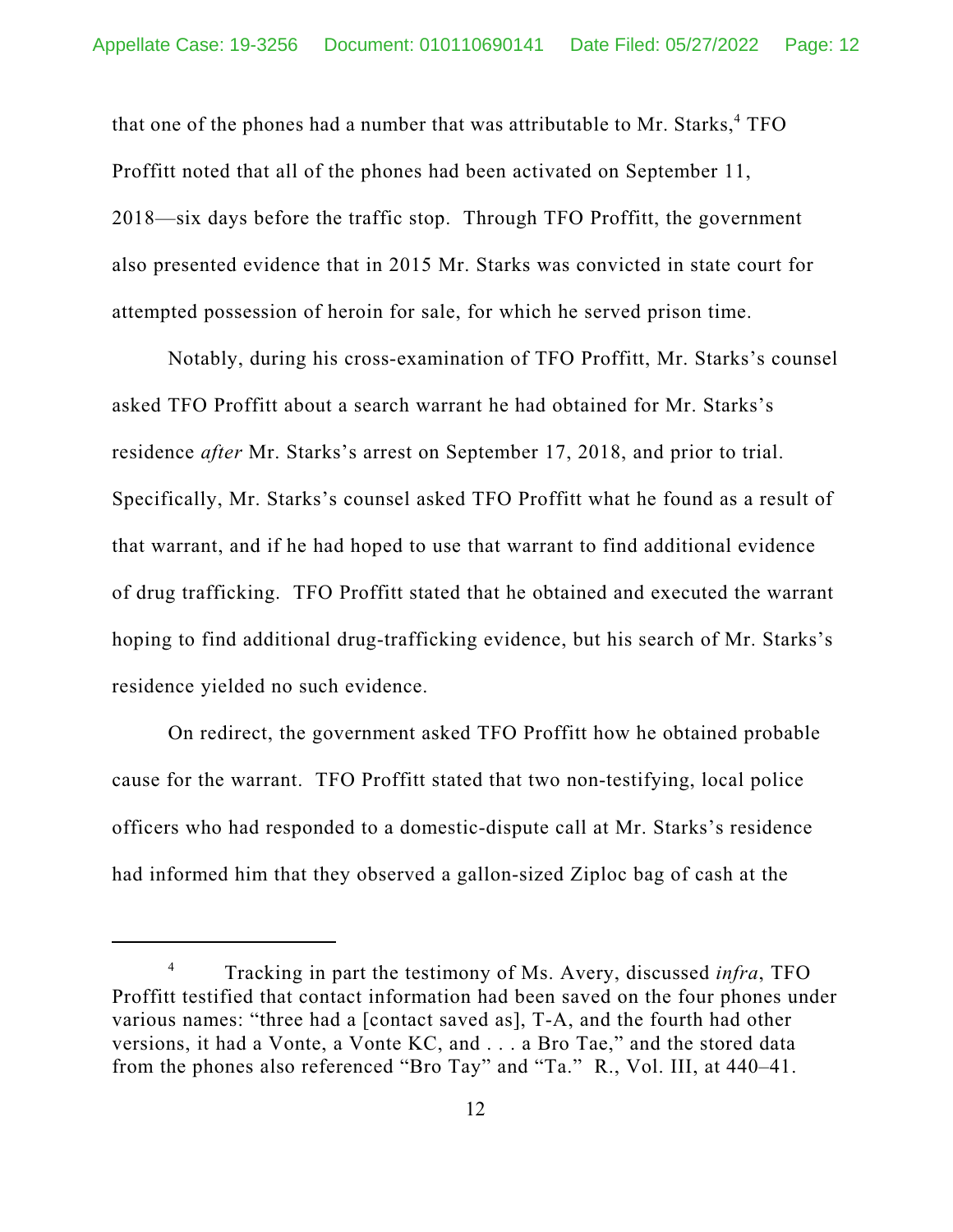that one of the phones had a number that was attributable to Mr. Starks,[4] TFO Proffitt noted that all of the phones had been activated on September 11, 2018—six days before the traffic stop. Through TFO Proffitt, the government also presented evidence that in 2015 Mr. Starks was convicted in state court for attempted possession of heroin for sale, for which he served prison time.

Notably, during his cross-examination of TFO Proffitt, Mr. Starks's counsel asked TFO Proffitt about a search warrant he had obtained for Mr. Starks's residence *after* Mr. Starks's arrest on September 17, 2018, and prior to trial. Specifically, Mr. Starks's counsel asked TFO Proffitt what he found as a result of that warrant, and if he had hoped to use that warrant to find additional evidence of drug trafficking. TFO Proffitt stated that he obtained and executed the warrant hoping to find additional drug-trafficking evidence, but his search of Mr. Starks's residence yielded no such evidence.

On redirect, the government asked TFO Proffitt how he obtained probable cause for the warrant. TFO Proffitt stated that two non-testifying, local police officers who had responded to a domestic-dispute call at Mr. Starks's residence had informed him that they observed a gallon-sized Ziploc bag of cash at the

---

[4] Tracking in part the testimony of Ms. Avery, discussed *infra*, TFO Proffitt testified that contact information had been saved on the four phones under various names: "three had a [contact saved as], T-A, and the fourth had other versions, it had a Vonte, a Vonte KC, and . . . a Bro Tae," and the stored data from the phones also referenced "Bro Tay" and "Ta." R., Vol. III, at 440–41.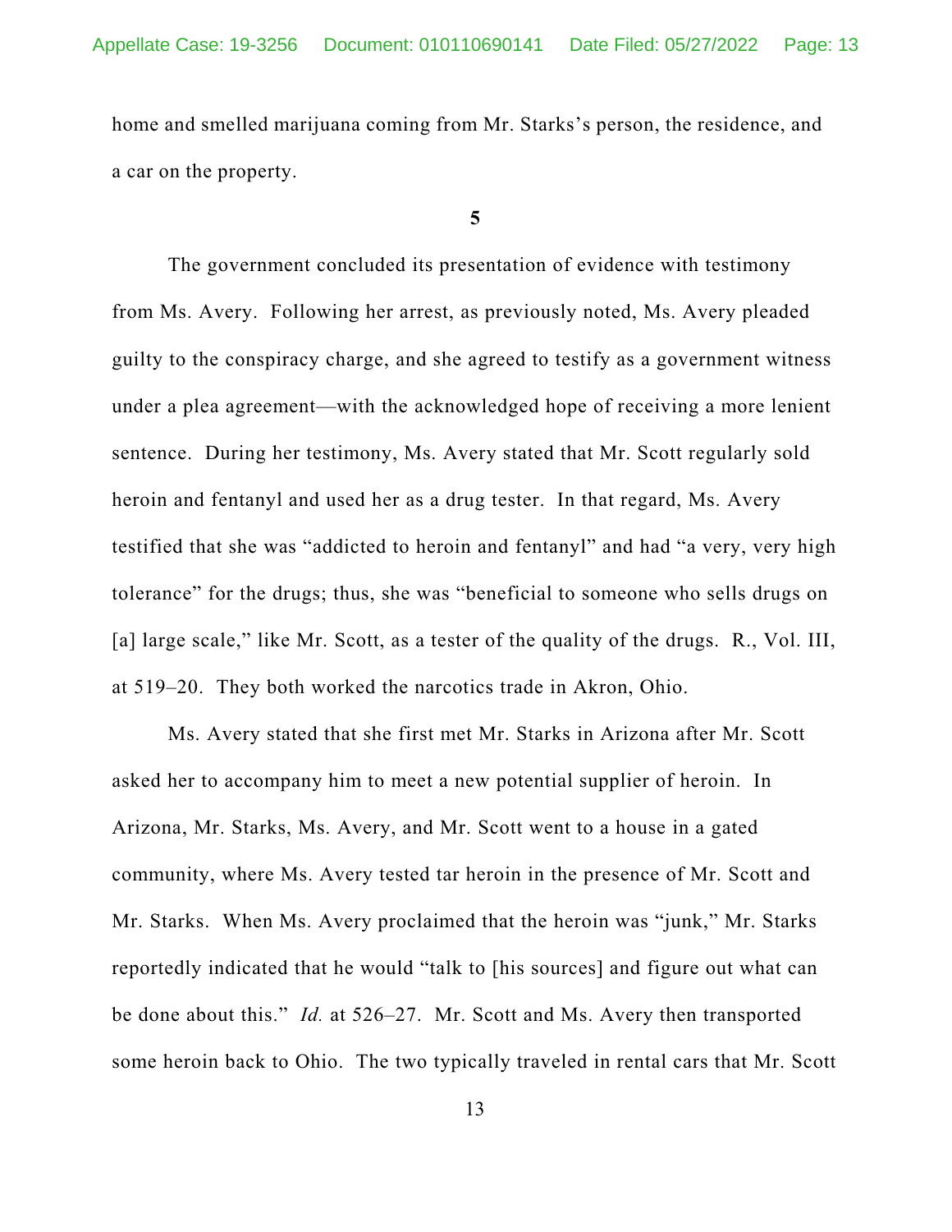home and smelled marijuana coming from Mr. Starks's person, the residence, and a car on the property.

**5**

The government concluded its presentation of evidence with testimony from Ms. Avery. Following her arrest, as previously noted, Ms. Avery pleaded guilty to the conspiracy charge, and she agreed to testify as a government witness under a plea agreement—with the acknowledged hope of receiving a more lenient sentence. During her testimony, Ms. Avery stated that Mr. Scott regularly sold heroin and fentanyl and used her as a drug tester. In that regard, Ms. Avery testified that she was "addicted to heroin and fentanyl" and had "a very, very high tolerance" for the drugs; thus, she was "beneficial to someone who sells drugs on [a] large scale," like Mr. Scott, as a tester of the quality of the drugs. R., Vol. III, at 519–20. They both worked the narcotics trade in Akron, Ohio.

Ms. Avery stated that she first met Mr. Starks in Arizona after Mr. Scott asked her to accompany him to meet a new potential supplier of heroin. In Arizona, Mr. Starks, Ms. Avery, and Mr. Scott went to a house in a gated community, where Ms. Avery tested tar heroin in the presence of Mr. Scott and Mr. Starks. When Ms. Avery proclaimed that the heroin was "junk," Mr. Starks reportedly indicated that he would "talk to [his sources] and figure out what can be done about this." *Id.* at 526–27. Mr. Scott and Ms. Avery then transported some heroin back to Ohio. The two typically traveled in rental cars that Mr. Scott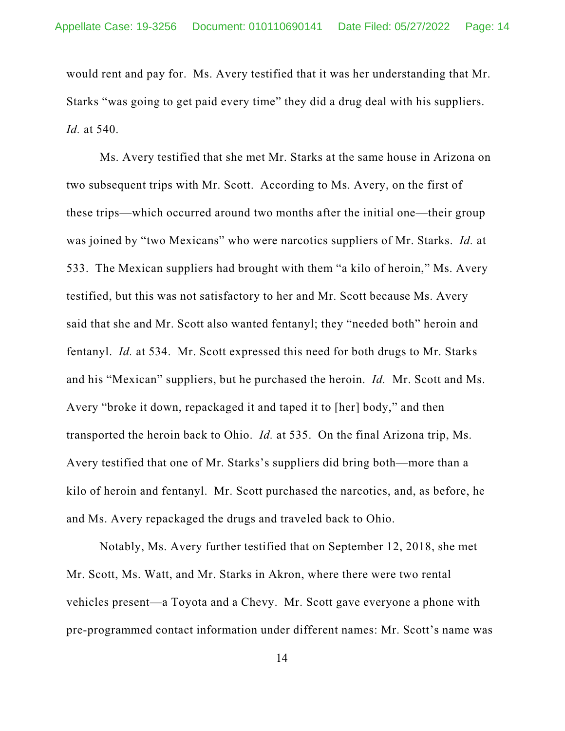would rent and pay for. Ms. Avery testified that it was her understanding that Mr. Starks "was going to get paid every time" they did a drug deal with his suppliers. *Id.* at 540.

Ms. Avery testified that she met Mr. Starks at the same house in Arizona on two subsequent trips with Mr. Scott. According to Ms. Avery, on the first of these trips—which occurred around two months after the initial one—their group was joined by "two Mexicans" who were narcotics suppliers of Mr. Starks. *Id.* at 533. The Mexican suppliers had brought with them "a kilo of heroin," Ms. Avery testified, but this was not satisfactory to her and Mr. Scott because Ms. Avery said that she and Mr. Scott also wanted fentanyl; they "needed both" heroin and fentanyl. *Id.* at 534. Mr. Scott expressed this need for both drugs to Mr. Starks and his "Mexican" suppliers, but he purchased the heroin. *Id.* Mr. Scott and Ms. Avery "broke it down, repackaged it and taped it to [her] body," and then transported the heroin back to Ohio. *Id.* at 535. On the final Arizona trip, Ms. Avery testified that one of Mr. Starks's suppliers did bring both—more than a kilo of heroin and fentanyl. Mr. Scott purchased the narcotics, and, as before, he and Ms. Avery repackaged the drugs and traveled back to Ohio.

Notably, Ms. Avery further testified that on September 12, 2018, she met Mr. Scott, Ms. Watt, and Mr. Starks in Akron, where there were two rental vehicles present—a Toyota and a Chevy. Mr. Scott gave everyone a phone with pre-programmed contact information under different names: Mr. Scott's name was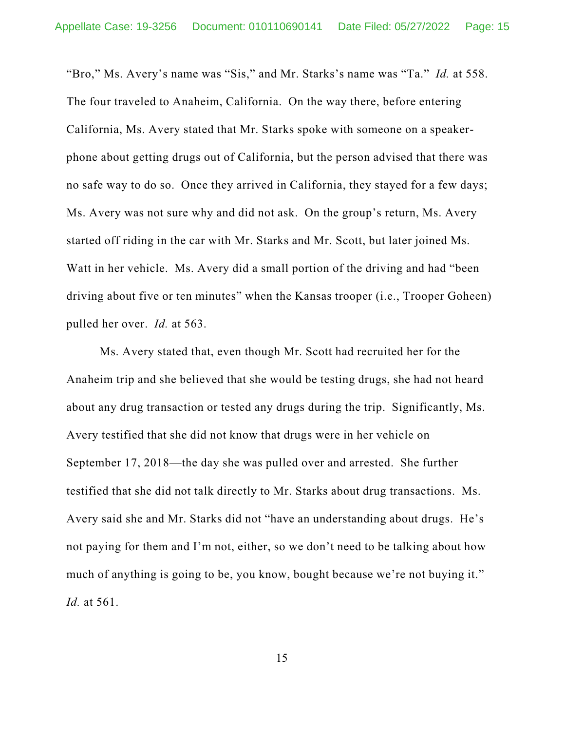"Bro," Ms. Avery's name was "Sis," and Mr. Starks's name was "Ta." *Id.* at 558. The four traveled to Anaheim, California. On the way there, before entering California, Ms. Avery stated that Mr. Starks spoke with someone on a speaker-phone about getting drugs out of California, but the person advised that there was no safe way to do so. Once they arrived in California, they stayed for a few days; Ms. Avery was not sure why and did not ask. On the group's return, Ms. Avery started off riding in the car with Mr. Starks and Mr. Scott, but later joined Ms. Watt in her vehicle. Ms. Avery did a small portion of the driving and had "been driving about five or ten minutes" when the Kansas trooper (i.e., Trooper Goheen) pulled her over. *Id.* at 563.

Ms. Avery stated that, even though Mr. Scott had recruited her for the Anaheim trip and she believed that she would be testing drugs, she had not heard about any drug transaction or tested any drugs during the trip. Significantly, Ms. Avery testified that she did not know that drugs were in her vehicle on September 17, 2018—the day she was pulled over and arrested. She further testified that she did not talk directly to Mr. Starks about drug transactions. Ms. Avery said she and Mr. Starks did not "have an understanding about drugs. He's not paying for them and I'm not, either, so we don't need to be talking about how much of anything is going to be, you know, bought because we're not buying it." *Id.* at 561.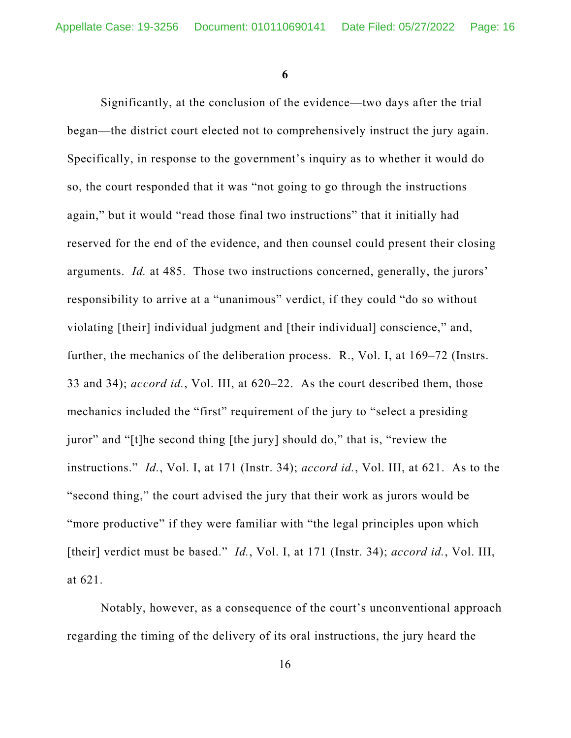**6**

Significantly, at the conclusion of the evidence—two days after the trial began—the district court elected not to comprehensively instruct the jury again. Specifically, in response to the government's inquiry as to whether it would do so, the court responded that it was "not going to go through the instructions again," but it would "read those final two instructions" that it initially had reserved for the end of the evidence, and then counsel could present their closing arguments. *Id.* at 485. Those two instructions concerned, generally, the jurors' responsibility to arrive at a "unanimous" verdict, if they could "do so without violating [their] individual judgment and [their individual] conscience," and, further, the mechanics of the deliberation process. R., Vol. I, at 169–72 (Instrs. 33 and 34); *accord id.*, Vol. III, at 620–22. As the court described them, those mechanics included the "first" requirement of the jury to "select a presiding juror" and "[t]he second thing [the jury] should do," that is, "review the instructions." *Id.*, Vol. I, at 171 (Instr. 34); *accord id.*, Vol. III, at 621. As to the "second thing," the court advised the jury that their work as jurors would be "more productive" if they were familiar with "the legal principles upon which [their] verdict must be based." *Id.*, Vol. I, at 171 (Instr. 34); *accord id.*, Vol. III, at 621.

Notably, however, as a consequence of the court's unconventional approach regarding the timing of the delivery of its oral instructions, the jury heard the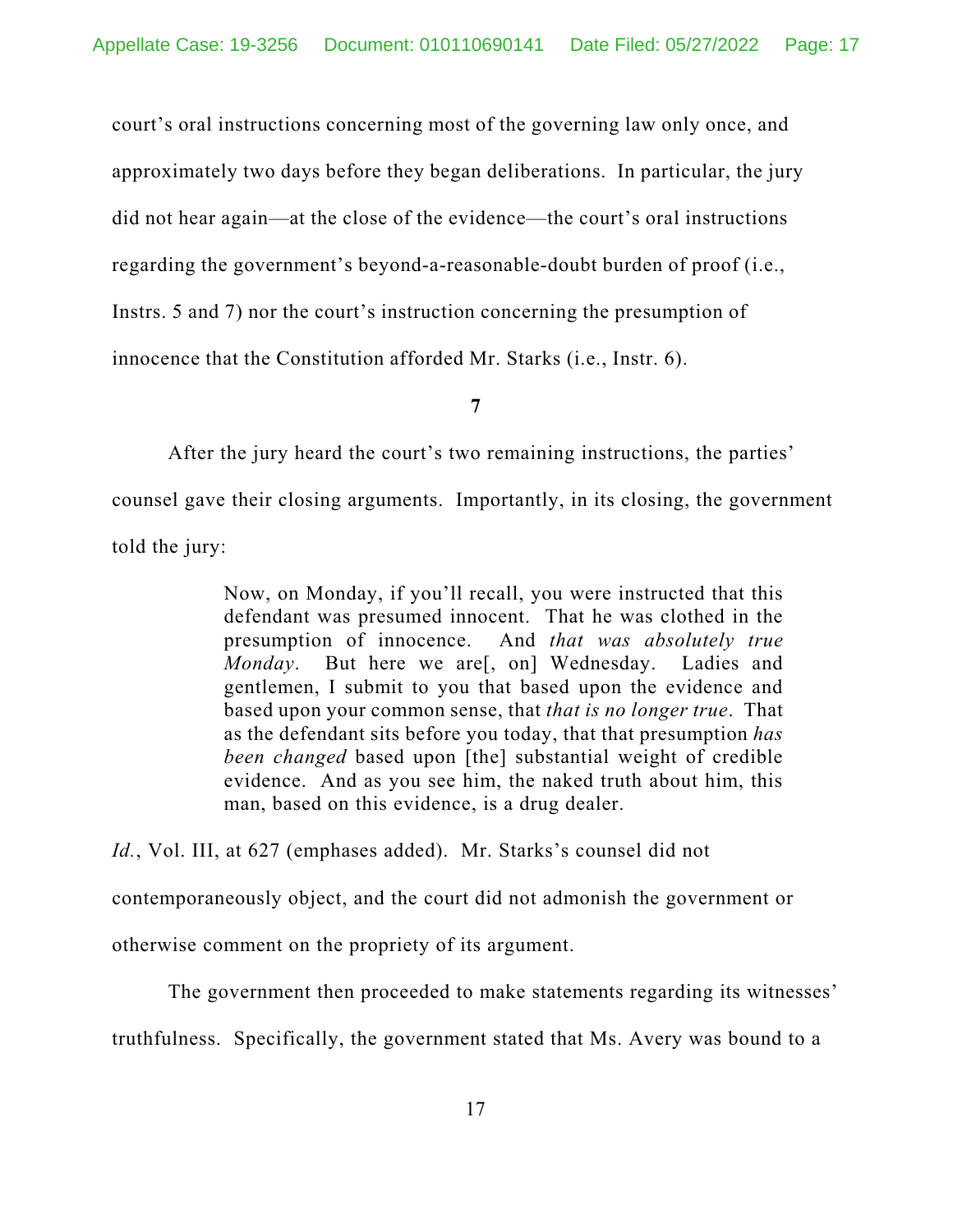court's oral instructions concerning most of the governing law only once, and approximately two days before they began deliberations. In particular, the jury did not hear again—at the close of the evidence—the court's oral instructions regarding the government's beyond-a-reasonable-doubt burden of proof (i.e., Instrs. 5 and 7) nor the court's instruction concerning the presumption of innocence that the Constitution afforded Mr. Starks (i.e., Instr. 6).

**7**

After the jury heard the court's two remaining instructions, the parties' counsel gave their closing arguments. Importantly, in its closing, the government told the jury:

> Now, on Monday, if you'll recall, you were instructed that this defendant was presumed innocent. That he was clothed in the presumption of innocence. And *that was absolutely true Monday*. But here we are[, on] Wednesday. Ladies and gentlemen, I submit to you that based upon the evidence and based upon your common sense, that *that is no longer true*. That as the defendant sits before you today, that that presumption *has been changed* based upon [the] substantial weight of credible evidence. And as you see him, the naked truth about him, this man, based on this evidence, is a drug dealer.

*Id.*, Vol. III, at 627 (emphases added). Mr. Starks's counsel did not contemporaneously object, and the court did not admonish the government or otherwise comment on the propriety of its argument.

The government then proceeded to make statements regarding its witnesses' truthfulness. Specifically, the government stated that Ms. Avery was bound to a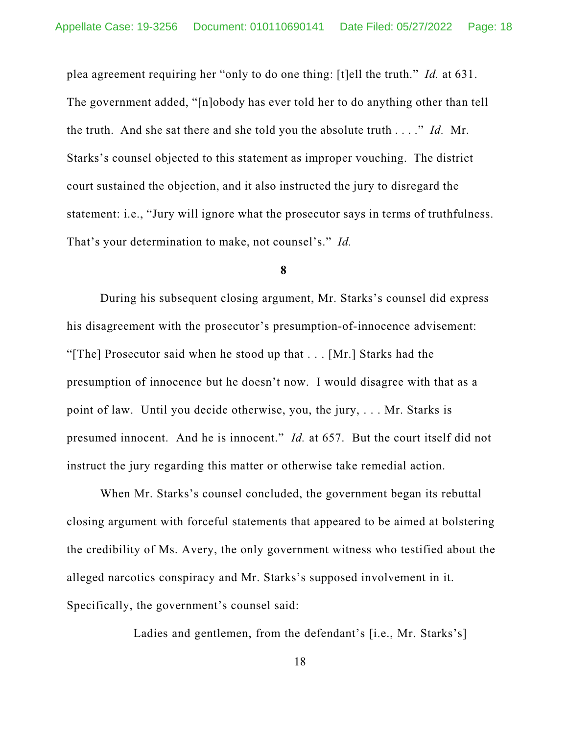plea agreement requiring her "only to do one thing: [t]ell the truth." *Id.* at 631. The government added, "[n]obody has ever told her to do anything other than tell the truth. And she sat there and she told you the absolute truth . . . ." *Id.* Mr. Starks's counsel objected to this statement as improper vouching. The district court sustained the objection, and it also instructed the jury to disregard the statement: i.e., "Jury will ignore what the prosecutor says in terms of truthfulness. That's your determination to make, not counsel's." *Id.*

**8**

During his subsequent closing argument, Mr. Starks's counsel did express his disagreement with the prosecutor's presumption-of-innocence advisement: "[The] Prosecutor said when he stood up that . . . [Mr.] Starks had the presumption of innocence but he doesn't now. I would disagree with that as a point of law. Until you decide otherwise, you, the jury, . . . Mr. Starks is presumed innocent. And he is innocent." *Id.* at 657. But the court itself did not instruct the jury regarding this matter or otherwise take remedial action.

When Mr. Starks's counsel concluded, the government began its rebuttal closing argument with forceful statements that appeared to be aimed at bolstering the credibility of Ms. Avery, the only government witness who testified about the alleged narcotics conspiracy and Mr. Starks's supposed involvement in it. Specifically, the government's counsel said:

> Ladies and gentlemen, from the defendant's [i.e., Mr. Starks's]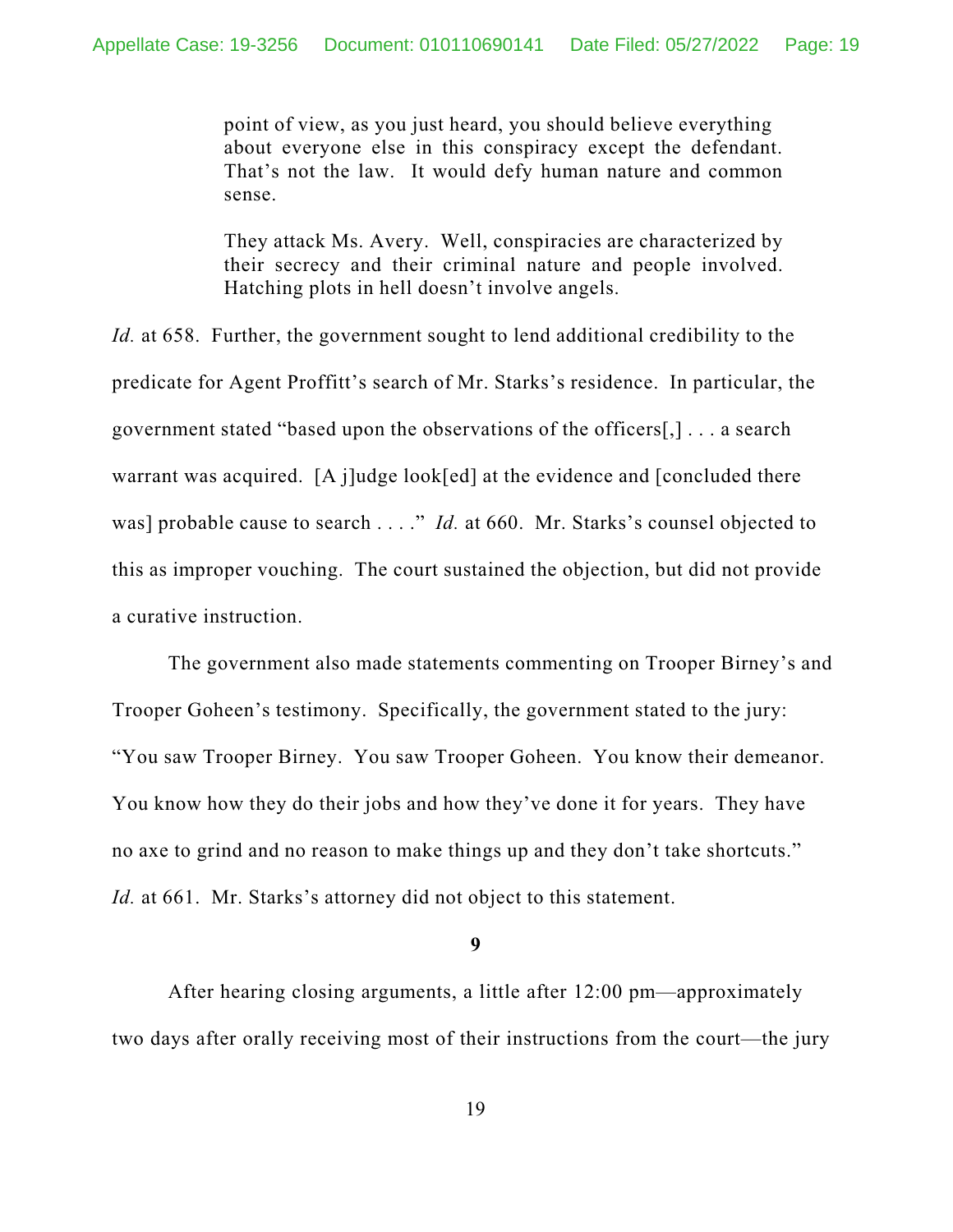> point of view, as you just heard, you should believe everything about everyone else in this conspiracy except the defendant. That's not the law. It would defy human nature and common sense.
>
> They attack Ms. Avery. Well, conspiracies are characterized by their secrecy and their criminal nature and people involved. Hatching plots in hell doesn't involve angels.

*Id.* at 658. Further, the government sought to lend additional credibility to the predicate for Agent Proffitt's search of Mr. Starks's residence. In particular, the government stated "based upon the observations of the officers[,] . . . a search warrant was acquired. [A j]udge look[ed] at the evidence and [concluded there was] probable cause to search . . . ." *Id.* at 660. Mr. Starks's counsel objected to this as improper vouching. The court sustained the objection, but did not provide a curative instruction.

The government also made statements commenting on Trooper Birney's and Trooper Goheen's testimony. Specifically, the government stated to the jury: "You saw Trooper Birney. You saw Trooper Goheen. You know their demeanor. You know how they do their jobs and how they've done it for years. They have no axe to grind and no reason to make things up and they don't take shortcuts." *Id.* at 661. Mr. Starks's attorney did not object to this statement.

**9**

After hearing closing arguments, a little after 12:00 pm—approximately two days after orally receiving most of their instructions from the court—the jury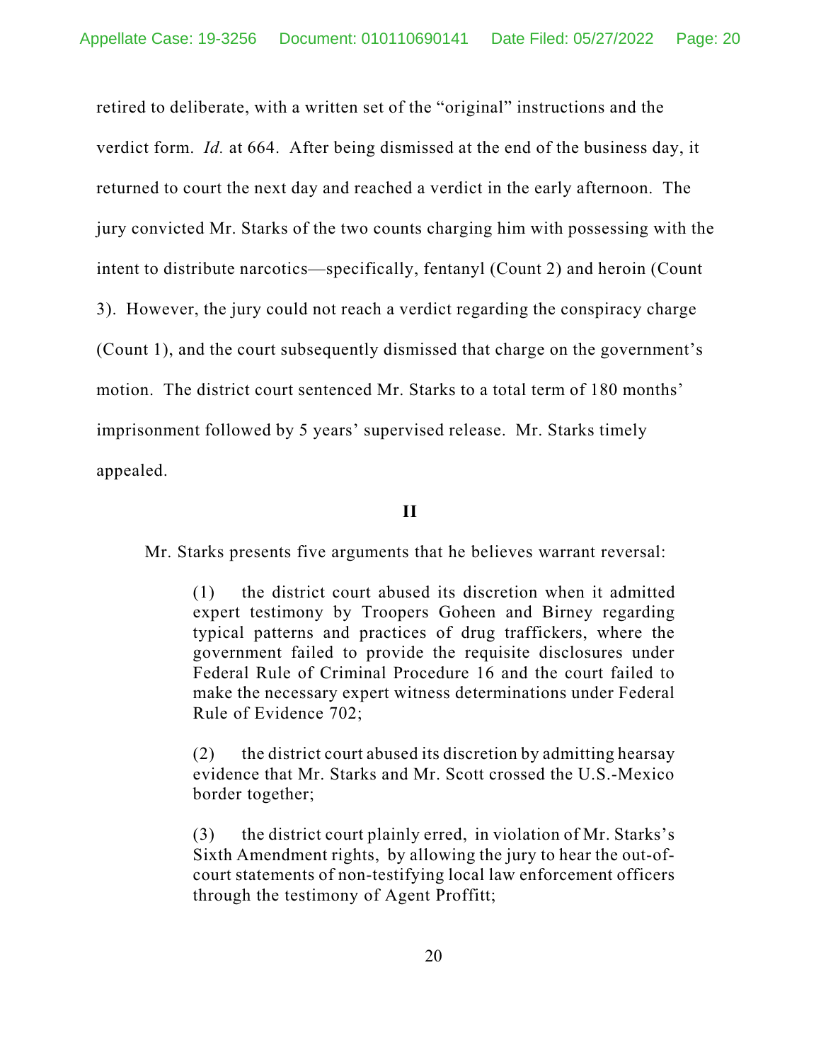retired to deliberate, with a written set of the "original" instructions and the verdict form. *Id.* at 664. After being dismissed at the end of the business day, it returned to court the next day and reached a verdict in the early afternoon. The jury convicted Mr. Starks of the two counts charging him with possessing with the intent to distribute narcotics—specifically, fentanyl (Count 2) and heroin (Count 3). However, the jury could not reach a verdict regarding the conspiracy charge (Count 1), and the court subsequently dismissed that charge on the government's motion. The district court sentenced Mr. Starks to a total term of 180 months' imprisonment followed by 5 years' supervised release. Mr. Starks timely appealed.

## II

Mr. Starks presents five arguments that he believes warrant reversal:

> (1) the district court abused its discretion when it admitted expert testimony by Troopers Goheen and Birney regarding typical patterns and practices of drug traffickers, where the government failed to provide the requisite disclosures under Federal Rule of Criminal Procedure 16 and the court failed to make the necessary expert witness determinations under Federal Rule of Evidence 702;
>
> (2) the district court abused its discretion by admitting hearsay evidence that Mr. Starks and Mr. Scott crossed the U.S.-Mexico border together;
>
> (3) the district court plainly erred, in violation of Mr. Starks's Sixth Amendment rights, by allowing the jury to hear the out-of-court statements of non-testifying local law enforcement officers through the testimony of Agent Proffitt;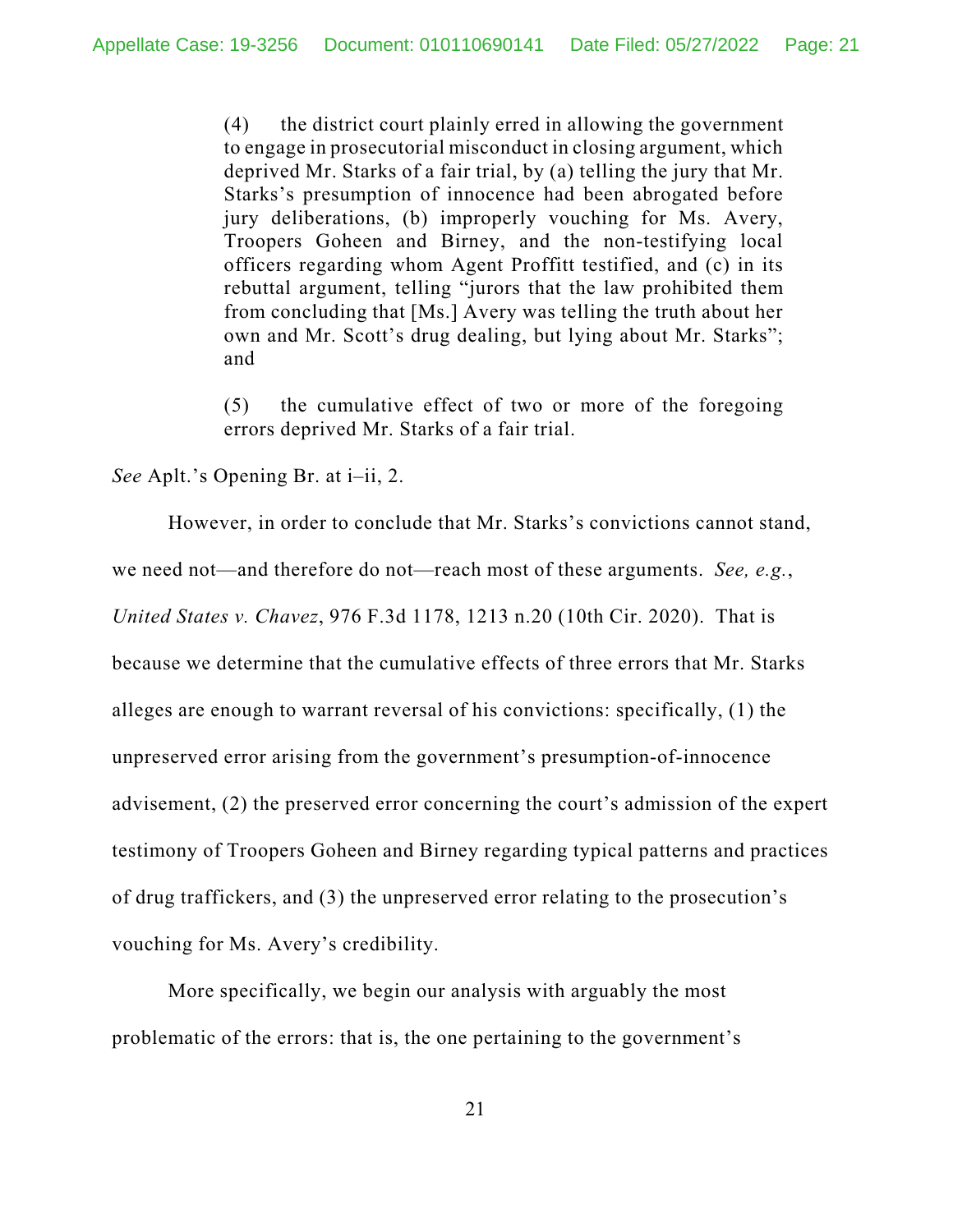> (4) the district court plainly erred in allowing the government to engage in prosecutorial misconduct in closing argument, which deprived Mr. Starks of a fair trial, by (a) telling the jury that Mr. Starks's presumption of innocence had been abrogated before jury deliberations, (b) improperly vouching for Ms. Avery, Troopers Goheen and Birney, and the non-testifying local officers regarding whom Agent Proffitt testified, and (c) in its rebuttal argument, telling "jurors that the law prohibited them from concluding that [Ms.] Avery was telling the truth about her own and Mr. Scott's drug dealing, but lying about Mr. Starks"; and
>
> (5) the cumulative effect of two or more of the foregoing errors deprived Mr. Starks of a fair trial.

*See* Aplt.'s Opening Br. at i–ii, 2.

However, in order to conclude that Mr. Starks's convictions cannot stand, we need not—and therefore do not—reach most of these arguments. *See, e.g.*, *United States v. Chavez*, 976 F.3d 1178, 1213 n.20 (10th Cir. 2020). That is because we determine that the cumulative effects of three errors that Mr. Starks alleges are enough to warrant reversal of his convictions: specifically, (1) the unpreserved error arising from the government's presumption-of-innocence advisement, (2) the preserved error concerning the court's admission of the expert testimony of Troopers Goheen and Birney regarding typical patterns and practices of drug traffickers, and (3) the unpreserved error relating to the prosecution's vouching for Ms. Avery's credibility.

More specifically, we begin our analysis with arguably the most problematic of the errors: that is, the one pertaining to the government's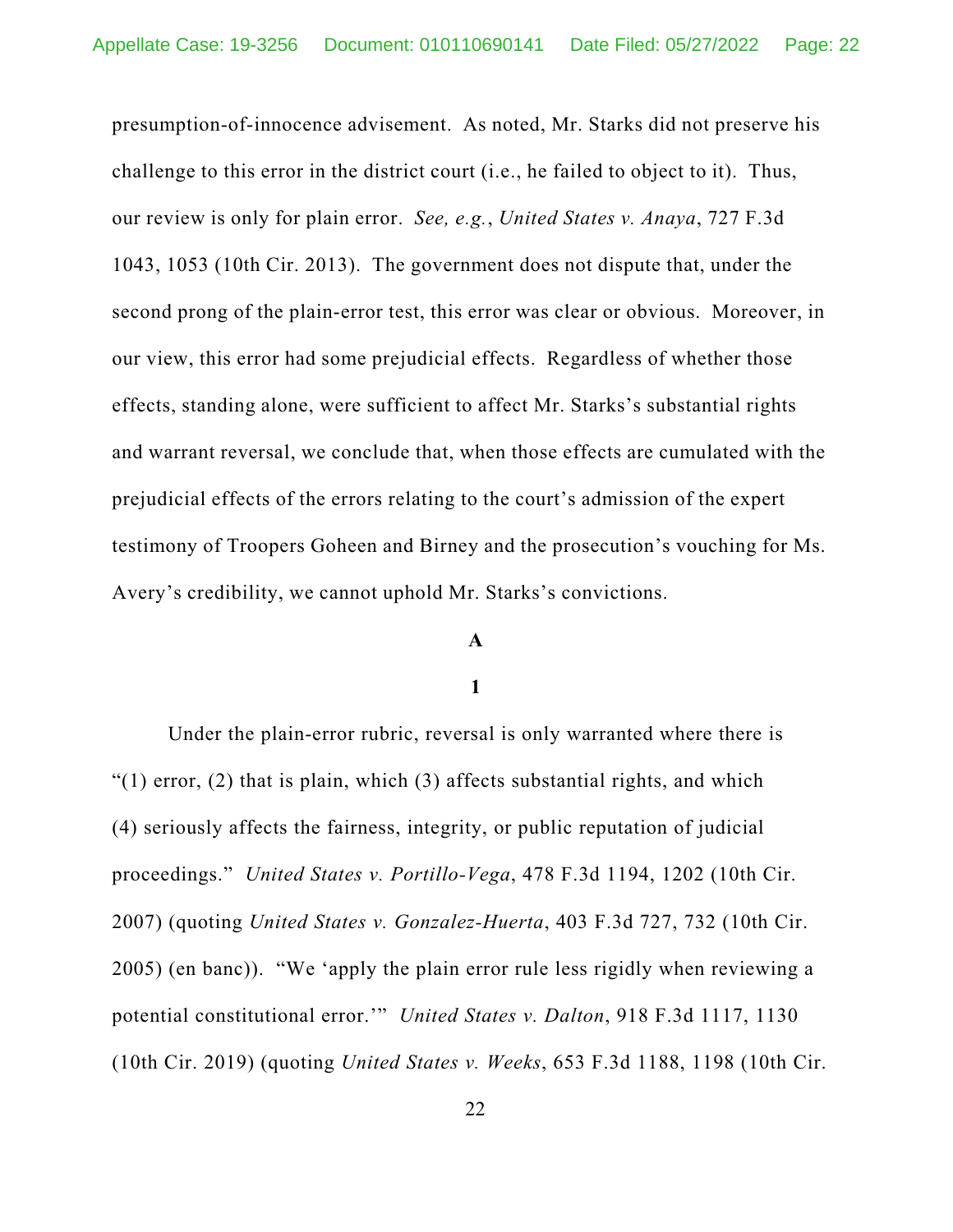presumption-of-innocence advisement. As noted, Mr. Starks did not preserve his challenge to this error in the district court (i.e., he failed to object to it). Thus, our review is only for plain error. *See, e.g.*, *United States v. Anaya*, 727 F.3d 1043, 1053 (10th Cir. 2013). The government does not dispute that, under the second prong of the plain-error test, this error was clear or obvious. Moreover, in our view, this error had some prejudicial effects. Regardless of whether those effects, standing alone, were sufficient to affect Mr. Starks's substantial rights and warrant reversal, we conclude that, when those effects are cumulated with the prejudicial effects of the errors relating to the court's admission of the expert testimony of Troopers Goheen and Birney and the prosecution's vouching for Ms. Avery's credibility, we cannot uphold Mr. Starks's convictions.

**A**

**1**

Under the plain-error rubric, reversal is only warranted where there is "(1) error, (2) that is plain, which (3) affects substantial rights, and which (4) seriously affects the fairness, integrity, or public reputation of judicial proceedings." *United States v. Portillo-Vega*, 478 F.3d 1194, 1202 (10th Cir. 2007) (quoting *United States v. Gonzalez-Huerta*, 403 F.3d 727, 732 (10th Cir. 2005) (en banc)). "We 'apply the plain error rule less rigidly when reviewing a potential constitutional error.'" *United States v. Dalton*, 918 F.3d 1117, 1130 (10th Cir. 2019) (quoting *United States v. Weeks*, 653 F.3d 1188, 1198 (10th Cir.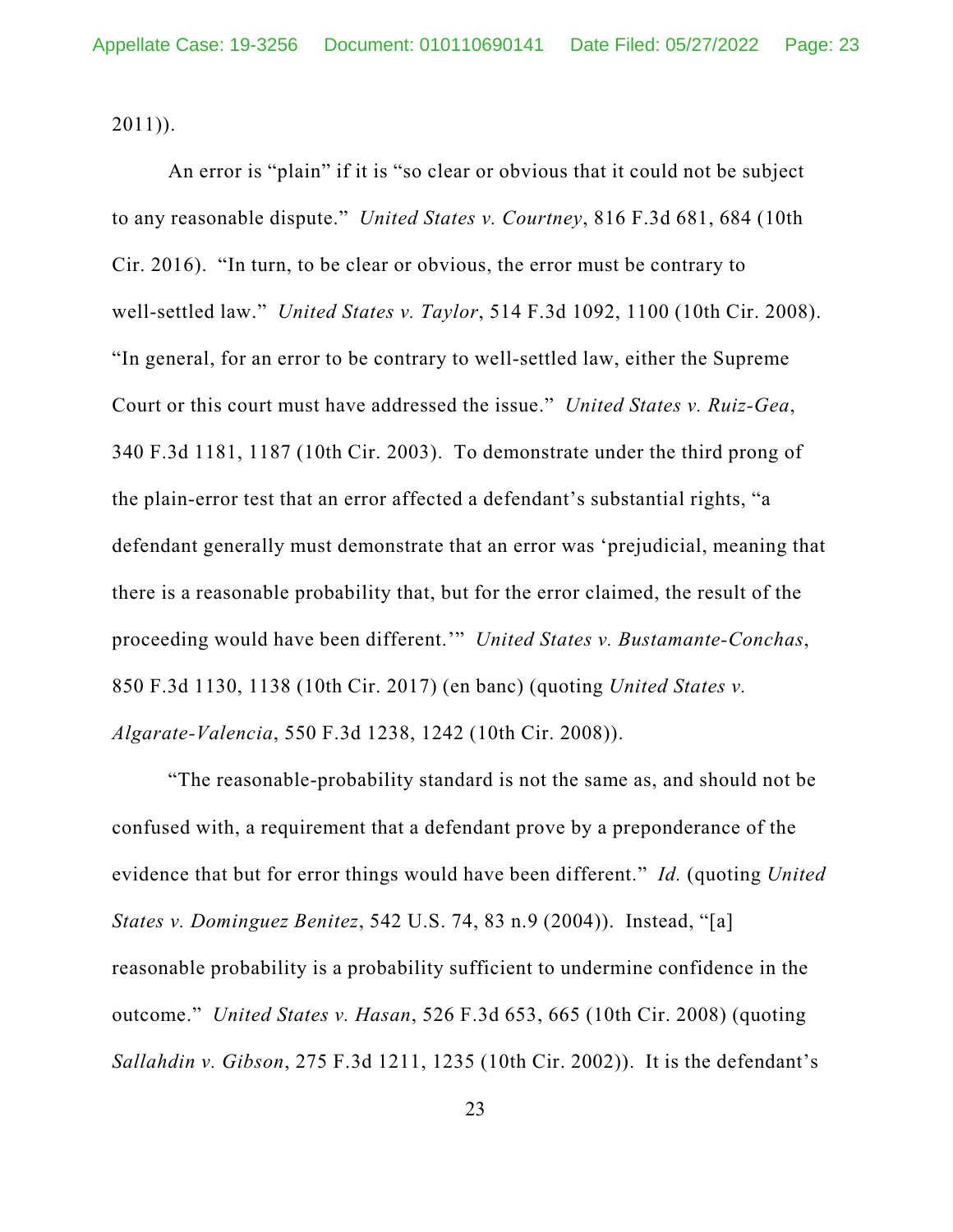2011)).

An error is "plain" if it is "so clear or obvious that it could not be subject to any reasonable dispute." *United States v. Courtney*, 816 F.3d 681, 684 (10th Cir. 2016). "In turn, to be clear or obvious, the error must be contrary to well-settled law." *United States v. Taylor*, 514 F.3d 1092, 1100 (10th Cir. 2008). "In general, for an error to be contrary to well-settled law, either the Supreme Court or this court must have addressed the issue." *United States v. Ruiz-Gea*, 340 F.3d 1181, 1187 (10th Cir. 2003). To demonstrate under the third prong of the plain-error test that an error affected a defendant's substantial rights, "a defendant generally must demonstrate that an error was 'prejudicial, meaning that there is a reasonable probability that, but for the error claimed, the result of the proceeding would have been different.'" *United States v. Bustamante-Conchas*, 850 F.3d 1130, 1138 (10th Cir. 2017) (en banc) (quoting *United States v. Algarate-Valencia*, 550 F.3d 1238, 1242 (10th Cir. 2008)).

"The reasonable-probability standard is not the same as, and should not be confused with, a requirement that a defendant prove by a preponderance of the evidence that but for error things would have been different." *Id.* (quoting *United States v. Dominguez Benitez*, 542 U.S. 74, 83 n.9 (2004)). Instead, "[a] reasonable probability is a probability sufficient to undermine confidence in the outcome." *United States v. Hasan*, 526 F.3d 653, 665 (10th Cir. 2008) (quoting *Sallahdin v. Gibson*, 275 F.3d 1211, 1235 (10th Cir. 2002)). It is the defendant's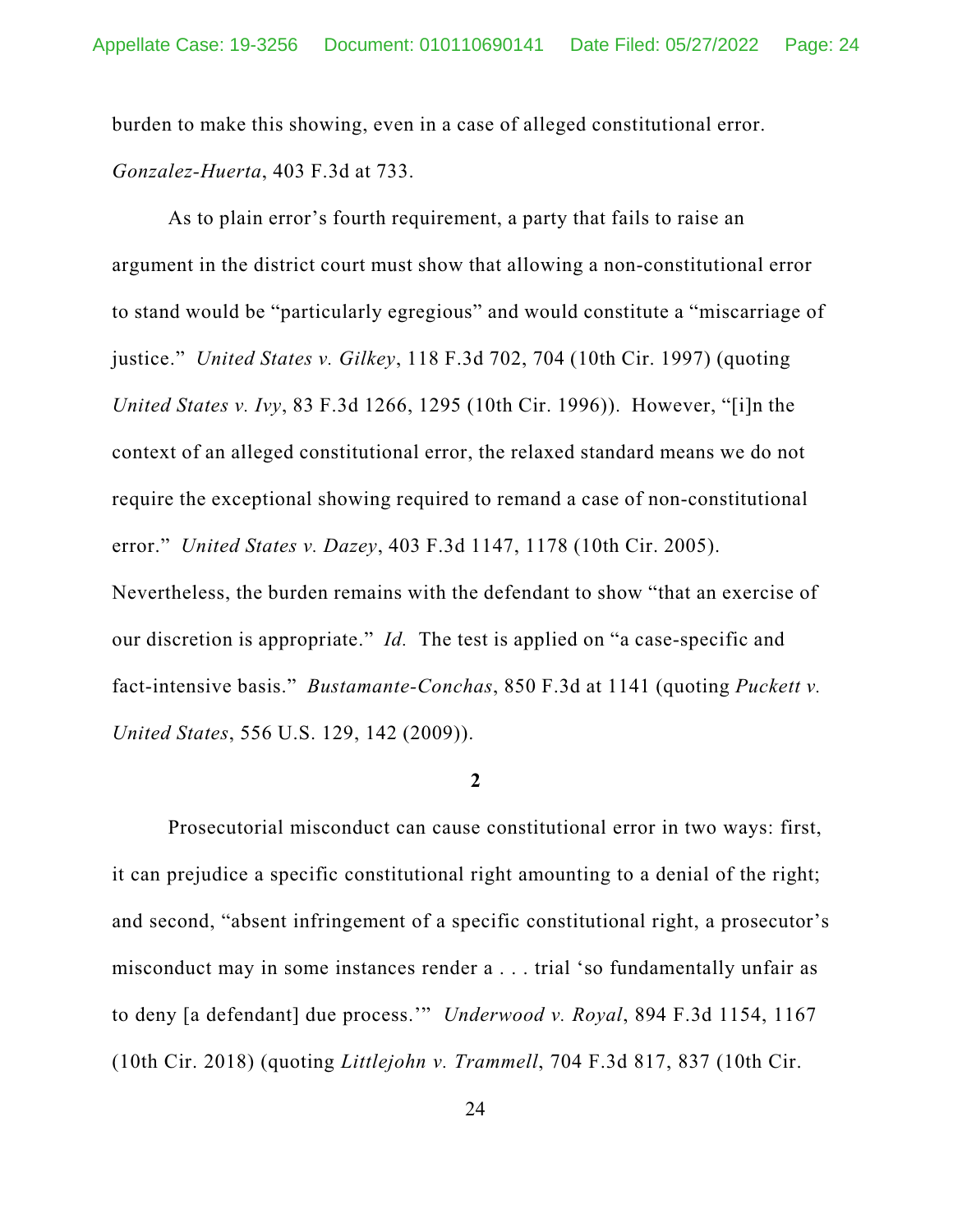burden to make this showing, even in a case of alleged constitutional error. *Gonzalez-Huerta*, 403 F.3d at 733.

As to plain error's fourth requirement, a party that fails to raise an argument in the district court must show that allowing a non-constitutional error to stand would be "particularly egregious" and would constitute a "miscarriage of justice." *United States v. Gilkey*, 118 F.3d 702, 704 (10th Cir. 1997) (quoting *United States v. Ivy*, 83 F.3d 1266, 1295 (10th Cir. 1996)). However, "[i]n the context of an alleged constitutional error, the relaxed standard means we do not require the exceptional showing required to remand a case of non-constitutional error." *United States v. Dazey*, 403 F.3d 1147, 1178 (10th Cir. 2005). Nevertheless, the burden remains with the defendant to show "that an exercise of our discretion is appropriate." *Id.* The test is applied on "a case-specific and fact-intensive basis." *Bustamante-Conchas*, 850 F.3d at 1141 (quoting *Puckett v. United States*, 556 U.S. 129, 142 (2009)).

**2**

Prosecutorial misconduct can cause constitutional error in two ways: first, it can prejudice a specific constitutional right amounting to a denial of the right; and second, "absent infringement of a specific constitutional right, a prosecutor's misconduct may in some instances render a . . . trial 'so fundamentally unfair as to deny [a defendant] due process.'" *Underwood v. Royal*, 894 F.3d 1154, 1167 (10th Cir. 2018) (quoting *Littlejohn v. Trammell*, 704 F.3d 817, 837 (10th Cir.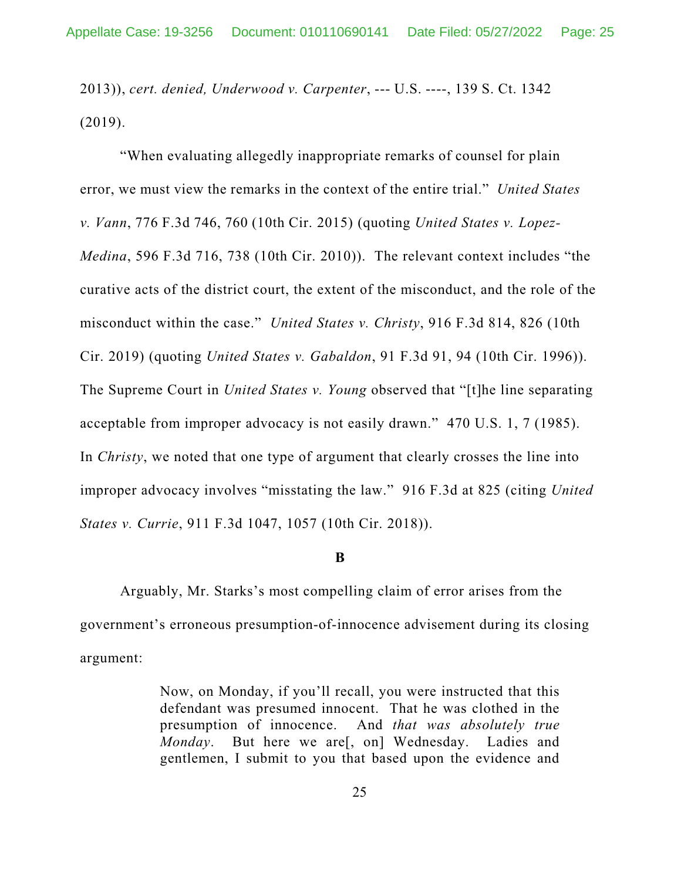2013)), *cert. denied, Underwood v. Carpenter*, --- U.S. ----, 139 S. Ct. 1342 (2019).

"When evaluating allegedly inappropriate remarks of counsel for plain error, we must view the remarks in the context of the entire trial." *United States v. Vann*, 776 F.3d 746, 760 (10th Cir. 2015) (quoting *United States v. Lopez-Medina*, 596 F.3d 716, 738 (10th Cir. 2010)). The relevant context includes "the curative acts of the district court, the extent of the misconduct, and the role of the misconduct within the case." *United States v. Christy*, 916 F.3d 814, 826 (10th Cir. 2019) (quoting *United States v. Gabaldon*, 91 F.3d 91, 94 (10th Cir. 1996)). The Supreme Court in *United States v. Young* observed that "[t]he line separating acceptable from improper advocacy is not easily drawn." 470 U.S. 1, 7 (1985). In *Christy*, we noted that one type of argument that clearly crosses the line into improper advocacy involves "misstating the law." 916 F.3d at 825 (citing *United States v. Currie*, 911 F.3d 1047, 1057 (10th Cir. 2018)).

**B**

Arguably, Mr. Starks's most compelling claim of error arises from the government's erroneous presumption-of-innocence advisement during its closing argument:

> Now, on Monday, if you'll recall, you were instructed that this defendant was presumed innocent. That he was clothed in the presumption of innocence. And *that was absolutely true Monday*. But here we are[, on] Wednesday. Ladies and gentlemen, I submit to you that based upon the evidence and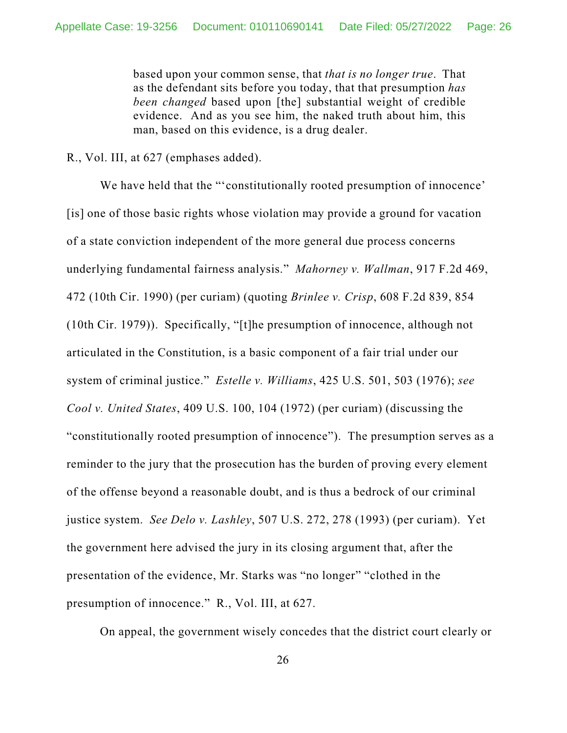> based upon your common sense, that *that is no longer true*. That as the defendant sits before you today, that that presumption *has been changed* based upon [the] substantial weight of credible evidence. And as you see him, the naked truth about him, this man, based on this evidence, is a drug dealer.

R., Vol. III, at 627 (emphases added).

We have held that the "'constitutionally rooted presumption of innocence' [is] one of those basic rights whose violation may provide a ground for vacation of a state conviction independent of the more general due process concerns underlying fundamental fairness analysis." *Mahorney v. Wallman*, 917 F.2d 469, 472 (10th Cir. 1990) (per curiam) (quoting *Brinlee v. Crisp*, 608 F.2d 839, 854 (10th Cir. 1979)). Specifically, "[t]he presumption of innocence, although not articulated in the Constitution, is a basic component of a fair trial under our system of criminal justice." *Estelle v. Williams*, 425 U.S. 501, 503 (1976); *see Cool v. United States*, 409 U.S. 100, 104 (1972) (per curiam) (discussing the "constitutionally rooted presumption of innocence"). The presumption serves as a reminder to the jury that the prosecution has the burden of proving every element of the offense beyond a reasonable doubt, and is thus a bedrock of our criminal justice system. *See Delo v. Lashley*, 507 U.S. 272, 278 (1993) (per curiam). Yet the government here advised the jury in its closing argument that, after the presentation of the evidence, Mr. Starks was "no longer" "clothed in the presumption of innocence." R., Vol. III, at 627.

On appeal, the government wisely concedes that the district court clearly or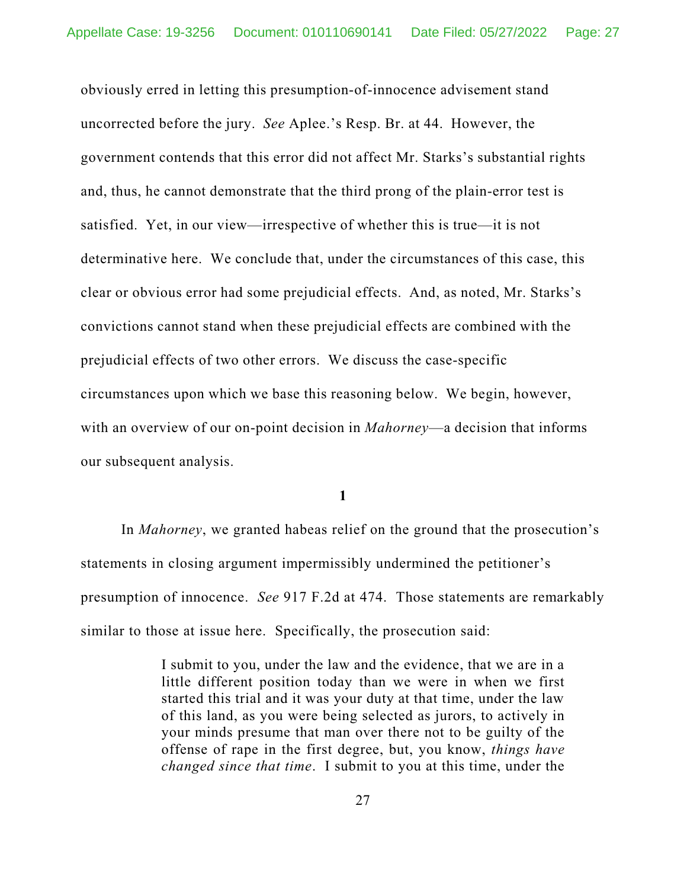obviously erred in letting this presumption-of-innocence advisement stand uncorrected before the jury. *See* Aplee.'s Resp. Br. at 44. However, the government contends that this error did not affect Mr. Starks's substantial rights and, thus, he cannot demonstrate that the third prong of the plain-error test is satisfied. Yet, in our view—irrespective of whether this is true—it is not determinative here. We conclude that, under the circumstances of this case, this clear or obvious error had some prejudicial effects. And, as noted, Mr. Starks's convictions cannot stand when these prejudicial effects are combined with the prejudicial effects of two other errors. We discuss the case-specific circumstances upon which we base this reasoning below. We begin, however, with an overview of our on-point decision in *Mahorney*—a decision that informs our subsequent analysis.

**1**

In *Mahorney*, we granted habeas relief on the ground that the prosecution's statements in closing argument impermissibly undermined the petitioner's presumption of innocence. *See* 917 F.2d at 474. Those statements are remarkably similar to those at issue here. Specifically, the prosecution said:

> I submit to you, under the law and the evidence, that we are in a little different position today than we were in when we first started this trial and it was your duty at that time, under the law of this land, as you were being selected as jurors, to actively in your minds presume that man over there not to be guilty of the offense of rape in the first degree, but, you know, *things have changed since that time*. I submit to you at this time, under the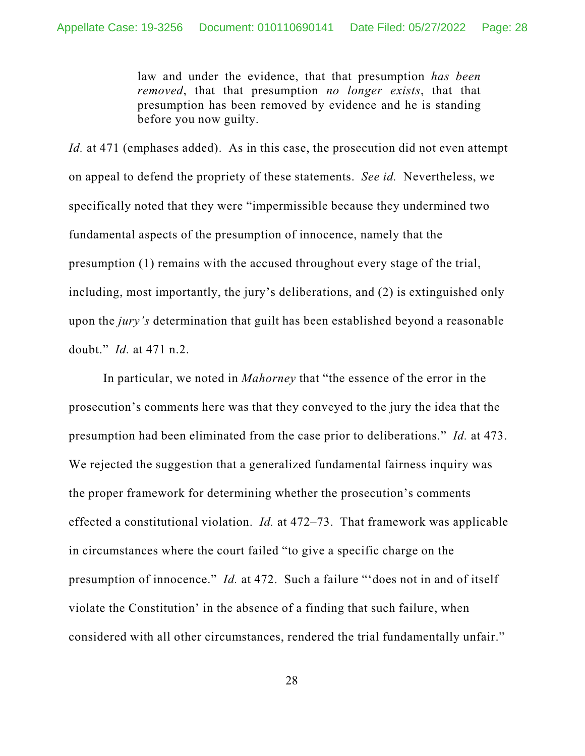> law and under the evidence, that that presumption *has been removed*, that that presumption *no longer exists*, that that presumption has been removed by evidence and he is standing before you now guilty.

*Id.* at 471 (emphases added). As in this case, the prosecution did not even attempt on appeal to defend the propriety of these statements. *See id.* Nevertheless, we specifically noted that they were "impermissible because they undermined two fundamental aspects of the presumption of innocence, namely that the presumption (1) remains with the accused throughout every stage of the trial, including, most importantly, the jury's deliberations, and (2) is extinguished only upon the *jury's* determination that guilt has been established beyond a reasonable doubt." *Id.* at 471 n.2.

In particular, we noted in *Mahorney* that "the essence of the error in the prosecution's comments here was that they conveyed to the jury the idea that the presumption had been eliminated from the case prior to deliberations." *Id.* at 473. We rejected the suggestion that a generalized fundamental fairness inquiry was the proper framework for determining whether the prosecution's comments effected a constitutional violation. *Id.* at 472–73. That framework was applicable in circumstances where the court failed "to give a specific charge on the presumption of innocence." *Id.* at 472. Such a failure "'does not in and of itself violate the Constitution' in the absence of a finding that such failure, when considered with all other circumstances, rendered the trial fundamentally unfair."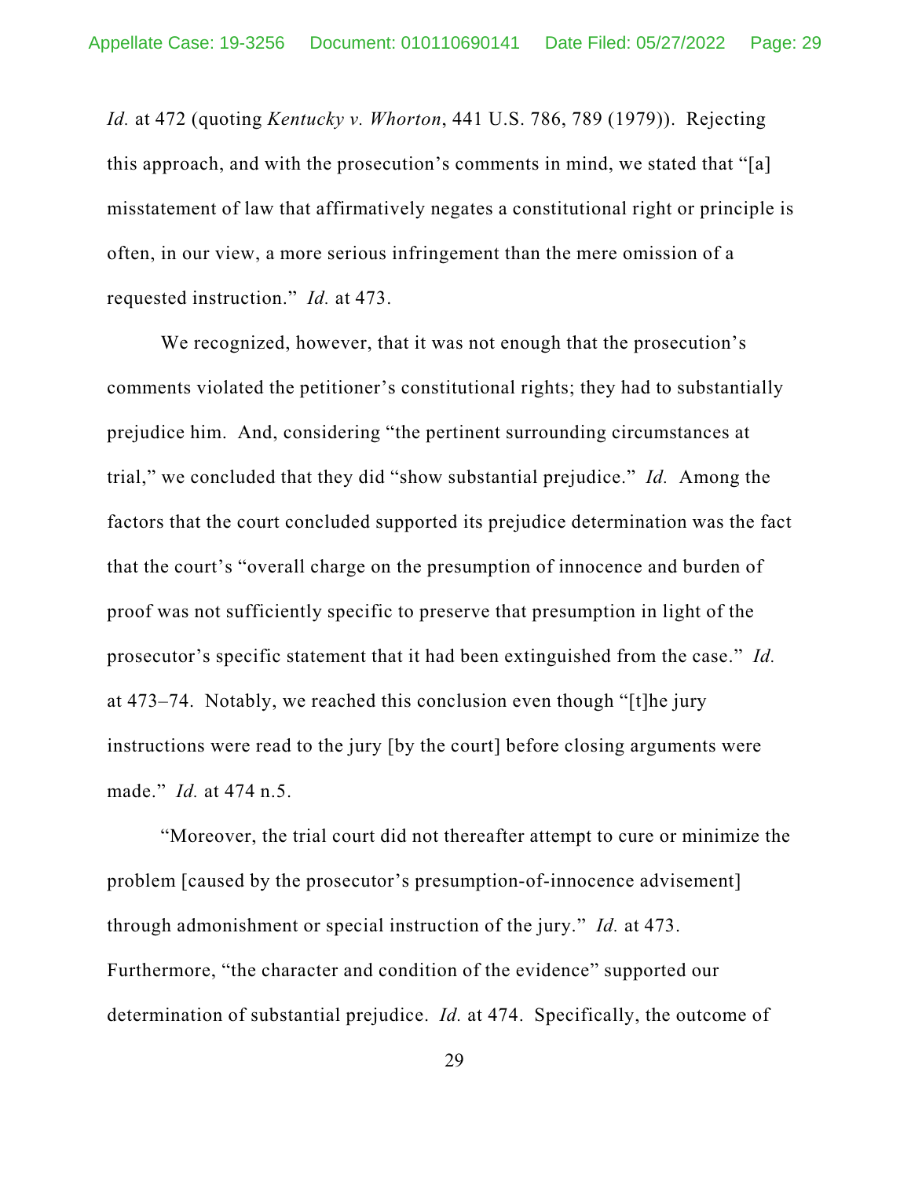*Id.* at 472 (quoting *Kentucky v. Whorton*, 441 U.S. 786, 789 (1979)). Rejecting this approach, and with the prosecution's comments in mind, we stated that "[a] misstatement of law that affirmatively negates a constitutional right or principle is often, in our view, a more serious infringement than the mere omission of a requested instruction." *Id.* at 473.

We recognized, however, that it was not enough that the prosecution's comments violated the petitioner's constitutional rights; they had to substantially prejudice him. And, considering "the pertinent surrounding circumstances at trial," we concluded that they did "show substantial prejudice." *Id.* Among the factors that the court concluded supported its prejudice determination was the fact that the court's "overall charge on the presumption of innocence and burden of proof was not sufficiently specific to preserve that presumption in light of the prosecutor's specific statement that it had been extinguished from the case." *Id.* at 473–74. Notably, we reached this conclusion even though "[t]he jury instructions were read to the jury [by the court] before closing arguments were made." *Id.* at 474 n.5.

"Moreover, the trial court did not thereafter attempt to cure or minimize the problem [caused by the prosecutor's presumption-of-innocence advisement] through admonishment or special instruction of the jury." *Id.* at 473. Furthermore, "the character and condition of the evidence" supported our determination of substantial prejudice. *Id.* at 474. Specifically, the outcome of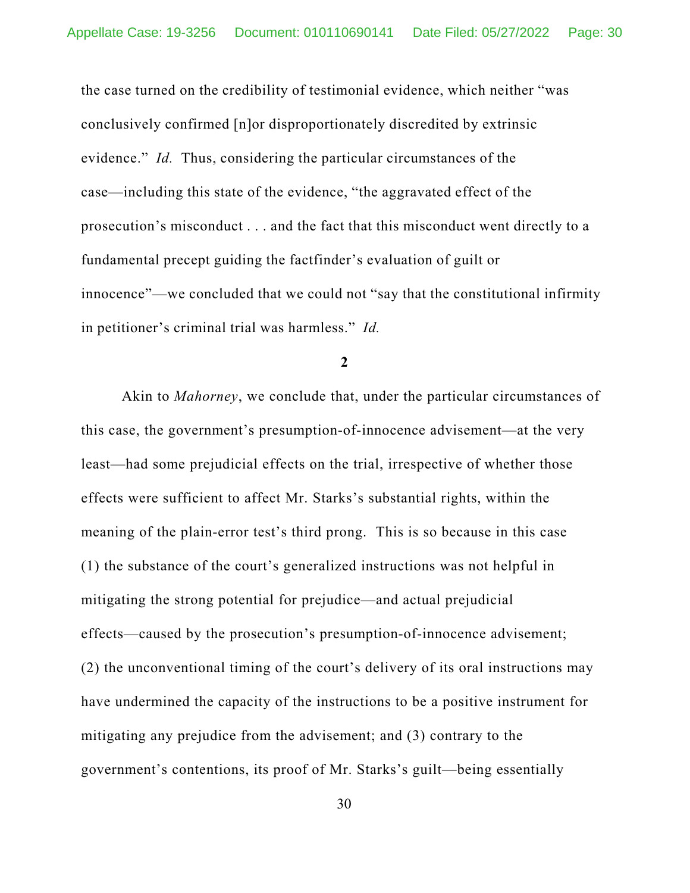the case turned on the credibility of testimonial evidence, which neither "was conclusively confirmed [n]or disproportionately discredited by extrinsic evidence." *Id.* Thus, considering the particular circumstances of the case—including this state of the evidence, "the aggravated effect of the prosecution's misconduct . . . and the fact that this misconduct went directly to a fundamental precept guiding the factfinder's evaluation of guilt or innocence"—we concluded that we could not "say that the constitutional infirmity in petitioner's criminal trial was harmless." *Id.*

**2**

Akin to *Mahorney*, we conclude that, under the particular circumstances of this case, the government's presumption-of-innocence advisement—at the very least—had some prejudicial effects on the trial, irrespective of whether those effects were sufficient to affect Mr. Starks's substantial rights, within the meaning of the plain-error test's third prong. This is so because in this case (1) the substance of the court's generalized instructions was not helpful in mitigating the strong potential for prejudice—and actual prejudicial effects—caused by the prosecution's presumption-of-innocence advisement; (2) the unconventional timing of the court's delivery of its oral instructions may have undermined the capacity of the instructions to be a positive instrument for mitigating any prejudice from the advisement; and (3) contrary to the government's contentions, its proof of Mr. Starks's guilt—being essentially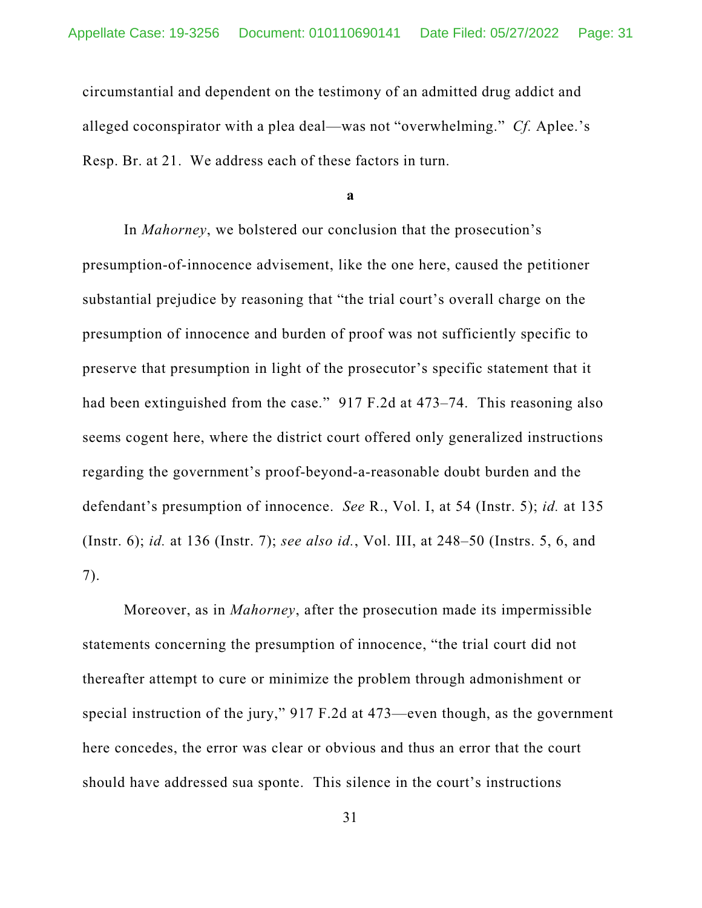circumstantial and dependent on the testimony of an admitted drug addict and alleged coconspirator with a plea deal—was not "overwhelming." *Cf.* Aplee.'s Resp. Br. at 21. We address each of these factors in turn.

**a**

In *Mahorney*, we bolstered our conclusion that the prosecution's presumption-of-innocence advisement, like the one here, caused the petitioner substantial prejudice by reasoning that "the trial court's overall charge on the presumption of innocence and burden of proof was not sufficiently specific to preserve that presumption in light of the prosecutor's specific statement that it had been extinguished from the case." 917 F.2d at 473–74. This reasoning also seems cogent here, where the district court offered only generalized instructions regarding the government's proof-beyond-a-reasonable doubt burden and the defendant's presumption of innocence. *See* R., Vol. I, at 54 (Instr. 5); *id.* at 135 (Instr. 6); *id.* at 136 (Instr. 7); *see also id.*, Vol. III, at 248–50 (Instrs. 5, 6, and 7).

Moreover, as in *Mahorney*, after the prosecution made its impermissible statements concerning the presumption of innocence, "the trial court did not thereafter attempt to cure or minimize the problem through admonishment or special instruction of the jury," 917 F.2d at 473—even though, as the government here concedes, the error was clear or obvious and thus an error that the court should have addressed sua sponte. This silence in the court's instructions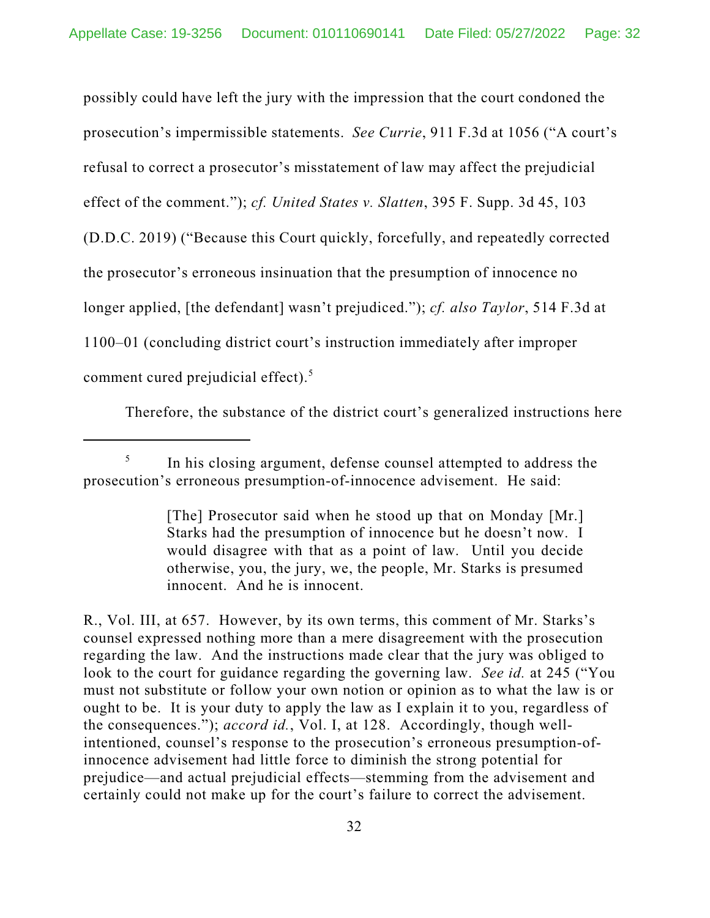possibly could have left the jury with the impression that the court condoned the prosecution's impermissible statements. *See Currie*, 911 F.3d at 1056 ("A court's refusal to correct a prosecutor's misstatement of law may affect the prejudicial effect of the comment."); *cf. United States v. Slatten*, 395 F. Supp. 3d 45, 103 (D.D.C. 2019) ("Because this Court quickly, forcefully, and repeatedly corrected the prosecutor's erroneous insinuation that the presumption of innocence no longer applied, [the defendant] wasn't prejudiced."); *cf. also Taylor*, 514 F.3d at 1100–01 (concluding district court's instruction immediately after improper comment cured prejudicial effect).[5]

Therefore, the substance of the district court's generalized instructions here

---

[5] In his closing argument, defense counsel attempted to address the prosecution's erroneous presumption-of-innocence advisement. He said:

> [The] Prosecutor said when he stood up that on Monday [Mr.] Starks had the presumption of innocence but he doesn't now. I would disagree with that as a point of law. Until you decide otherwise, you, the jury, we, the people, Mr. Starks is presumed innocent. And he is innocent.

R., Vol. III, at 657. However, by its own terms, this comment of Mr. Starks's counsel expressed nothing more than a mere disagreement with the prosecution regarding the law. And the instructions made clear that the jury was obliged to look to the court for guidance regarding the governing law. *See id.* at 245 ("You must not substitute or follow your own notion or opinion as to what the law is or ought to be. It is your duty to apply the law as I explain it to you, regardless of the consequences."); *accord id.*, Vol. I, at 128. Accordingly, though well-intentioned, counsel's response to the prosecution's erroneous presumption-of-innocence advisement had little force to diminish the strong potential for prejudice—and actual prejudicial effects—stemming from the advisement and certainly could not make up for the court's failure to correct the advisement.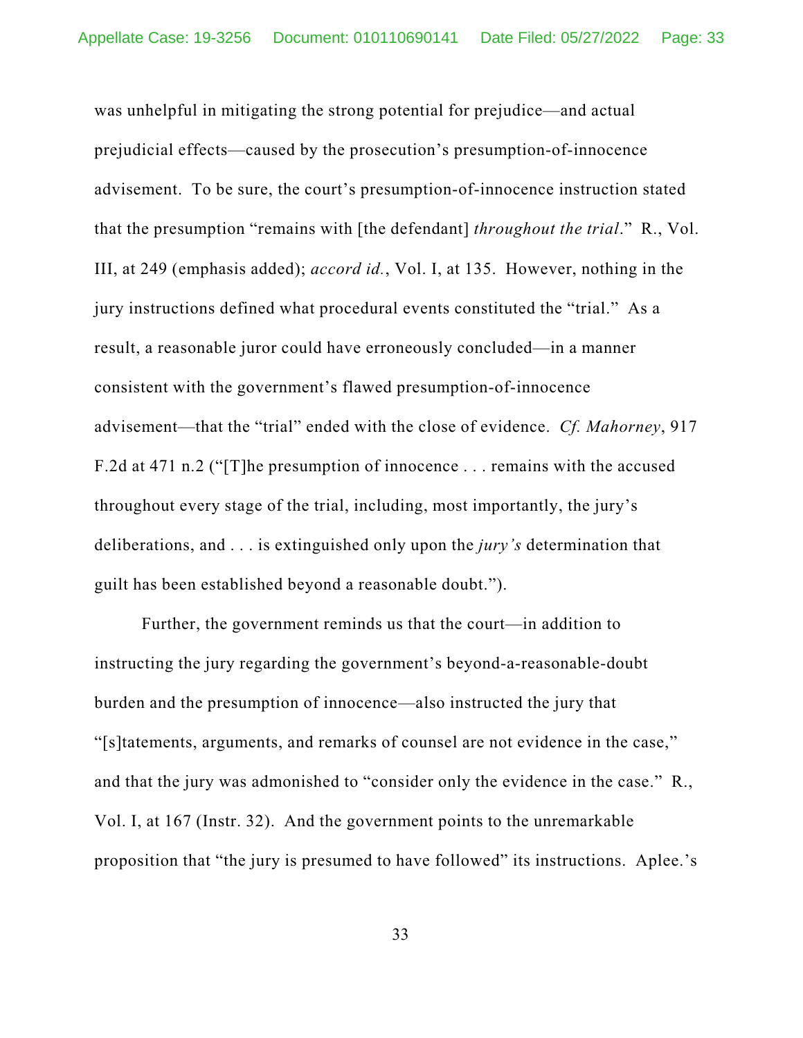was unhelpful in mitigating the strong potential for prejudice—and actual prejudicial effects—caused by the prosecution's presumption-of-innocence advisement. To be sure, the court's presumption-of-innocence instruction stated that the presumption "remains with [the defendant] *throughout the trial*." R., Vol. III, at 249 (emphasis added); *accord id.*, Vol. I, at 135. However, nothing in the jury instructions defined what procedural events constituted the "trial." As a result, a reasonable juror could have erroneously concluded—in a manner consistent with the government's flawed presumption-of-innocence advisement—that the "trial" ended with the close of evidence. *Cf. Mahorney*, 917 F.2d at 471 n.2 ("[T]he presumption of innocence . . . remains with the accused throughout every stage of the trial, including, most importantly, the jury's deliberations, and . . . is extinguished only upon the *jury's* determination that guilt has been established beyond a reasonable doubt.").

Further, the government reminds us that the court—in addition to instructing the jury regarding the government's beyond-a-reasonable-doubt burden and the presumption of innocence—also instructed the jury that "[s]tatements, arguments, and remarks of counsel are not evidence in the case," and that the jury was admonished to "consider only the evidence in the case." R., Vol. I, at 167 (Instr. 32). And the government points to the unremarkable proposition that "the jury is presumed to have followed" its instructions. Aplee.'s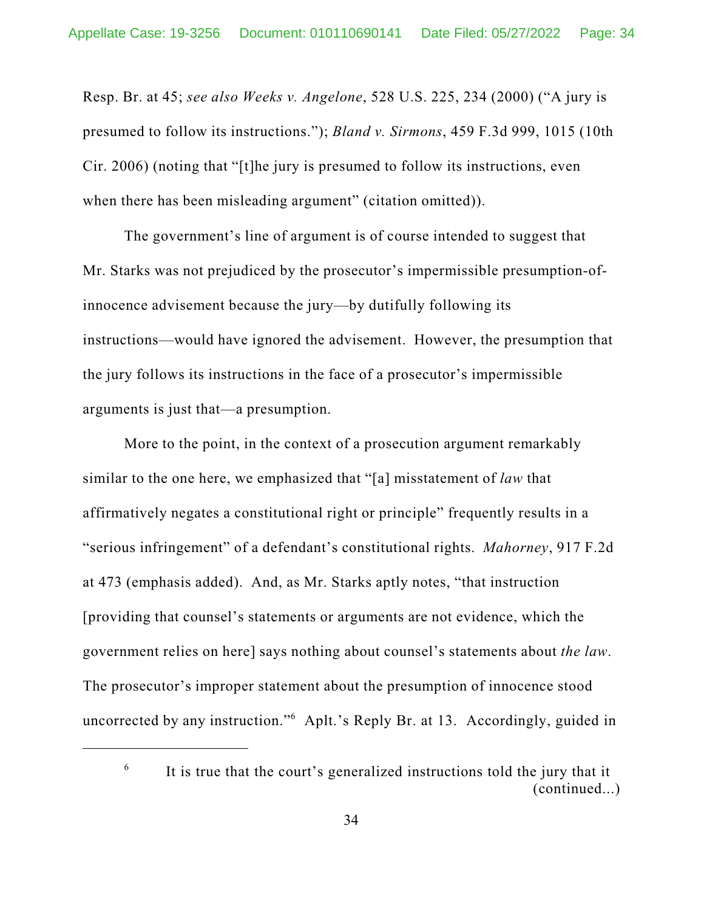Resp. Br. at 45; *see also Weeks v. Angelone*, 528 U.S. 225, 234 (2000) ("A jury is presumed to follow its instructions."); *Bland v. Sirmons*, 459 F.3d 999, 1015 (10th Cir. 2006) (noting that "[t]he jury is presumed to follow its instructions, even when there has been misleading argument" (citation omitted)).

The government's line of argument is of course intended to suggest that Mr. Starks was not prejudiced by the prosecutor's impermissible presumption-of-innocence advisement because the jury—by dutifully following its instructions—would have ignored the advisement. However, the presumption that the jury follows its instructions in the face of a prosecutor's impermissible arguments is just that—a presumption.

More to the point, in the context of a prosecution argument remarkably similar to the one here, we emphasized that "[a] misstatement of *law* that affirmatively negates a constitutional right or principle" frequently results in a "serious infringement" of a defendant's constitutional rights. *Mahorney*, 917 F.2d at 473 (emphasis added). And, as Mr. Starks aptly notes, "that instruction [providing that counsel's statements or arguments are not evidence, which the government relies on here] says nothing about counsel's statements about *the law*. The prosecutor's improper statement about the presumption of innocence stood uncorrected by any instruction."[6] Aplt.'s Reply Br. at 13. Accordingly, guided in

---

[6] It is true that the court's generalized instructions told the jury that it (continued...)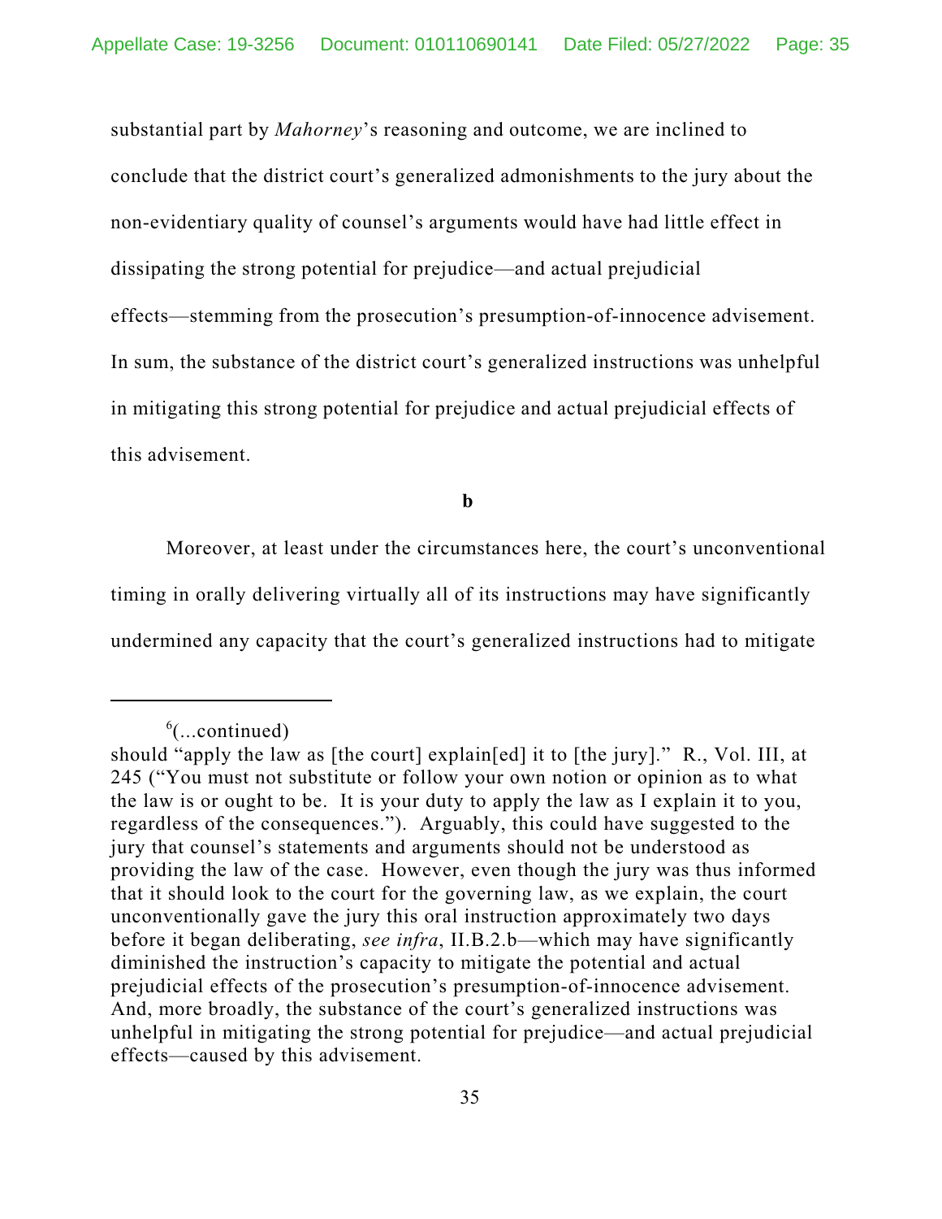substantial part by *Mahorney*'s reasoning and outcome, we are inclined to conclude that the district court's generalized admonishments to the jury about the non-evidentiary quality of counsel's arguments would have had little effect in dissipating the strong potential for prejudice—and actual prejudicial effects—stemming from the prosecution's presumption-of-innocence advisement. In sum, the substance of the district court's generalized instructions was unhelpful in mitigating this strong potential for prejudice and actual prejudicial effects of this advisement.

**b**

Moreover, at least under the circumstances here, the court's unconventional timing in orally delivering virtually all of its instructions may have significantly undermined any capacity that the court's generalized instructions had to mitigate

---

[6](...continued)
should "apply the law as [the court] explain[ed] it to [the jury]." R., Vol. III, at 245 ("You must not substitute or follow your own notion or opinion as to what the law is or ought to be. It is your duty to apply the law as I explain it to you, regardless of the consequences."). Arguably, this could have suggested to the jury that counsel's statements and arguments should not be understood as providing the law of the case. However, even though the jury was thus informed that it should look to the court for the governing law, as we explain, the court unconventionally gave the jury this oral instruction approximately two days before it began deliberating, *see infra*, II.B.2.b—which may have significantly diminished the instruction's capacity to mitigate the potential and actual prejudicial effects of the prosecution's presumption-of-innocence advisement. And, more broadly, the substance of the court's generalized instructions was unhelpful in mitigating the strong potential for prejudice—and actual prejudicial effects—caused by this advisement.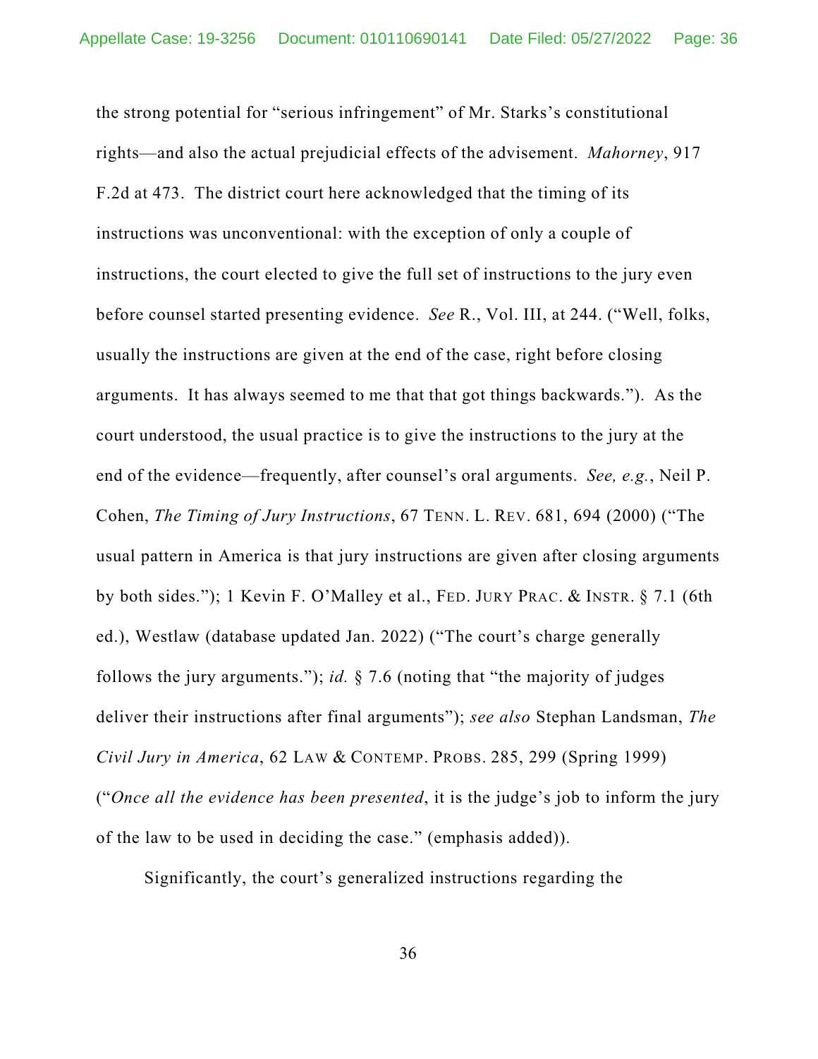the strong potential for "serious infringement" of Mr. Starks's constitutional rights—and also the actual prejudicial effects of the advisement. *Mahorney*, 917 F.2d at 473. The district court here acknowledged that the timing of its instructions was unconventional: with the exception of only a couple of instructions, the court elected to give the full set of instructions to the jury even before counsel started presenting evidence. *See* R., Vol. III, at 244. ("Well, folks, usually the instructions are given at the end of the case, right before closing arguments. It has always seemed to me that that got things backwards."). As the court understood, the usual practice is to give the instructions to the jury at the end of the evidence—frequently, after counsel's oral arguments. *See, e.g.*, Neil P. Cohen, *The Timing of Jury Instructions*, 67 TENN. L. REV. 681, 694 (2000) ("The usual pattern in America is that jury instructions are given after closing arguments by both sides."); 1 Kevin F. O'Malley et al., FED. JURY PRAC. & INSTR. § 7.1 (6th ed.), Westlaw (database updated Jan. 2022) ("The court's charge generally follows the jury arguments."); *id.* § 7.6 (noting that "the majority of judges deliver their instructions after final arguments"); *see also* Stephan Landsman, *The Civil Jury in America*, 62 LAW & CONTEMP. PROBS. 285, 299 (Spring 1999) ("*Once all the evidence has been presented*, it is the judge's job to inform the jury of the law to be used in deciding the case." (emphasis added)).

Significantly, the court's generalized instructions regarding the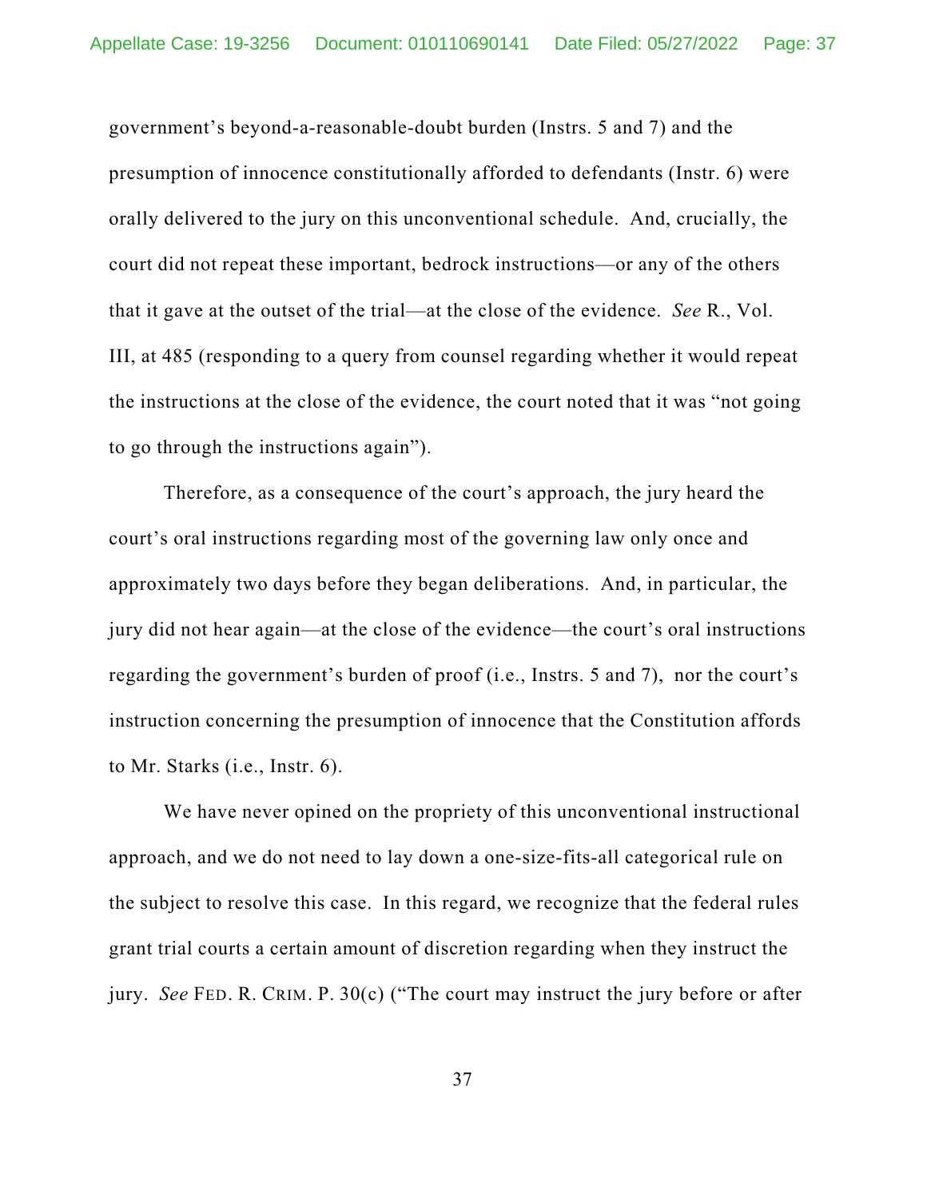government's beyond-a-reasonable-doubt burden (Instrs. 5 and 7) and the presumption of innocence constitutionally afforded to defendants (Instr. 6) were orally delivered to the jury on this unconventional schedule. And, crucially, the court did not repeat these important, bedrock instructions—or any of the others that it gave at the outset of the trial—at the close of the evidence. *See* R., Vol. III, at 485 (responding to a query from counsel regarding whether it would repeat the instructions at the close of the evidence, the court noted that it was "not going to go through the instructions again").

Therefore, as a consequence of the court's approach, the jury heard the court's oral instructions regarding most of the governing law only once and approximately two days before they began deliberations. And, in particular, the jury did not hear again—at the close of the evidence—the court's oral instructions regarding the government's burden of proof (i.e., Instrs. 5 and 7), nor the court's instruction concerning the presumption of innocence that the Constitution affords to Mr. Starks (i.e., Instr. 6).

We have never opined on the propriety of this unconventional instructional approach, and we do not need to lay down a one-size-fits-all categorical rule on the subject to resolve this case. In this regard, we recognize that the federal rules grant trial courts a certain amount of discretion regarding when they instruct the jury. *See* FED. R. CRIM. P. 30(c) ("The court may instruct the jury before or after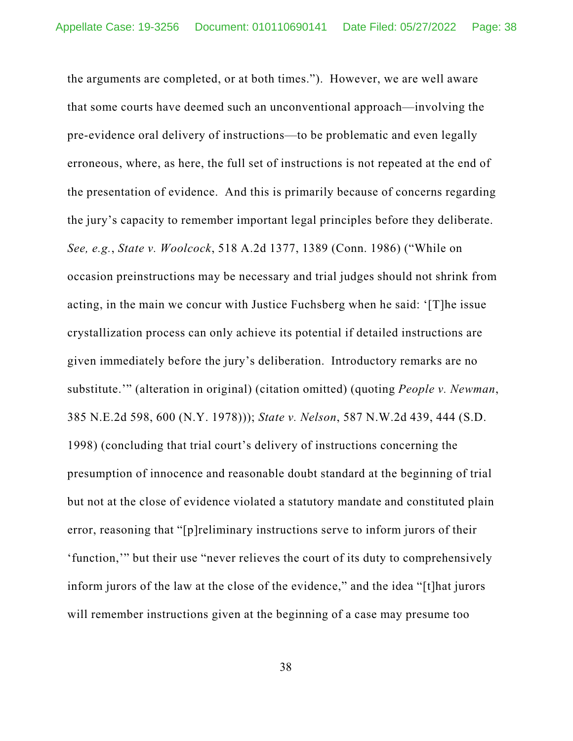the arguments are completed, or at both times."). However, we are well aware that some courts have deemed such an unconventional approach—involving the pre-evidence oral delivery of instructions—to be problematic and even legally erroneous, where, as here, the full set of instructions is not repeated at the end of the presentation of evidence. And this is primarily because of concerns regarding the jury's capacity to remember important legal principles before they deliberate. *See, e.g.*, *State v. Woolcock*, 518 A.2d 1377, 1389 (Conn. 1986) ("While on occasion preinstructions may be necessary and trial judges should not shrink from acting, in the main we concur with Justice Fuchsberg when he said: '[T]he issue crystallization process can only achieve its potential if detailed instructions are given immediately before the jury's deliberation. Introductory remarks are no substitute.'" (alteration in original) (citation omitted) (quoting *People v. Newman*, 385 N.E.2d 598, 600 (N.Y. 1978))); *State v. Nelson*, 587 N.W.2d 439, 444 (S.D. 1998) (concluding that trial court's delivery of instructions concerning the presumption of innocence and reasonable doubt standard at the beginning of trial but not at the close of evidence violated a statutory mandate and constituted plain error, reasoning that "[p]reliminary instructions serve to inform jurors of their 'function,'" but their use "never relieves the court of its duty to comprehensively inform jurors of the law at the close of the evidence," and the idea "[t]hat jurors will remember instructions given at the beginning of a case may presume too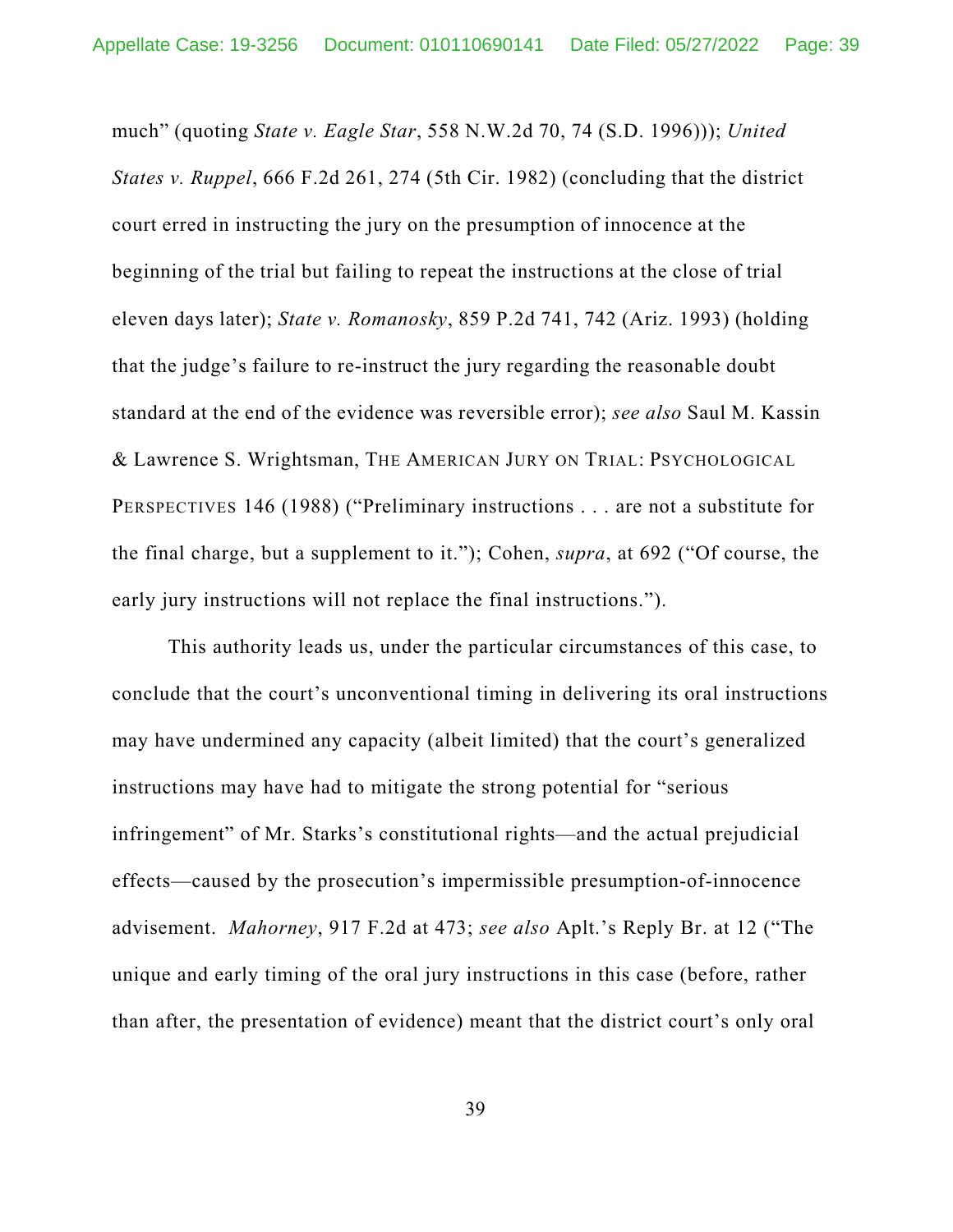much" (quoting *State v. Eagle Star*, 558 N.W.2d 70, 74 (S.D. 1996))); *United States v. Ruppel*, 666 F.2d 261, 274 (5th Cir. 1982) (concluding that the district court erred in instructing the jury on the presumption of innocence at the beginning of the trial but failing to repeat the instructions at the close of trial eleven days later); *State v. Romanosky*, 859 P.2d 741, 742 (Ariz. 1993) (holding that the judge's failure to re-instruct the jury regarding the reasonable doubt standard at the end of the evidence was reversible error); *see also* Saul M. Kassin & Lawrence S. Wrightsman, THE AMERICAN JURY ON TRIAL: PSYCHOLOGICAL PERSPECTIVES 146 (1988) ("Preliminary instructions . . . are not a substitute for the final charge, but a supplement to it."); Cohen, *supra*, at 692 ("Of course, the early jury instructions will not replace the final instructions.").

This authority leads us, under the particular circumstances of this case, to conclude that the court's unconventional timing in delivering its oral instructions may have undermined any capacity (albeit limited) that the court's generalized instructions may have had to mitigate the strong potential for "serious infringement" of Mr. Starks's constitutional rights—and the actual prejudicial effects—caused by the prosecution's impermissible presumption-of-innocence advisement. *Mahorney*, 917 F.2d at 473; *see also* Aplt.'s Reply Br. at 12 ("The unique and early timing of the oral jury instructions in this case (before, rather than after, the presentation of evidence) meant that the district court's only oral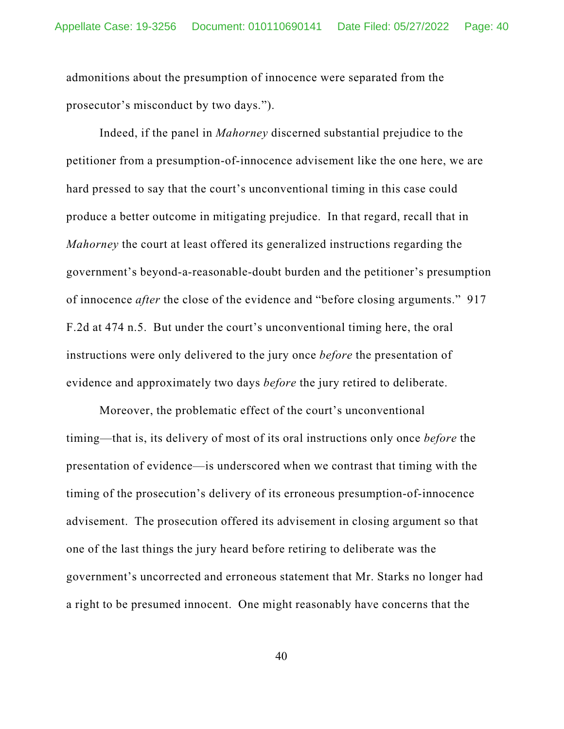admonitions about the presumption of innocence were separated from the prosecutor's misconduct by two days.").

Indeed, if the panel in *Mahorney* discerned substantial prejudice to the petitioner from a presumption-of-innocence advisement like the one here, we are hard pressed to say that the court's unconventional timing in this case could produce a better outcome in mitigating prejudice. In that regard, recall that in *Mahorney* the court at least offered its generalized instructions regarding the government's beyond-a-reasonable-doubt burden and the petitioner's presumption of innocence *after* the close of the evidence and "before closing arguments." 917 F.2d at 474 n.5. But under the court's unconventional timing here, the oral instructions were only delivered to the jury once *before* the presentation of evidence and approximately two days *before* the jury retired to deliberate.

Moreover, the problematic effect of the court's unconventional timing—that is, its delivery of most of its oral instructions only once *before* the presentation of evidence—is underscored when we contrast that timing with the timing of the prosecution's delivery of its erroneous presumption-of-innocence advisement. The prosecution offered its advisement in closing argument so that one of the last things the jury heard before retiring to deliberate was the government's uncorrected and erroneous statement that Mr. Starks no longer had a right to be presumed innocent. One might reasonably have concerns that the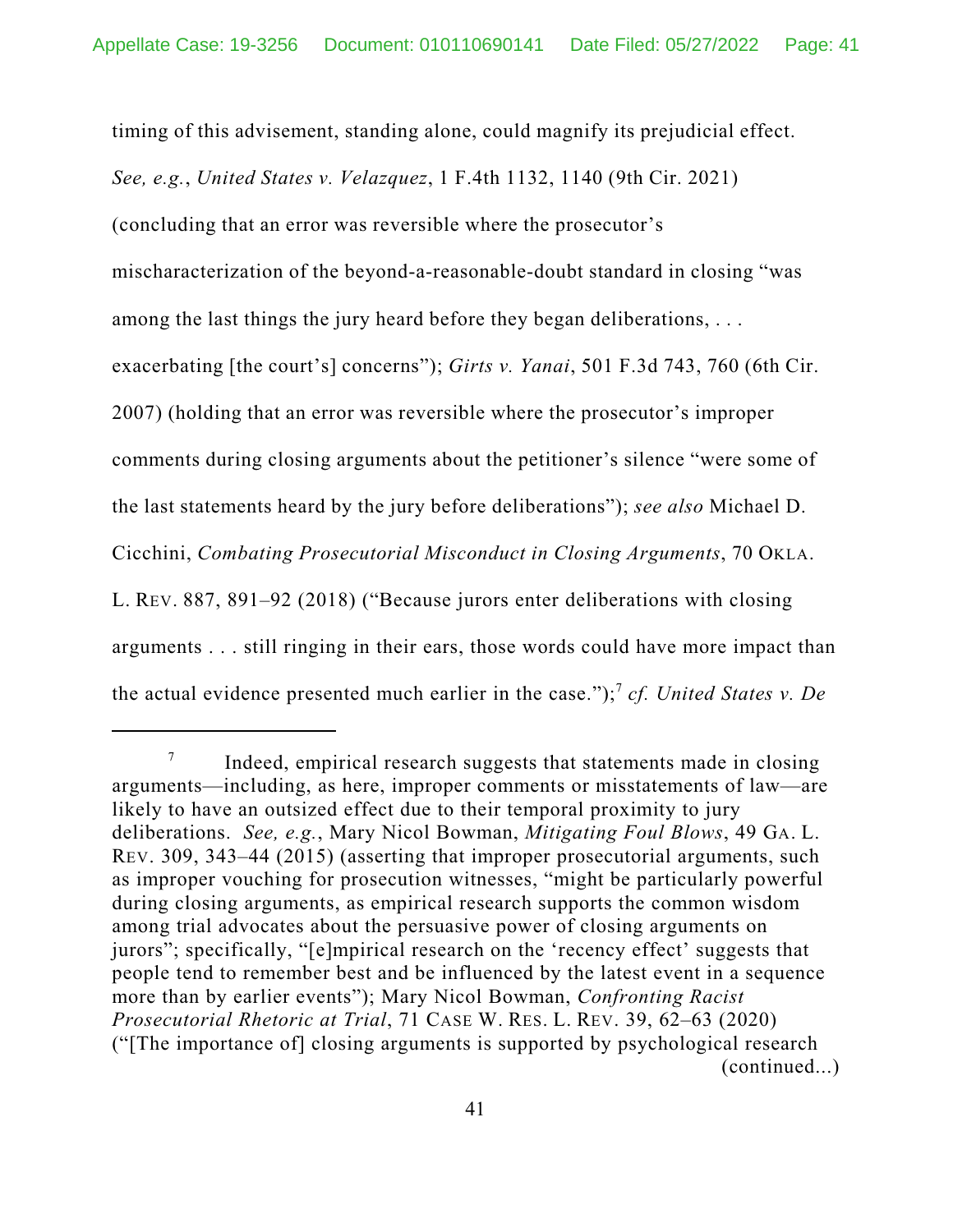timing of this advisement, standing alone, could magnify its prejudicial effect. *See, e.g.*, *United States v. Velazquez*, 1 F.4th 1132, 1140 (9th Cir. 2021) (concluding that an error was reversible where the prosecutor's mischaracterization of the beyond-a-reasonable-doubt standard in closing "was among the last things the jury heard before they began deliberations, . . . exacerbating [the court's] concerns"); *Girts v. Yanai*, 501 F.3d 743, 760 (6th Cir. 2007) (holding that an error was reversible where the prosecutor's improper comments during closing arguments about the petitioner's silence "were some of the last statements heard by the jury before deliberations"); *see also* Michael D. Cicchini, *Combating Prosecutorial Misconduct in Closing Arguments*, 70 OKLA. L. REV. 887, 891–92 (2018) ("Because jurors enter deliberations with closing arguments . . . still ringing in their ears, those words could have more impact than the actual evidence presented much earlier in the case.");[7] *cf. United States v. De*

---

[7] Indeed, empirical research suggests that statements made in closing arguments—including, as here, improper comments or misstatements of law—are likely to have an outsized effect due to their temporal proximity to jury deliberations. *See, e.g.*, Mary Nicol Bowman, *Mitigating Foul Blows*, 49 GA. L. REV. 309, 343–44 (2015) (asserting that improper prosecutorial arguments, such as improper vouching for prosecution witnesses, "might be particularly powerful during closing arguments, as empirical research supports the common wisdom among trial advocates about the persuasive power of closing arguments on jurors"; specifically, "[e]mpirical research on the 'recency effect' suggests that people tend to remember best and be influenced by the latest event in a sequence more than by earlier events"); Mary Nicol Bowman, *Confronting Racist Prosecutorial Rhetoric at Trial*, 71 CASE W. RES. L. REV. 39, 62–63 (2020) ("[The importance of] closing arguments is supported by psychological research (continued...)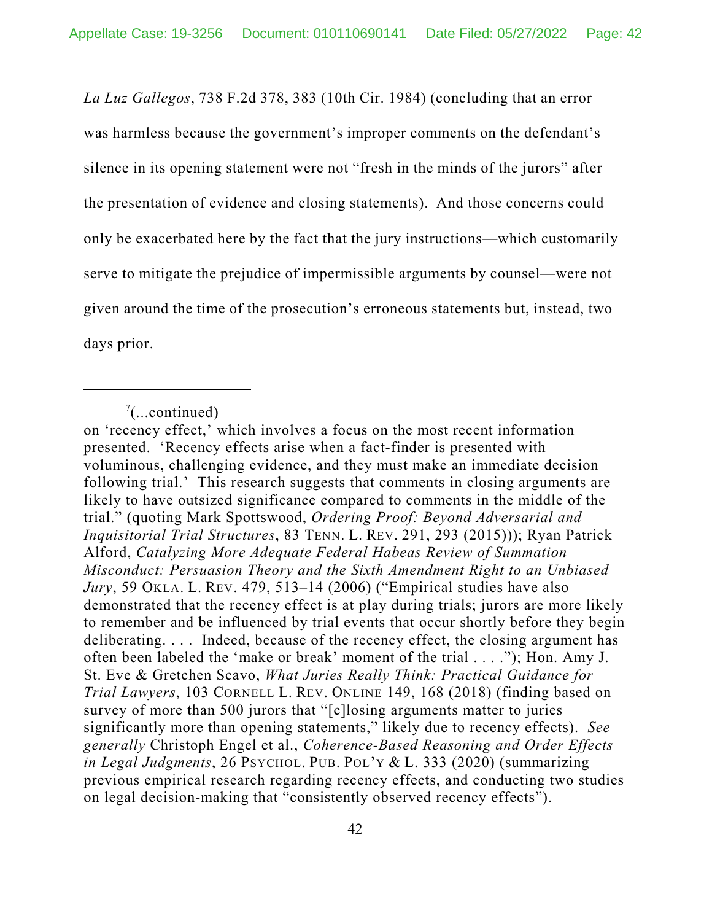*La Luz Gallegos*, 738 F.2d 378, 383 (10th Cir. 1984) (concluding that an error was harmless because the government's improper comments on the defendant's silence in its opening statement were not "fresh in the minds of the jurors" after the presentation of evidence and closing statements). And those concerns could only be exacerbated here by the fact that the jury instructions—which customarily serve to mitigate the prejudice of impermissible arguments by counsel—were not given around the time of the prosecution's erroneous statements but, instead, two days prior.

---

[7](...continued)
on 'recency effect,' which involves a focus on the most recent information presented. 'Recency effects arise when a fact-finder is presented with voluminous, challenging evidence, and they must make an immediate decision following trial.' This research suggests that comments in closing arguments are likely to have outsized significance compared to comments in the middle of the trial." (quoting Mark Spottswood, *Ordering Proof: Beyond Adversarial and Inquisitorial Trial Structures*, 83 TENN. L. REV. 291, 293 (2015))); Ryan Patrick Alford, *Catalyzing More Adequate Federal Habeas Review of Summation Misconduct: Persuasion Theory and the Sixth Amendment Right to an Unbiased Jury*, 59 OKLA. L. REV. 479, 513–14 (2006) ("Empirical studies have also demonstrated that the recency effect is at play during trials; jurors are more likely to remember and be influenced by trial events that occur shortly before they begin deliberating. . . . Indeed, because of the recency effect, the closing argument has often been labeled the 'make or break' moment of the trial . . . ."); Hon. Amy J. St. Eve & Gretchen Scavo, *What Juries Really Think: Practical Guidance for Trial Lawyers*, 103 CORNELL L. REV. ONLINE 149, 168 (2018) (finding based on survey of more than 500 jurors that "[c]losing arguments matter to juries significantly more than opening statements," likely due to recency effects). *See generally* Christoph Engel et al., *Coherence-Based Reasoning and Order Effects in Legal Judgments*, 26 PSYCHOL. PUB. POL'Y & L. 333 (2020) (summarizing previous empirical research regarding recency effects, and conducting two studies on legal decision-making that "consistently observed recency effects").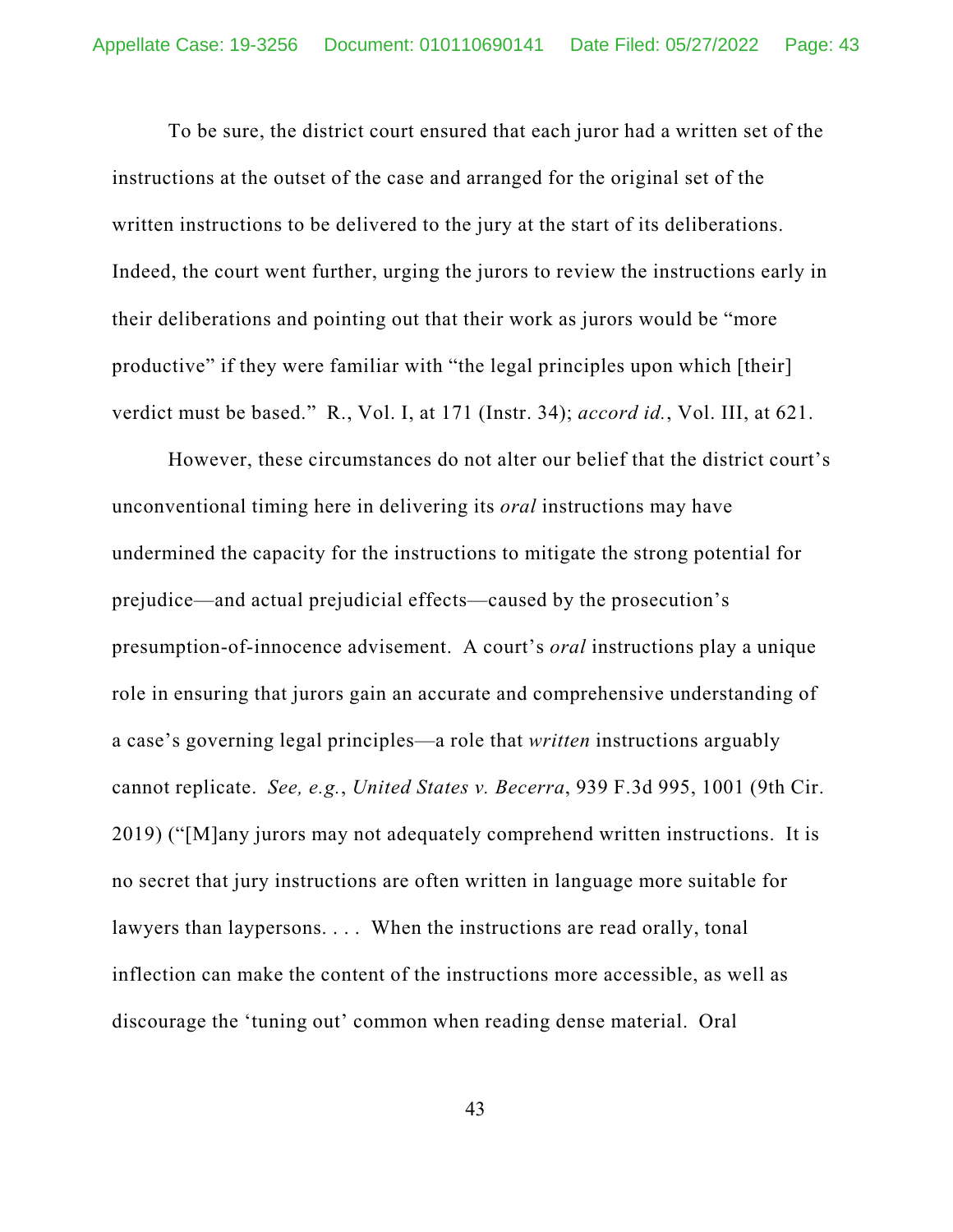To be sure, the district court ensured that each juror had a written set of the instructions at the outset of the case and arranged for the original set of the written instructions to be delivered to the jury at the start of its deliberations. Indeed, the court went further, urging the jurors to review the instructions early in their deliberations and pointing out that their work as jurors would be "more productive" if they were familiar with "the legal principles upon which [their] verdict must be based." R., Vol. I, at 171 (Instr. 34); *accord id.*, Vol. III, at 621.

However, these circumstances do not alter our belief that the district court's unconventional timing here in delivering its *oral* instructions may have undermined the capacity for the instructions to mitigate the strong potential for prejudice—and actual prejudicial effects—caused by the prosecution's presumption-of-innocence advisement. A court's *oral* instructions play a unique role in ensuring that jurors gain an accurate and comprehensive understanding of a case's governing legal principles—a role that *written* instructions arguably cannot replicate. *See, e.g.*, *United States v. Becerra*, 939 F.3d 995, 1001 (9th Cir. 2019) ("[M]any jurors may not adequately comprehend written instructions. It is no secret that jury instructions are often written in language more suitable for lawyers than laypersons. . . . When the instructions are read orally, tonal inflection can make the content of the instructions more accessible, as well as discourage the 'tuning out' common when reading dense material. Oral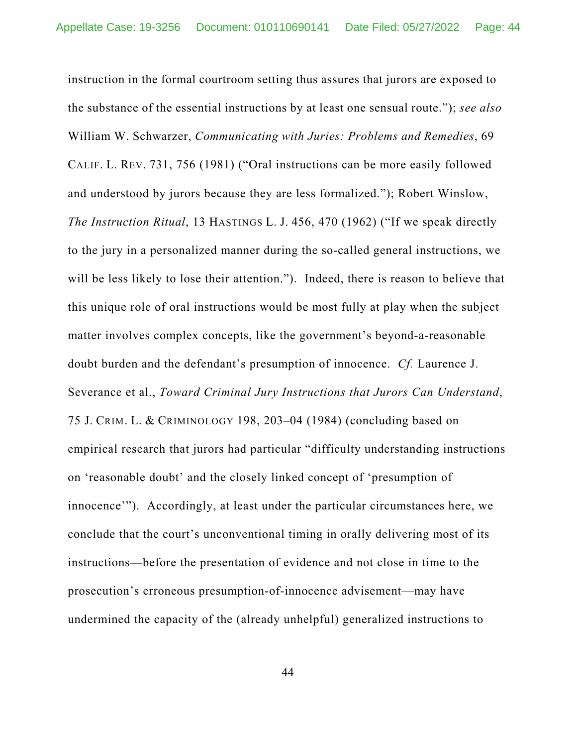instruction in the formal courtroom setting thus assures that jurors are exposed to the substance of the essential instructions by at least one sensual route."); *see also* William W. Schwarzer, *Communicating with Juries: Problems and Remedies*, 69 CALIF. L. REV. 731, 756 (1981) ("Oral instructions can be more easily followed and understood by jurors because they are less formalized."); Robert Winslow, *The Instruction Ritual*, 13 HASTINGS L. J. 456, 470 (1962) ("If we speak directly to the jury in a personalized manner during the so-called general instructions, we will be less likely to lose their attention."). Indeed, there is reason to believe that this unique role of oral instructions would be most fully at play when the subject matter involves complex concepts, like the government's beyond-a-reasonable doubt burden and the defendant's presumption of innocence. *Cf.* Laurence J. Severance et al., *Toward Criminal Jury Instructions that Jurors Can Understand*, 75 J. CRIM. L. & CRIMINOLOGY 198, 203–04 (1984) (concluding based on empirical research that jurors had particular "difficulty understanding instructions on 'reasonable doubt' and the closely linked concept of 'presumption of innocence'"). Accordingly, at least under the particular circumstances here, we conclude that the court's unconventional timing in orally delivering most of its instructions—before the presentation of evidence and not close in time to the prosecution's erroneous presumption-of-innocence advisement—may have undermined the capacity of the (already unhelpful) generalized instructions to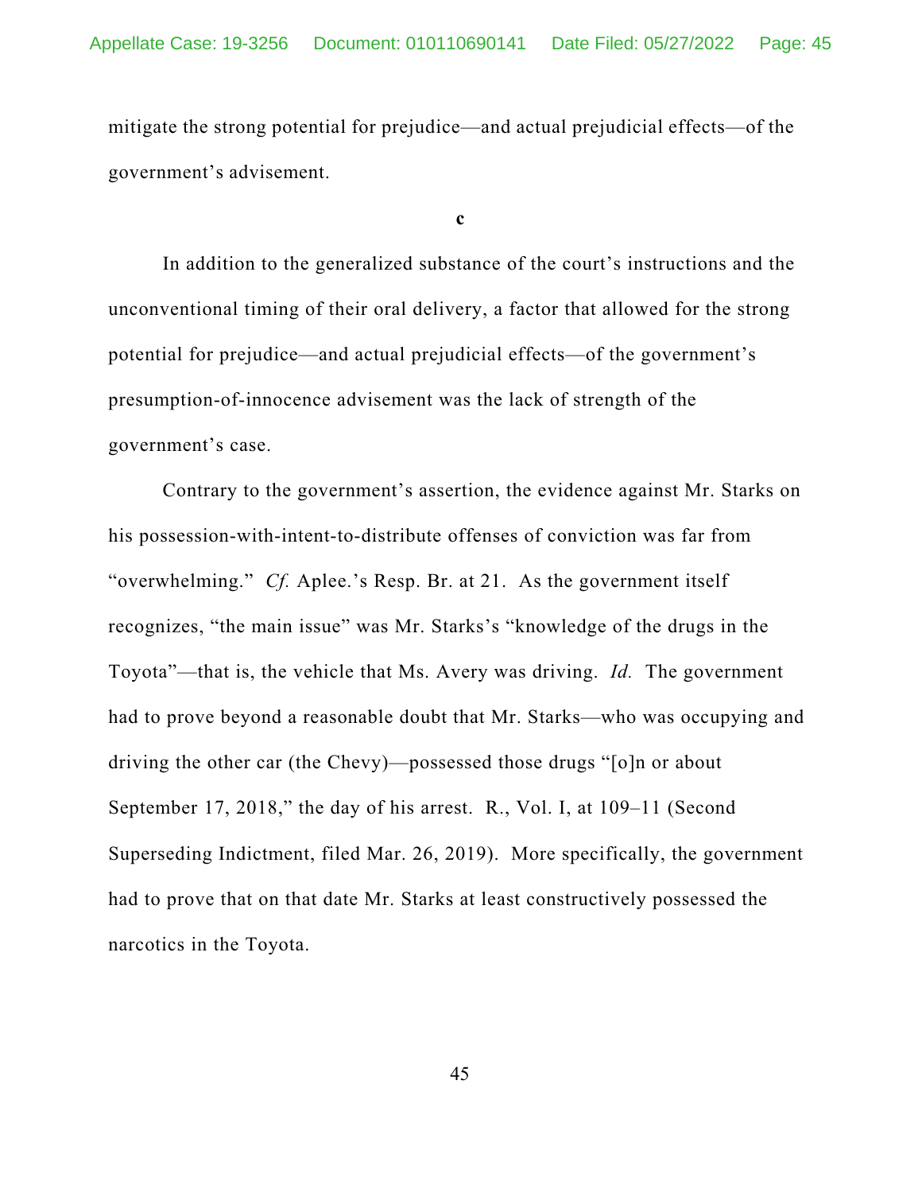mitigate the strong potential for prejudice—and actual prejudicial effects—of the government's advisement.

**c**

In addition to the generalized substance of the court's instructions and the unconventional timing of their oral delivery, a factor that allowed for the strong potential for prejudice—and actual prejudicial effects—of the government's presumption-of-innocence advisement was the lack of strength of the government's case.

Contrary to the government's assertion, the evidence against Mr. Starks on his possession-with-intent-to-distribute offenses of conviction was far from "overwhelming." *Cf.* Aplee.'s Resp. Br. at 21. As the government itself recognizes, "the main issue" was Mr. Starks's "knowledge of the drugs in the Toyota"—that is, the vehicle that Ms. Avery was driving. *Id.* The government had to prove beyond a reasonable doubt that Mr. Starks—who was occupying and driving the other car (the Chevy)—possessed those drugs "[o]n or about September 17, 2018," the day of his arrest. R., Vol. I, at 109–11 (Second Superseding Indictment, filed Mar. 26, 2019). More specifically, the government had to prove that on that date Mr. Starks at least constructively possessed the narcotics in the Toyota.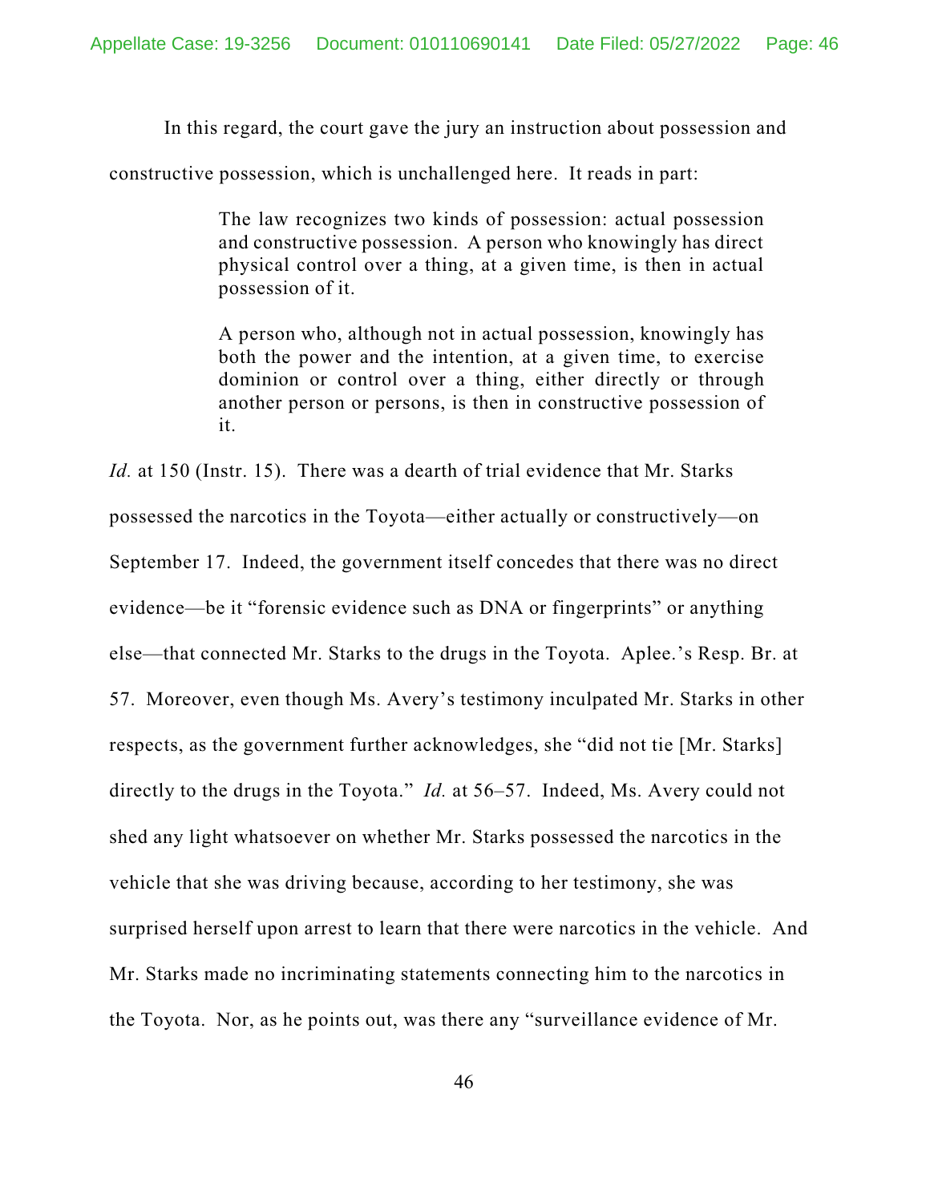In this regard, the court gave the jury an instruction about possession and constructive possession, which is unchallenged here. It reads in part:

> The law recognizes two kinds of possession: actual possession and constructive possession. A person who knowingly has direct physical control over a thing, at a given time, is then in actual possession of it.
>
> A person who, although not in actual possession, knowingly has both the power and the intention, at a given time, to exercise dominion or control over a thing, either directly or through another person or persons, is then in constructive possession of it.

*Id.* at 150 (Instr. 15). There was a dearth of trial evidence that Mr. Starks possessed the narcotics in the Toyota—either actually or constructively—on September 17. Indeed, the government itself concedes that there was no direct evidence—be it "forensic evidence such as DNA or fingerprints" or anything else—that connected Mr. Starks to the drugs in the Toyota. Aplee.'s Resp. Br. at 57. Moreover, even though Ms. Avery's testimony inculpated Mr. Starks in other respects, as the government further acknowledges, she "did not tie [Mr. Starks] directly to the drugs in the Toyota." *Id.* at 56–57. Indeed, Ms. Avery could not shed any light whatsoever on whether Mr. Starks possessed the narcotics in the vehicle that she was driving because, according to her testimony, she was surprised herself upon arrest to learn that there were narcotics in the vehicle. And Mr. Starks made no incriminating statements connecting him to the narcotics in the Toyota. Nor, as he points out, was there any "surveillance evidence of Mr.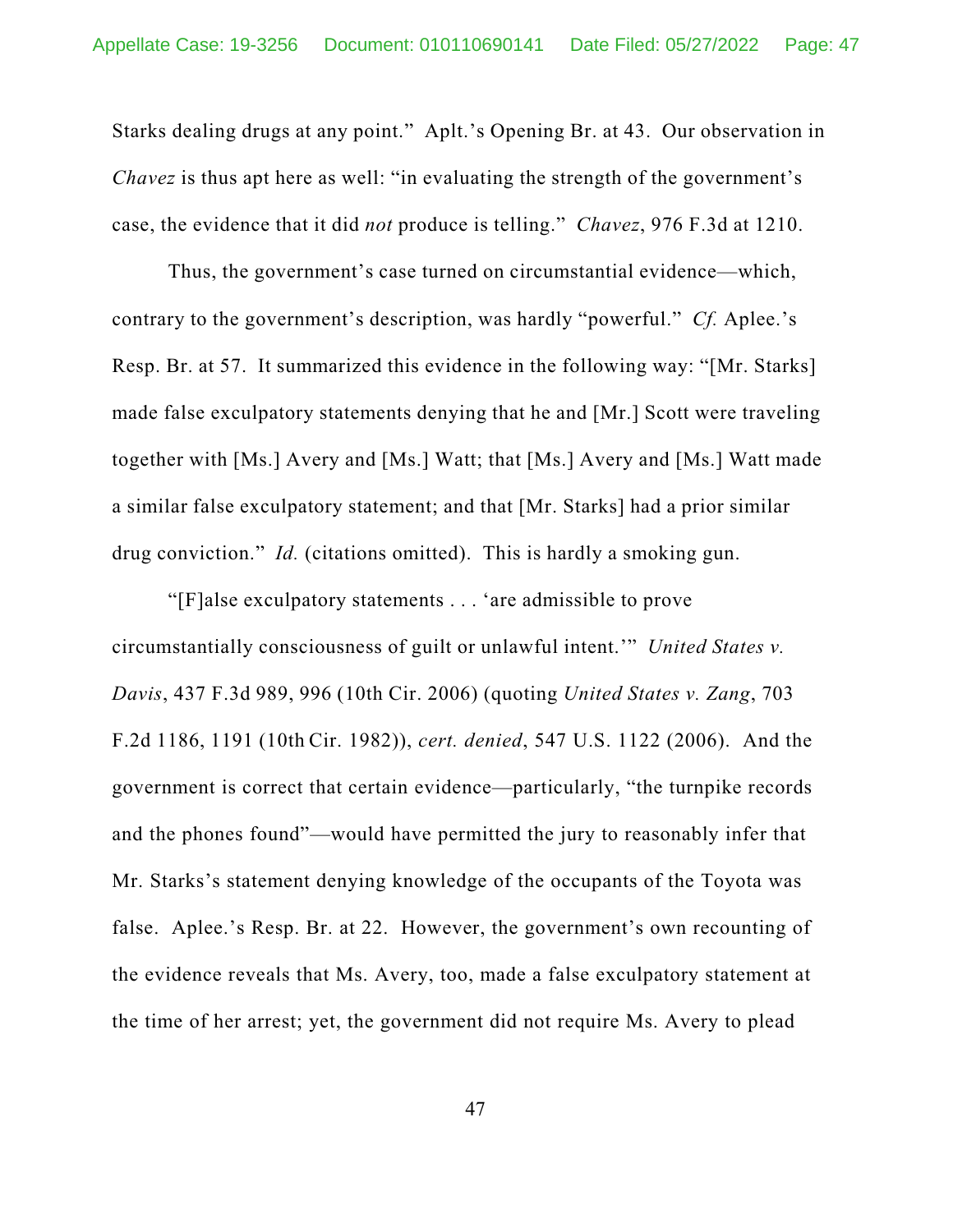Starks dealing drugs at any point." Aplt.'s Opening Br. at 43. Our observation in *Chavez* is thus apt here as well: "in evaluating the strength of the government's case, the evidence that it did *not* produce is telling." *Chavez*, 976 F.3d at 1210.

Thus, the government's case turned on circumstantial evidence—which, contrary to the government's description, was hardly "powerful." *Cf.* Aplee.'s Resp. Br. at 57. It summarized this evidence in the following way: "[Mr. Starks] made false exculpatory statements denying that he and [Mr.] Scott were traveling together with [Ms.] Avery and [Ms.] Watt; that [Ms.] Avery and [Ms.] Watt made a similar false exculpatory statement; and that [Mr. Starks] had a prior similar drug conviction." *Id.* (citations omitted). This is hardly a smoking gun.

"[F]alse exculpatory statements . . . 'are admissible to prove circumstantially consciousness of guilt or unlawful intent.'" *United States v. Davis*, 437 F.3d 989, 996 (10th Cir. 2006) (quoting *United States v. Zang*, 703 F.2d 1186, 1191 (10th Cir. 1982)), *cert. denied*, 547 U.S. 1122 (2006). And the government is correct that certain evidence—particularly, "the turnpike records and the phones found"—would have permitted the jury to reasonably infer that Mr. Starks's statement denying knowledge of the occupants of the Toyota was false. Aplee.'s Resp. Br. at 22. However, the government's own recounting of the evidence reveals that Ms. Avery, too, made a false exculpatory statement at the time of her arrest; yet, the government did not require Ms. Avery to plead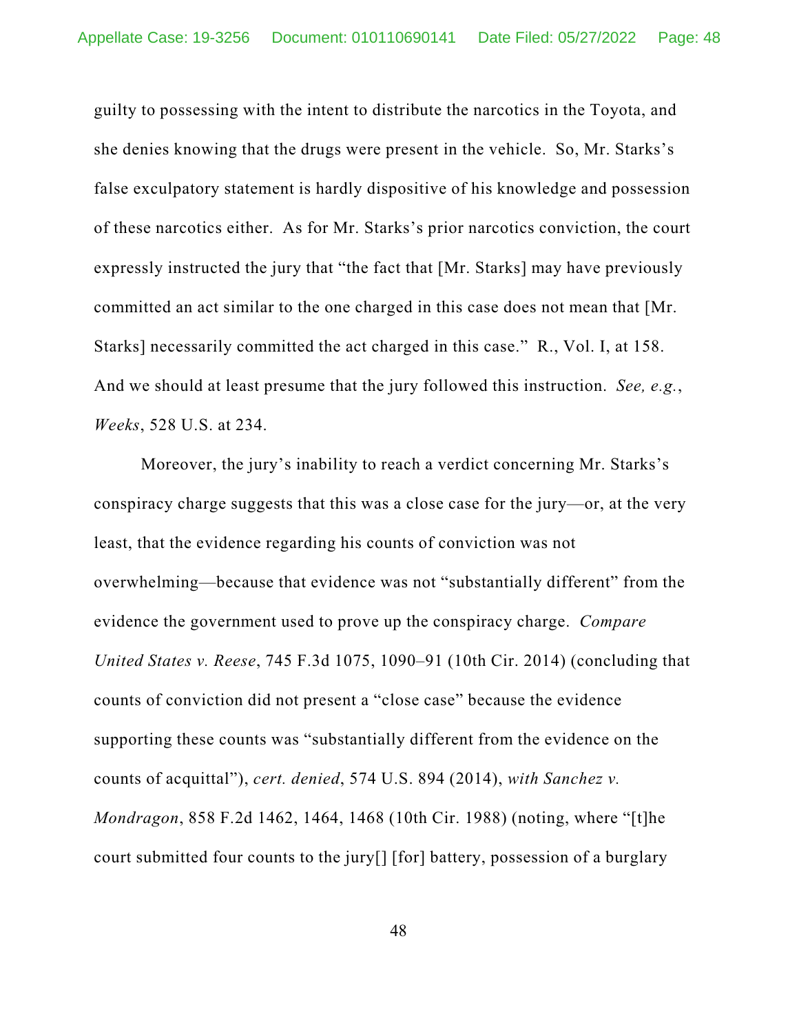guilty to possessing with the intent to distribute the narcotics in the Toyota, and she denies knowing that the drugs were present in the vehicle. So, Mr. Starks's false exculpatory statement is hardly dispositive of his knowledge and possession of these narcotics either. As for Mr. Starks's prior narcotics conviction, the court expressly instructed the jury that "the fact that [Mr. Starks] may have previously committed an act similar to the one charged in this case does not mean that [Mr. Starks] necessarily committed the act charged in this case." R., Vol. I, at 158. And we should at least presume that the jury followed this instruction. *See, e.g.*, *Weeks*, 528 U.S. at 234.

Moreover, the jury's inability to reach a verdict concerning Mr. Starks's conspiracy charge suggests that this was a close case for the jury—or, at the very least, that the evidence regarding his counts of conviction was not overwhelming—because that evidence was not "substantially different" from the evidence the government used to prove up the conspiracy charge. *Compare United States v. Reese*, 745 F.3d 1075, 1090–91 (10th Cir. 2014) (concluding that counts of conviction did not present a "close case" because the evidence supporting these counts was "substantially different from the evidence on the counts of acquittal"), *cert. denied*, 574 U.S. 894 (2014), *with Sanchez v. Mondragon*, 858 F.2d 1462, 1464, 1468 (10th Cir. 1988) (noting, where "[t]he court submitted four counts to the jury[] [for] battery, possession of a burglary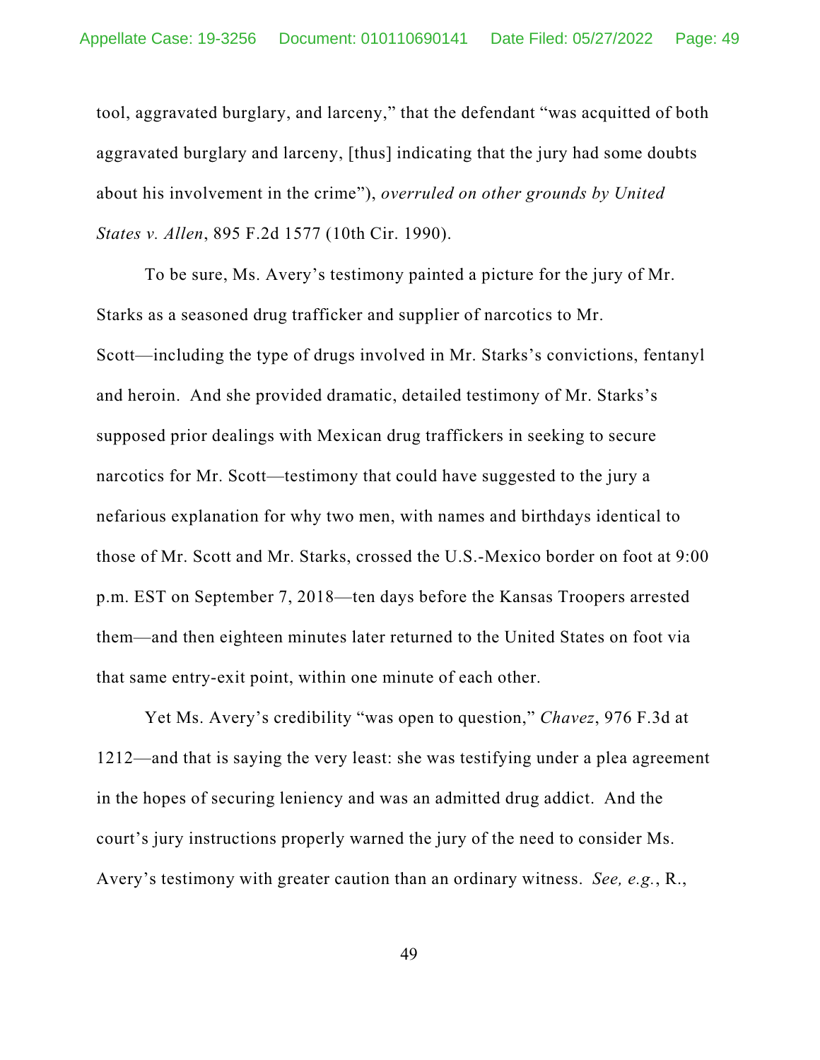tool, aggravated burglary, and larceny," that the defendant "was acquitted of both aggravated burglary and larceny, [thus] indicating that the jury had some doubts about his involvement in the crime"), *overruled on other grounds by United States v. Allen*, 895 F.2d 1577 (10th Cir. 1990).

To be sure, Ms. Avery's testimony painted a picture for the jury of Mr. Starks as a seasoned drug trafficker and supplier of narcotics to Mr. Scott—including the type of drugs involved in Mr. Starks's convictions, fentanyl and heroin. And she provided dramatic, detailed testimony of Mr. Starks's supposed prior dealings with Mexican drug traffickers in seeking to secure narcotics for Mr. Scott—testimony that could have suggested to the jury a nefarious explanation for why two men, with names and birthdays identical to those of Mr. Scott and Mr. Starks, crossed the U.S.-Mexico border on foot at 9:00 p.m. EST on September 7, 2018—ten days before the Kansas Troopers arrested them—and then eighteen minutes later returned to the United States on foot via that same entry-exit point, within one minute of each other.

Yet Ms. Avery's credibility "was open to question," *Chavez*, 976 F.3d at 1212—and that is saying the very least: she was testifying under a plea agreement in the hopes of securing leniency and was an admitted drug addict. And the court's jury instructions properly warned the jury of the need to consider Ms. Avery's testimony with greater caution than an ordinary witness. *See, e.g.*, R.,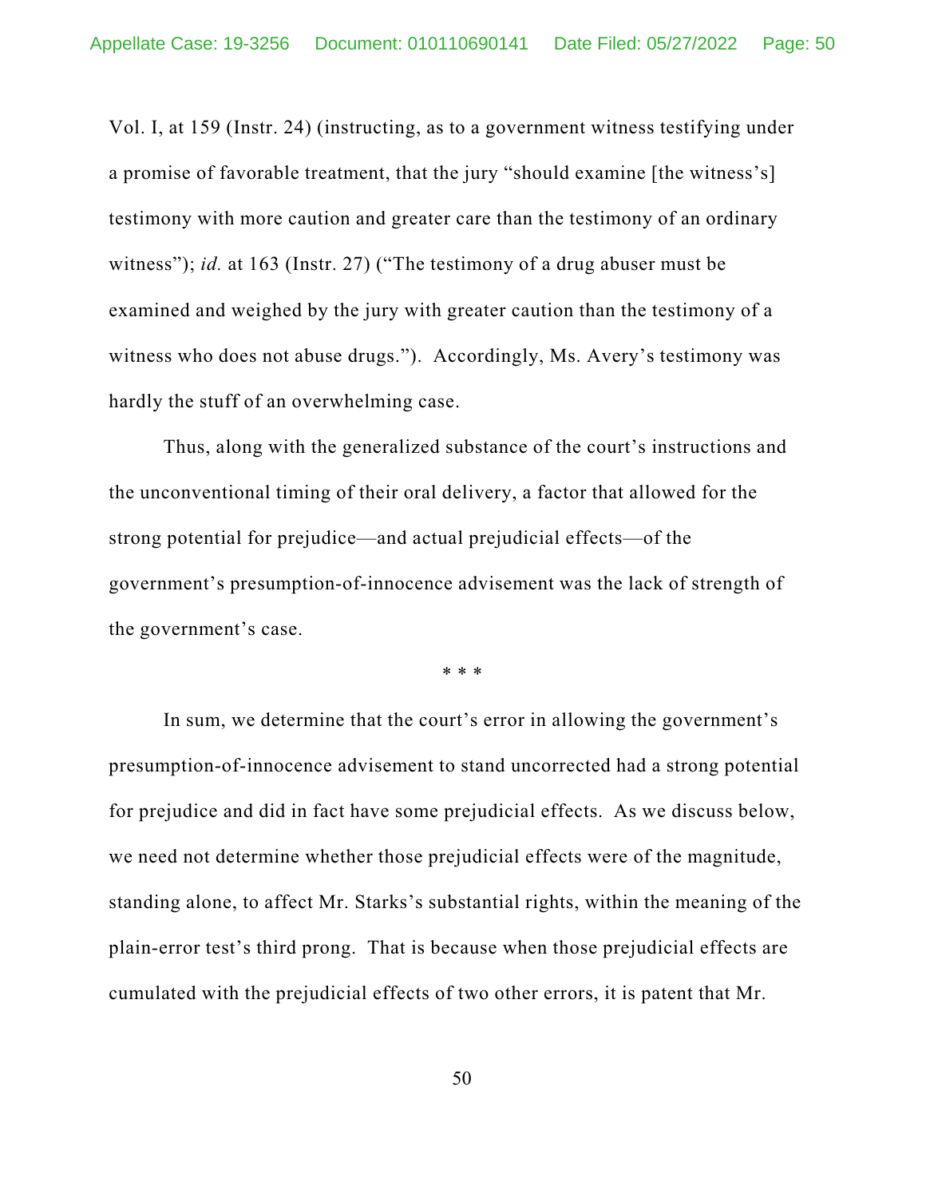Vol. I, at 159 (Instr. 24) (instructing, as to a government witness testifying under a promise of favorable treatment, that the jury "should examine [the witness's] testimony with more caution and greater care than the testimony of an ordinary witness"); *id.* at 163 (Instr. 27) ("The testimony of a drug abuser must be examined and weighed by the jury with greater caution than the testimony of a witness who does not abuse drugs."). Accordingly, Ms. Avery's testimony was hardly the stuff of an overwhelming case.

Thus, along with the generalized substance of the court's instructions and the unconventional timing of their oral delivery, a factor that allowed for the strong potential for prejudice—and actual prejudicial effects—of the government's presumption-of-innocence advisement was the lack of strength of the government's case.

\* \* \*

In sum, we determine that the court's error in allowing the government's presumption-of-innocence advisement to stand uncorrected had a strong potential for prejudice and did in fact have some prejudicial effects. As we discuss below, we need not determine whether those prejudicial effects were of the magnitude, standing alone, to affect Mr. Starks's substantial rights, within the meaning of the plain-error test's third prong. That is because when those prejudicial effects are cumulated with the prejudicial effects of two other errors, it is patent that Mr.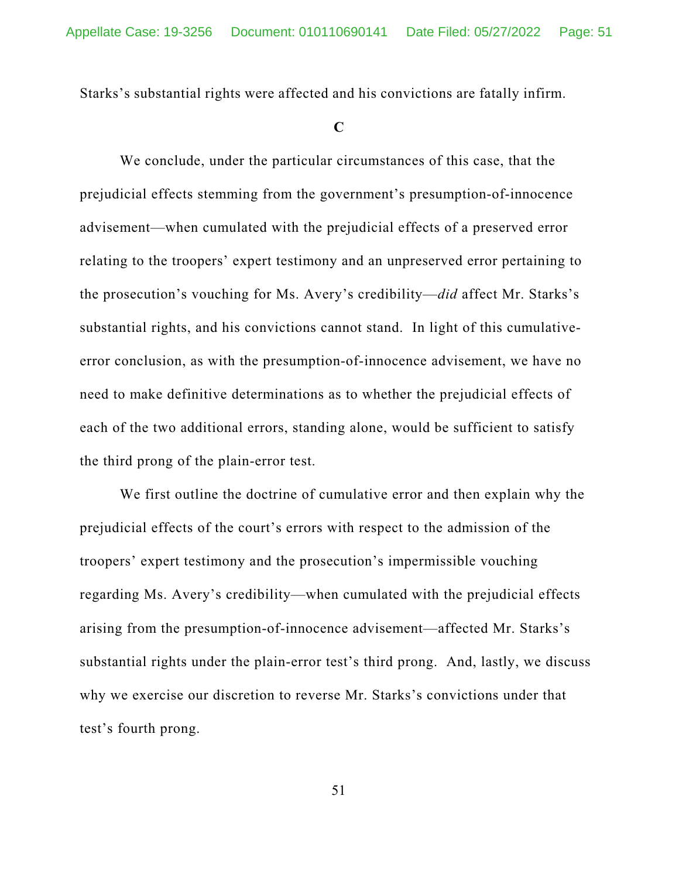Starks's substantial rights were affected and his convictions are fatally infirm.

### C

We conclude, under the particular circumstances of this case, that the prejudicial effects stemming from the government's presumption-of-innocence advisement—when cumulated with the prejudicial effects of a preserved error relating to the troopers' expert testimony and an unpreserved error pertaining to the prosecution's vouching for Ms. Avery's credibility—*did* affect Mr. Starks's substantial rights, and his convictions cannot stand. In light of this cumulative-error conclusion, as with the presumption-of-innocence advisement, we have no need to make definitive determinations as to whether the prejudicial effects of each of the two additional errors, standing alone, would be sufficient to satisfy the third prong of the plain-error test.

We first outline the doctrine of cumulative error and then explain why the prejudicial effects of the court's errors with respect to the admission of the troopers' expert testimony and the prosecution's impermissible vouching regarding Ms. Avery's credibility—when cumulated with the prejudicial effects arising from the presumption-of-innocence advisement—affected Mr. Starks's substantial rights under the plain-error test's third prong. And, lastly, we discuss why we exercise our discretion to reverse Mr. Starks's convictions under that test's fourth prong.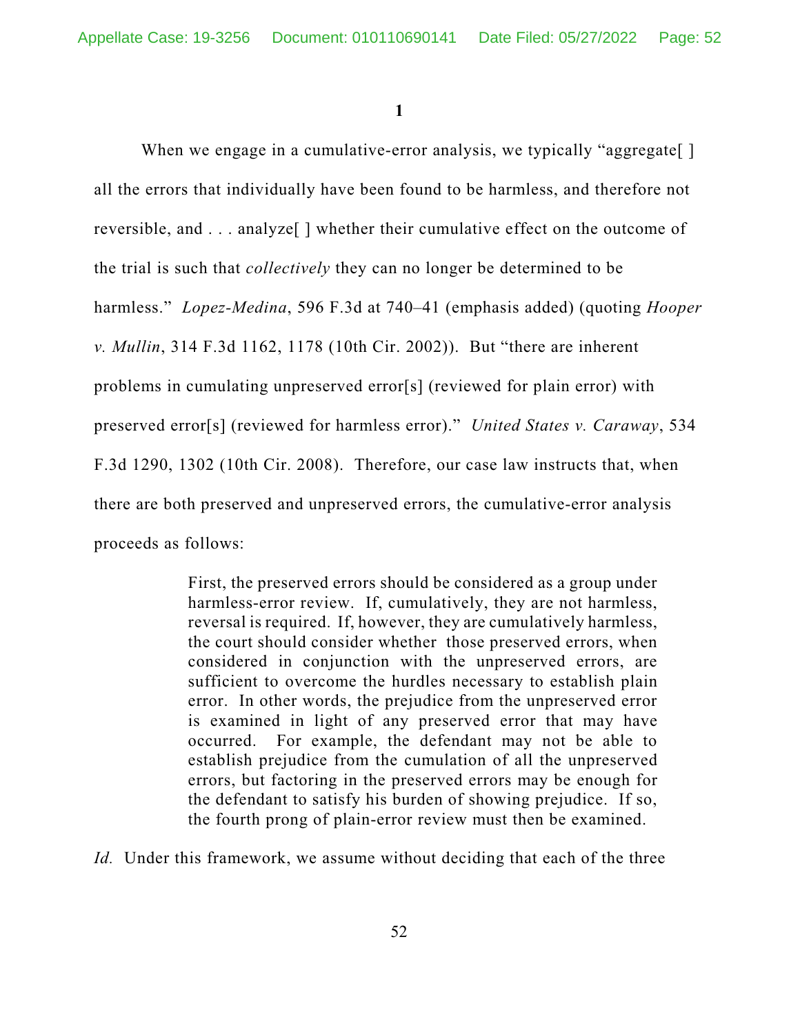**1**

When we engage in a cumulative-error analysis, we typically "aggregate[ ] all the errors that individually have been found to be harmless, and therefore not reversible, and . . . analyze[ ] whether their cumulative effect on the outcome of the trial is such that *collectively* they can no longer be determined to be harmless." *Lopez-Medina*, 596 F.3d at 740–41 (emphasis added) (quoting *Hooper v. Mullin*, 314 F.3d 1162, 1178 (10th Cir. 2002)). But "there are inherent problems in cumulating unpreserved error[s] (reviewed for plain error) with preserved error[s] (reviewed for harmless error)." *United States v. Caraway*, 534 F.3d 1290, 1302 (10th Cir. 2008). Therefore, our case law instructs that, when there are both preserved and unpreserved errors, the cumulative-error analysis proceeds as follows:

> First, the preserved errors should be considered as a group under harmless-error review. If, cumulatively, they are not harmless, reversal is required. If, however, they are cumulatively harmless, the court should consider whether those preserved errors, when considered in conjunction with the unpreserved errors, are sufficient to overcome the hurdles necessary to establish plain error. In other words, the prejudice from the unpreserved error is examined in light of any preserved error that may have occurred. For example, the defendant may not be able to establish prejudice from the cumulation of all the unpreserved errors, but factoring in the preserved errors may be enough for the defendant to satisfy his burden of showing prejudice. If so, the fourth prong of plain-error review must then be examined.

*Id.* Under this framework, we assume without deciding that each of the three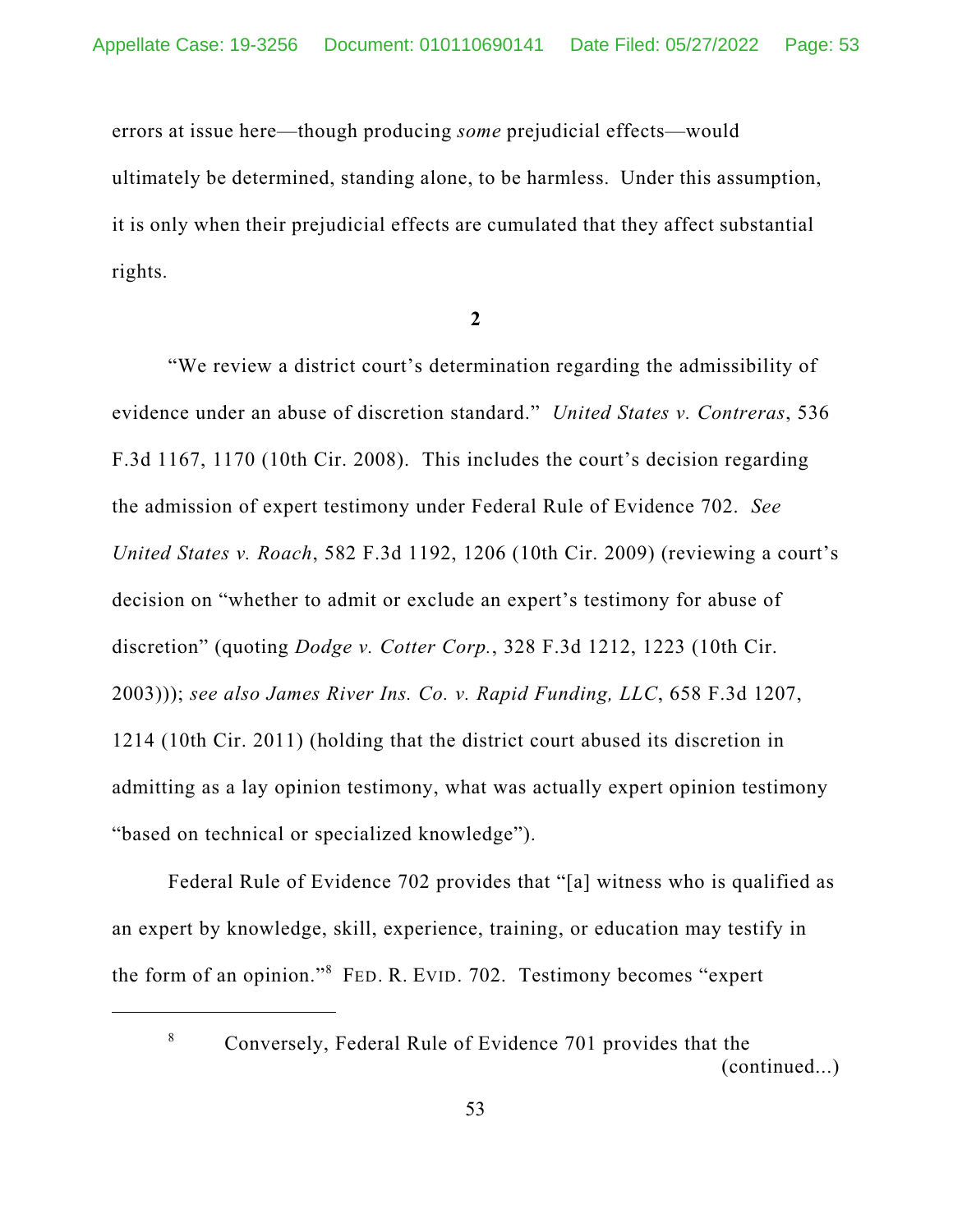errors at issue here—though producing *some* prejudicial effects—would ultimately be determined, standing alone, to be harmless. Under this assumption, it is only when their prejudicial effects are cumulated that they affect substantial rights.

**2**

"We review a district court's determination regarding the admissibility of evidence under an abuse of discretion standard." *United States v. Contreras*, 536 F.3d 1167, 1170 (10th Cir. 2008). This includes the court's decision regarding the admission of expert testimony under Federal Rule of Evidence 702. *See United States v. Roach*, 582 F.3d 1192, 1206 (10th Cir. 2009) (reviewing a court's decision on "whether to admit or exclude an expert's testimony for abuse of discretion" (quoting *Dodge v. Cotter Corp.*, 328 F.3d 1212, 1223 (10th Cir. 2003))); *see also James River Ins. Co. v. Rapid Funding, LLC*, 658 F.3d 1207, 1214 (10th Cir. 2011) (holding that the district court abused its discretion in admitting as a lay opinion testimony, what was actually expert opinion testimony "based on technical or specialized knowledge").

Federal Rule of Evidence 702 provides that "[a] witness who is qualified as an expert by knowledge, skill, experience, training, or education may testify in the form of an opinion."[8] FED. R. EVID. 702. Testimony becomes "expert

---

[8] Conversely, Federal Rule of Evidence 701 provides that the (continued...)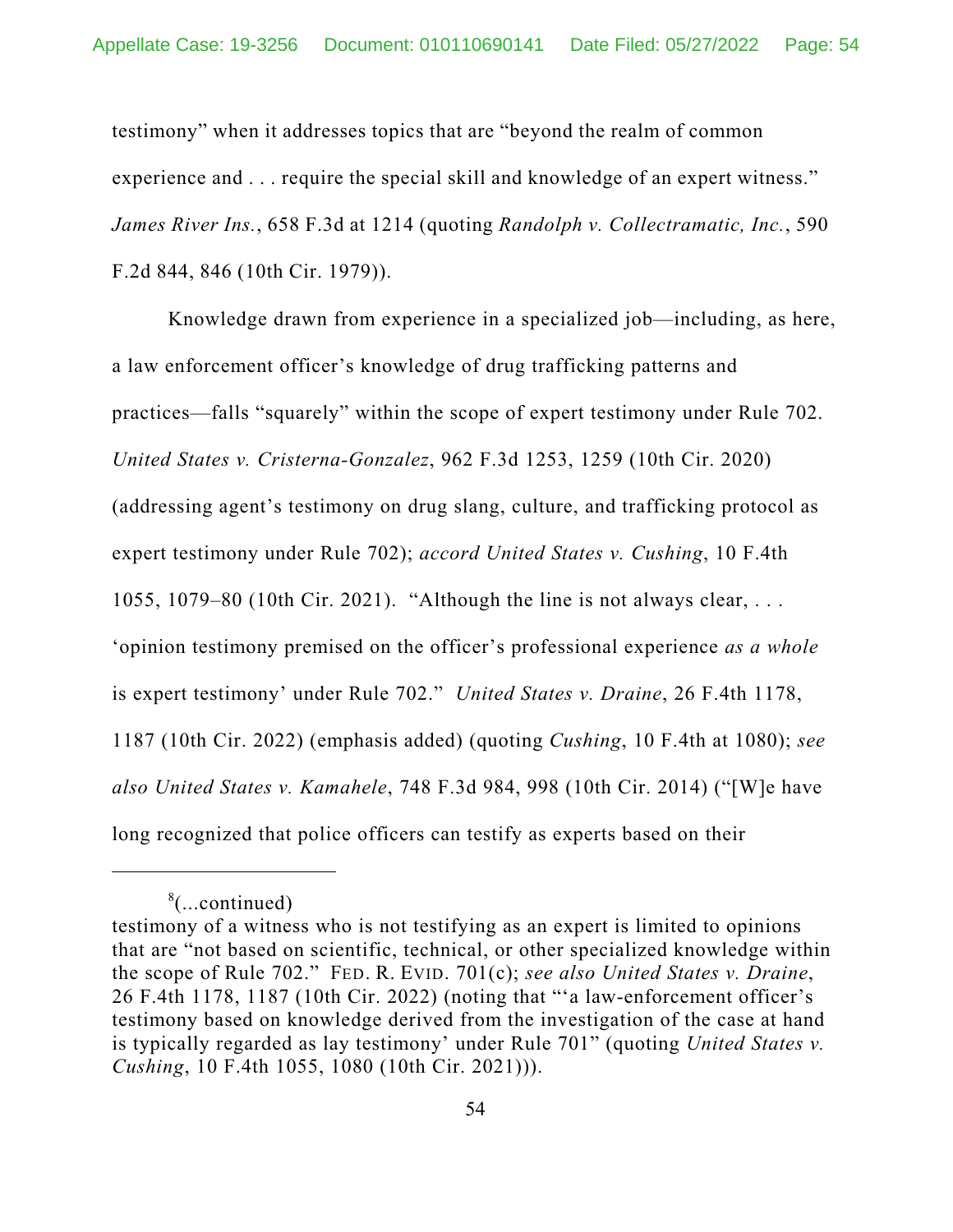testimony" when it addresses topics that are "beyond the realm of common experience and . . . require the special skill and knowledge of an expert witness." *James River Ins.*, 658 F.3d at 1214 (quoting *Randolph v. Collectramatic, Inc.*, 590 F.2d 844, 846 (10th Cir. 1979)).

Knowledge drawn from experience in a specialized job—including, as here, a law enforcement officer's knowledge of drug trafficking patterns and practices—falls "squarely" within the scope of expert testimony under Rule 702. *United States v. Cristerna-Gonzalez*, 962 F.3d 1253, 1259 (10th Cir. 2020) (addressing agent's testimony on drug slang, culture, and trafficking protocol as expert testimony under Rule 702); *accord United States v. Cushing*, 10 F.4th 1055, 1079–80 (10th Cir. 2021). "Although the line is not always clear, . . . 'opinion testimony premised on the officer's professional experience *as a whole* is expert testimony' under Rule 702." *United States v. Draine*, 26 F.4th 1178, 1187 (10th Cir. 2022) (emphasis added) (quoting *Cushing*, 10 F.4th at 1080); *see also United States v. Kamahele*, 748 F.3d 984, 998 (10th Cir. 2014) ("[W]e have long recognized that police officers can testify as experts based on their

---

[8](...continued)
testimony of a witness who is not testifying as an expert is limited to opinions that are "not based on scientific, technical, or other specialized knowledge within the scope of Rule 702." FED. R. EVID. 701(c); *see also United States v. Draine*, 26 F.4th 1178, 1187 (10th Cir. 2022) (noting that "'a law-enforcement officer's testimony based on knowledge derived from the investigation of the case at hand is typically regarded as lay testimony' under Rule 701" (quoting *United States v. Cushing*, 10 F.4th 1055, 1080 (10th Cir. 2021))).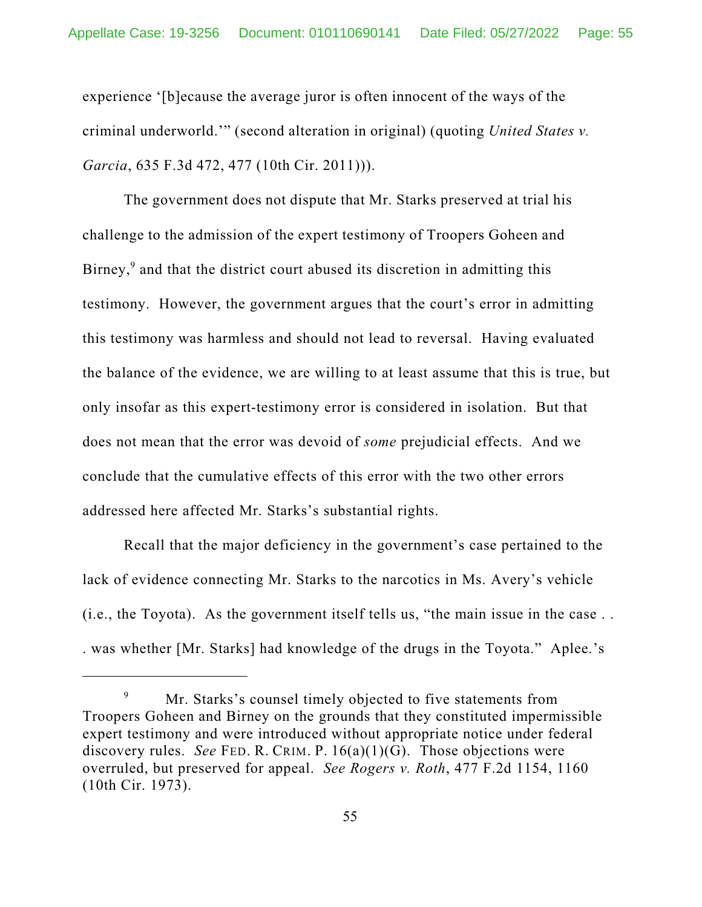experience '[b]ecause the average juror is often innocent of the ways of the criminal underworld.'" (second alteration in original) (quoting *United States v. Garcia*, 635 F.3d 472, 477 (10th Cir. 2011))).

The government does not dispute that Mr. Starks preserved at trial his challenge to the admission of the expert testimony of Troopers Goheen and Birney,[9] and that the district court abused its discretion in admitting this testimony. However, the government argues that the court's error in admitting this testimony was harmless and should not lead to reversal. Having evaluated the balance of the evidence, we are willing to at least assume that this is true, but only insofar as this expert-testimony error is considered in isolation. But that does not mean that the error was devoid of *some* prejudicial effects. And we conclude that the cumulative effects of this error with the two other errors addressed here affected Mr. Starks's substantial rights.

Recall that the major deficiency in the government's case pertained to the lack of evidence connecting Mr. Starks to the narcotics in Ms. Avery's vehicle (i.e., the Toyota). As the government itself tells us, "the main issue in the case . . . was whether [Mr. Starks] had knowledge of the drugs in the Toyota." Aplee.'s

[9] Mr. Starks's counsel timely objected to five statements from Troopers Goheen and Birney on the grounds that they constituted impermissible expert testimony and were introduced without appropriate notice under federal discovery rules. *See* FED. R. CRIM. P. 16(a)(1)(G). Those objections were overruled, but preserved for appeal. *See Rogers v. Roth*, 477 F.2d 1154, 1160 (10th Cir. 1973).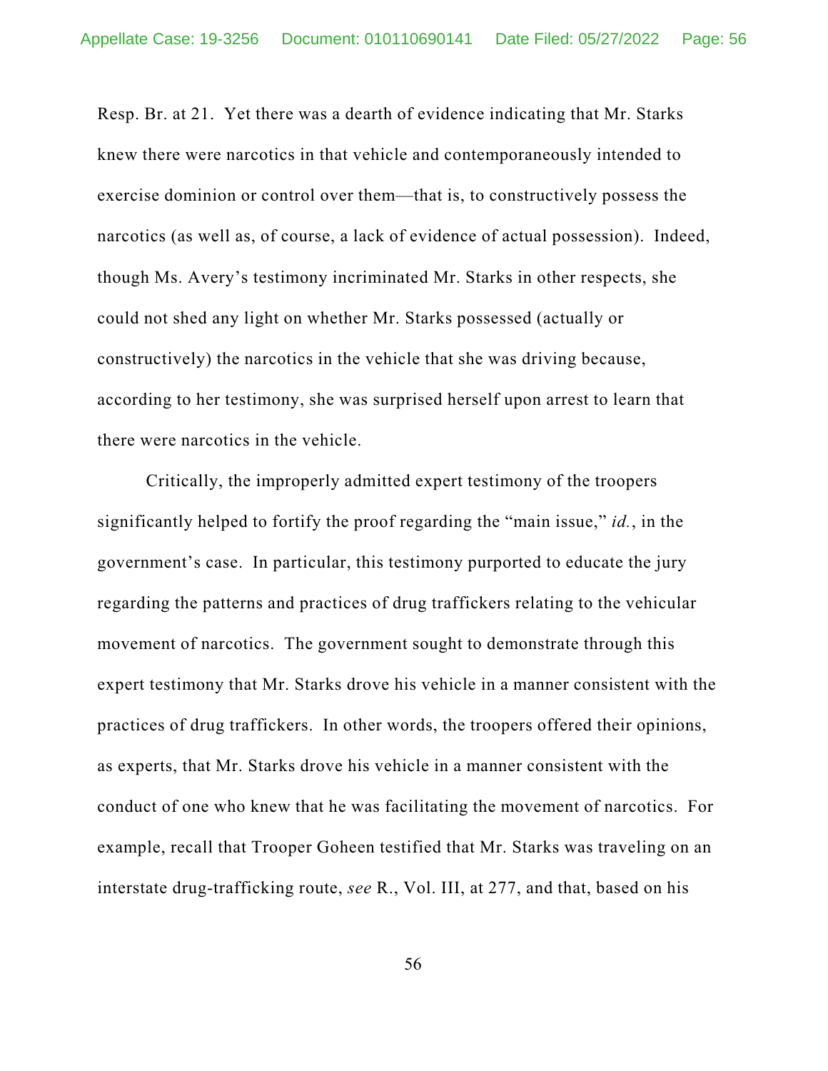Resp. Br. at 21. Yet there was a dearth of evidence indicating that Mr. Starks knew there were narcotics in that vehicle and contemporaneously intended to exercise dominion or control over them—that is, to constructively possess the narcotics (as well as, of course, a lack of evidence of actual possession). Indeed, though Ms. Avery's testimony incriminated Mr. Starks in other respects, she could not shed any light on whether Mr. Starks possessed (actually or constructively) the narcotics in the vehicle that she was driving because, according to her testimony, she was surprised herself upon arrest to learn that there were narcotics in the vehicle.

Critically, the improperly admitted expert testimony of the troopers significantly helped to fortify the proof regarding the "main issue," *id.*, in the government's case. In particular, this testimony purported to educate the jury regarding the patterns and practices of drug traffickers relating to the vehicular movement of narcotics. The government sought to demonstrate through this expert testimony that Mr. Starks drove his vehicle in a manner consistent with the practices of drug traffickers. In other words, the troopers offered their opinions, as experts, that Mr. Starks drove his vehicle in a manner consistent with the conduct of one who knew that he was facilitating the movement of narcotics. For example, recall that Trooper Goheen testified that Mr. Starks was traveling on an interstate drug-trafficking route, *see* R., Vol. III, at 277, and that, based on his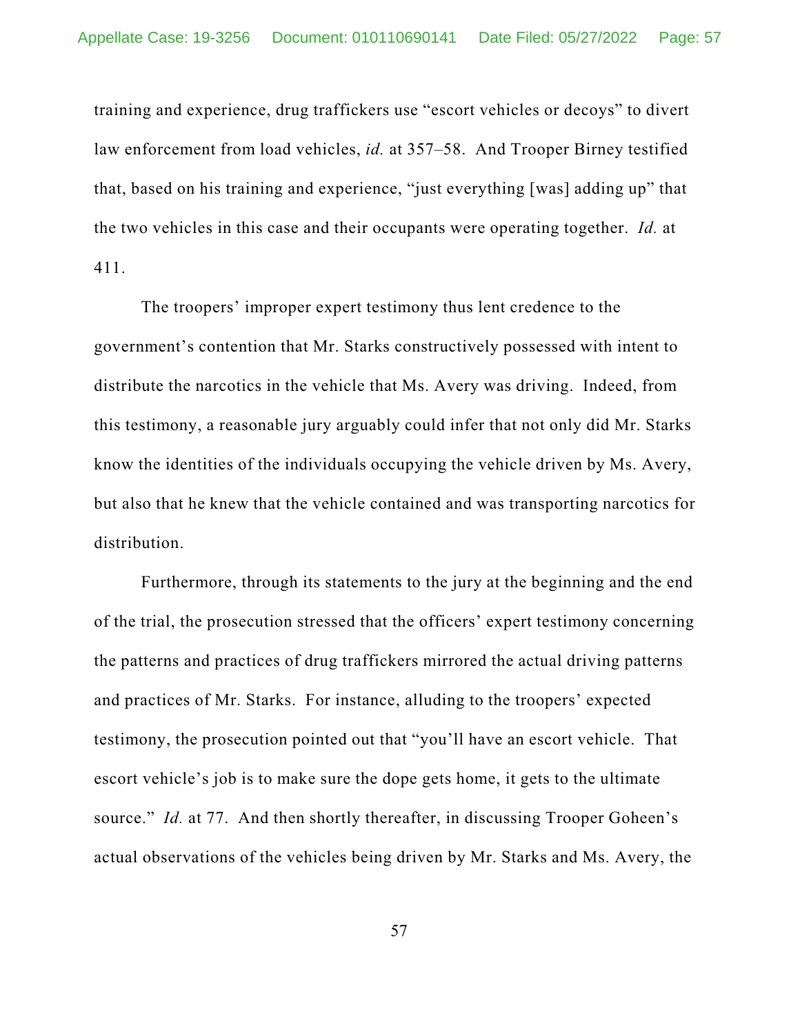training and experience, drug traffickers use "escort vehicles or decoys" to divert law enforcement from load vehicles, *id.* at 357–58. And Trooper Birney testified that, based on his training and experience, "just everything [was] adding up" that the two vehicles in this case and their occupants were operating together. *Id.* at 411.

The troopers' improper expert testimony thus lent credence to the government's contention that Mr. Starks constructively possessed with intent to distribute the narcotics in the vehicle that Ms. Avery was driving. Indeed, from this testimony, a reasonable jury arguably could infer that not only did Mr. Starks know the identities of the individuals occupying the vehicle driven by Ms. Avery, but also that he knew that the vehicle contained and was transporting narcotics for distribution.

Furthermore, through its statements to the jury at the beginning and the end of the trial, the prosecution stressed that the officers' expert testimony concerning the patterns and practices of drug traffickers mirrored the actual driving patterns and practices of Mr. Starks. For instance, alluding to the troopers' expected testimony, the prosecution pointed out that "you'll have an escort vehicle. That escort vehicle's job is to make sure the dope gets home, it gets to the ultimate source." *Id.* at 77. And then shortly thereafter, in discussing Trooper Goheen's actual observations of the vehicles being driven by Mr. Starks and Ms. Avery, the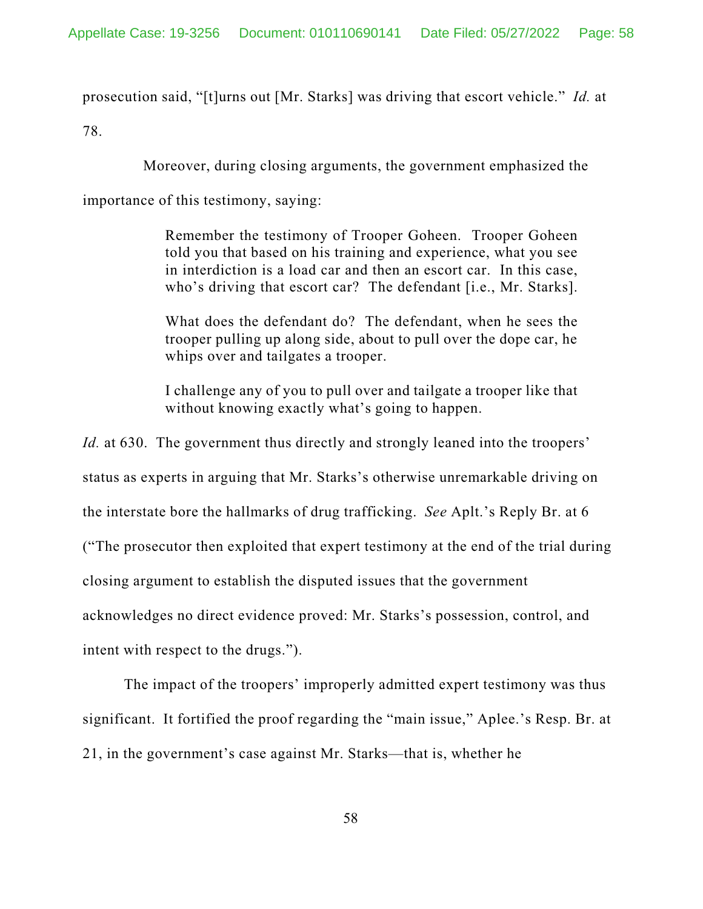prosecution said, "[t]urns out [Mr. Starks] was driving that escort vehicle." *Id.* at 78.

Moreover, during closing arguments, the government emphasized the importance of this testimony, saying:

> Remember the testimony of Trooper Goheen. Trooper Goheen told you that based on his training and experience, what you see in interdiction is a load car and then an escort car. In this case, who's driving that escort car? The defendant [i.e., Mr. Starks].
>
> What does the defendant do? The defendant, when he sees the trooper pulling up along side, about to pull over the dope car, he whips over and tailgates a trooper.
>
> I challenge any of you to pull over and tailgate a trooper like that without knowing exactly what's going to happen.

*Id.* at 630. The government thus directly and strongly leaned into the troopers' status as experts in arguing that Mr. Starks's otherwise unremarkable driving on the interstate bore the hallmarks of drug trafficking. *See* Aplt.'s Reply Br. at 6 ("The prosecutor then exploited that expert testimony at the end of the trial during closing argument to establish the disputed issues that the government acknowledges no direct evidence proved: Mr. Starks's possession, control, and intent with respect to the drugs.").

The impact of the troopers' improperly admitted expert testimony was thus significant. It fortified the proof regarding the "main issue," Aplee.'s Resp. Br. at 21, in the government's case against Mr. Starks—that is, whether he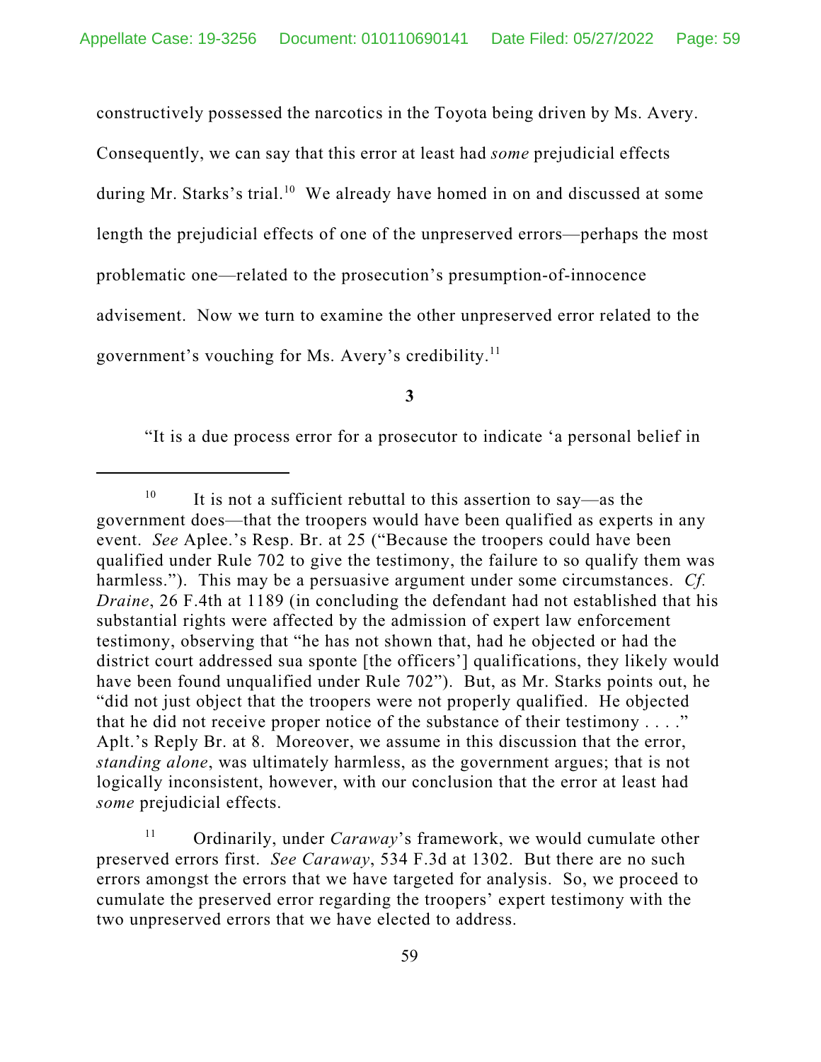constructively possessed the narcotics in the Toyota being driven by Ms. Avery. Consequently, we can say that this error at least had *some* prejudicial effects during Mr. Starks's trial.[10] We already have homed in on and discussed at some length the prejudicial effects of one of the unpreserved errors—perhaps the most problematic one—related to the prosecution's presumption-of-innocence advisement. Now we turn to examine the other unpreserved error related to the government's vouching for Ms. Avery's credibility.[11]

**3**

"It is a due process error for a prosecutor to indicate 'a personal belief in

---

[10] It is not a sufficient rebuttal to this assertion to say—as the government does—that the troopers would have been qualified as experts in any event. *See* Aplee.'s Resp. Br. at 25 ("Because the troopers could have been qualified under Rule 702 to give the testimony, the failure to so qualify them was harmless."). This may be a persuasive argument under some circumstances. *Cf. Draine*, 26 F.4th at 1189 (in concluding the defendant had not established that his substantial rights were affected by the admission of expert law enforcement testimony, observing that "he has not shown that, had he objected or had the district court addressed sua sponte [the officers'] qualifications, they likely would have been found unqualified under Rule 702"). But, as Mr. Starks points out, he "did not just object that the troopers were not properly qualified. He objected that he did not receive proper notice of the substance of their testimony . . . ." Aplt.'s Reply Br. at 8. Moreover, we assume in this discussion that the error, *standing alone*, was ultimately harmless, as the government argues; that is not logically inconsistent, however, with our conclusion that the error at least had *some* prejudicial effects.

[11] Ordinarily, under *Caraway*'s framework, we would cumulate other preserved errors first. *See Caraway*, 534 F.3d at 1302. But there are no such errors amongst the errors that we have targeted for analysis. So, we proceed to cumulate the preserved error regarding the troopers' expert testimony with the two unpreserved errors that we have elected to address.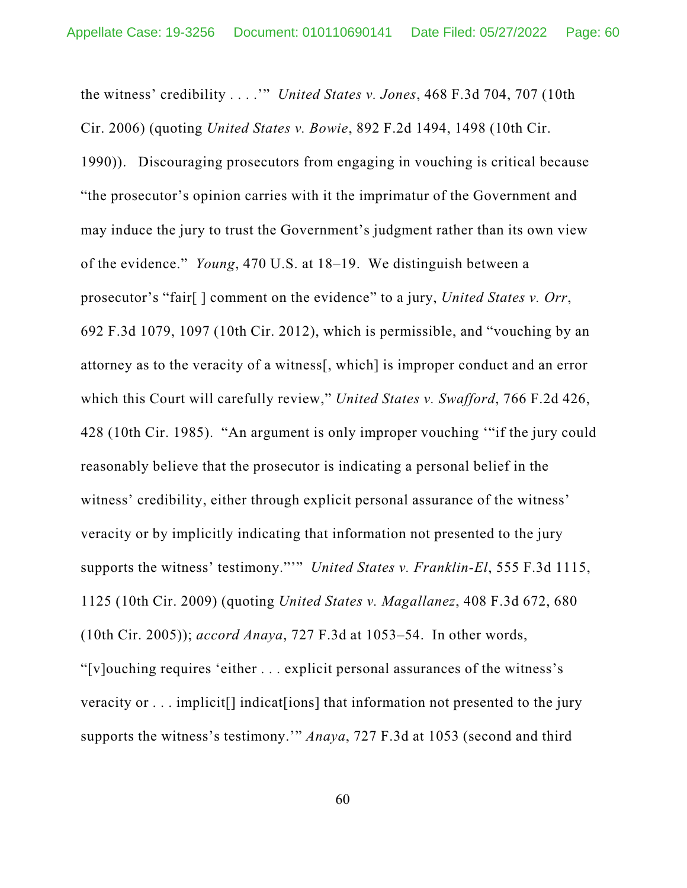the witness' credibility . . . .'" *United States v. Jones*, 468 F.3d 704, 707 (10th Cir. 2006) (quoting *United States v. Bowie*, 892 F.2d 1494, 1498 (10th Cir. 1990)). Discouraging prosecutors from engaging in vouching is critical because "the prosecutor's opinion carries with it the imprimatur of the Government and may induce the jury to trust the Government's judgment rather than its own view of the evidence." *Young*, 470 U.S. at 18–19. We distinguish between a prosecutor's "fair[ ] comment on the evidence" to a jury, *United States v. Orr*, 692 F.3d 1079, 1097 (10th Cir. 2012), which is permissible, and "vouching by an attorney as to the veracity of a witness[, which] is improper conduct and an error which this Court will carefully review," *United States v. Swafford*, 766 F.2d 426, 428 (10th Cir. 1985). "An argument is only improper vouching '"if the jury could reasonably believe that the prosecutor is indicating a personal belief in the witness' credibility, either through explicit personal assurance of the witness' veracity or by implicitly indicating that information not presented to the jury supports the witness' testimony."'" *United States v. Franklin-El*, 555 F.3d 1115, 1125 (10th Cir. 2009) (quoting *United States v. Magallanez*, 408 F.3d 672, 680 (10th Cir. 2005)); *accord Anaya*, 727 F.3d at 1053–54. In other words, "[v]ouching requires 'either . . . explicit personal assurances of the witness's veracity or . . . implicit[] indicat[ions] that information not presented to the jury supports the witness's testimony.'" *Anaya*, 727 F.3d at 1053 (second and third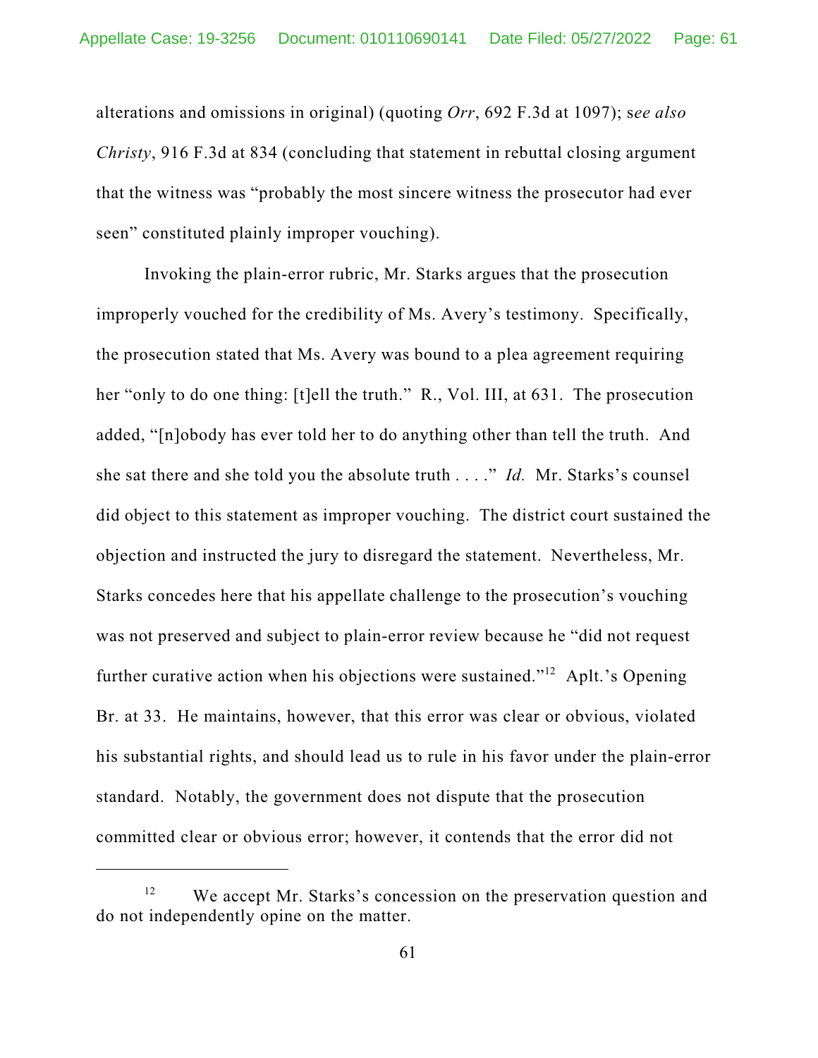alterations and omissions in original) (quoting *Orr*, 692 F.3d at 1097); s*ee also* *Christy*, 916 F.3d at 834 (concluding that statement in rebuttal closing argument that the witness was "probably the most sincere witness the prosecutor had ever seen" constituted plainly improper vouching).

Invoking the plain-error rubric, Mr. Starks argues that the prosecution improperly vouched for the credibility of Ms. Avery's testimony. Specifically, the prosecution stated that Ms. Avery was bound to a plea agreement requiring her "only to do one thing: [t]ell the truth." R., Vol. III, at 631. The prosecution added, "[n]obody has ever told her to do anything other than tell the truth. And she sat there and she told you the absolute truth . . . ." *Id.* Mr. Starks's counsel did object to this statement as improper vouching. The district court sustained the objection and instructed the jury to disregard the statement. Nevertheless, Mr. Starks concedes here that his appellate challenge to the prosecution's vouching was not preserved and subject to plain-error review because he "did not request further curative action when his objections were sustained."[12] Aplt.'s Opening Br. at 33. He maintains, however, that this error was clear or obvious, violated his substantial rights, and should lead us to rule in his favor under the plain-error standard. Notably, the government does not dispute that the prosecution committed clear or obvious error; however, it contends that the error did not

---

[12] We accept Mr. Starks's concession on the preservation question and do not independently opine on the matter.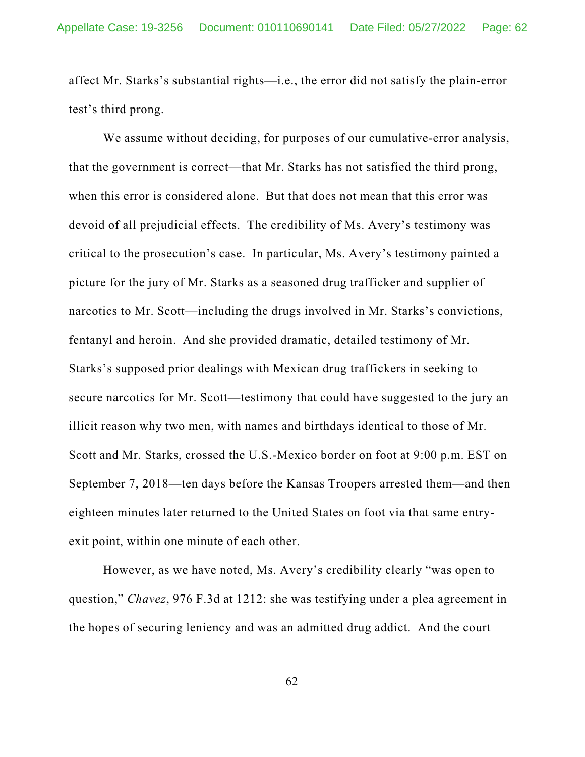affect Mr. Starks's substantial rights—i.e., the error did not satisfy the plain-error test's third prong.

We assume without deciding, for purposes of our cumulative-error analysis, that the government is correct—that Mr. Starks has not satisfied the third prong, when this error is considered alone. But that does not mean that this error was devoid of all prejudicial effects. The credibility of Ms. Avery's testimony was critical to the prosecution's case. In particular, Ms. Avery's testimony painted a picture for the jury of Mr. Starks as a seasoned drug trafficker and supplier of narcotics to Mr. Scott—including the drugs involved in Mr. Starks's convictions, fentanyl and heroin. And she provided dramatic, detailed testimony of Mr. Starks's supposed prior dealings with Mexican drug traffickers in seeking to secure narcotics for Mr. Scott—testimony that could have suggested to the jury an illicit reason why two men, with names and birthdays identical to those of Mr. Scott and Mr. Starks, crossed the U.S.-Mexico border on foot at 9:00 p.m. EST on September 7, 2018—ten days before the Kansas Troopers arrested them—and then eighteen minutes later returned to the United States on foot via that same entry-exit point, within one minute of each other.

However, as we have noted, Ms. Avery's credibility clearly "was open to question," *Chavez*, 976 F.3d at 1212: she was testifying under a plea agreement in the hopes of securing leniency and was an admitted drug addict. And the court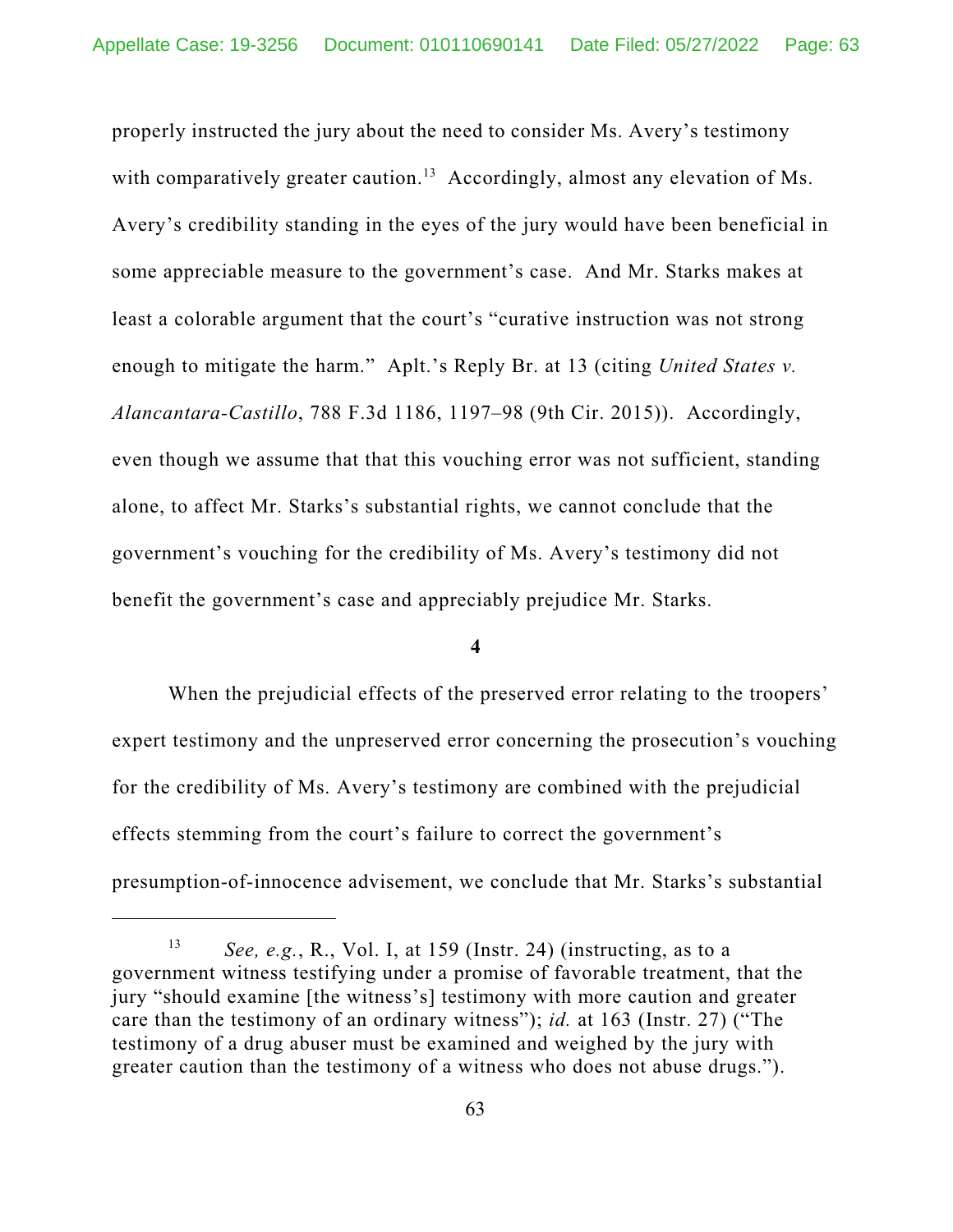properly instructed the jury about the need to consider Ms. Avery's testimony with comparatively greater caution.[13] Accordingly, almost any elevation of Ms. Avery's credibility standing in the eyes of the jury would have been beneficial in some appreciable measure to the government's case. And Mr. Starks makes at least a colorable argument that the court's "curative instruction was not strong enough to mitigate the harm." Aplt.'s Reply Br. at 13 (citing *United States v. Alancantara-Castillo*, 788 F.3d 1186, 1197–98 (9th Cir. 2015)). Accordingly, even though we assume that that this vouching error was not sufficient, standing alone, to affect Mr. Starks's substantial rights, we cannot conclude that the government's vouching for the credibility of Ms. Avery's testimony did not benefit the government's case and appreciably prejudice Mr. Starks.

**4**

When the prejudicial effects of the preserved error relating to the troopers' expert testimony and the unpreserved error concerning the prosecution's vouching for the credibility of Ms. Avery's testimony are combined with the prejudicial effects stemming from the court's failure to correct the government's presumption-of-innocence advisement, we conclude that Mr. Starks's substantial

---

[13] *See, e.g.*, R., Vol. I, at 159 (Instr. 24) (instructing, as to a government witness testifying under a promise of favorable treatment, that the jury "should examine [the witness's] testimony with more caution and greater care than the testimony of an ordinary witness"); *id.* at 163 (Instr. 27) ("The testimony of a drug abuser must be examined and weighed by the jury with greater caution than the testimony of a witness who does not abuse drugs.").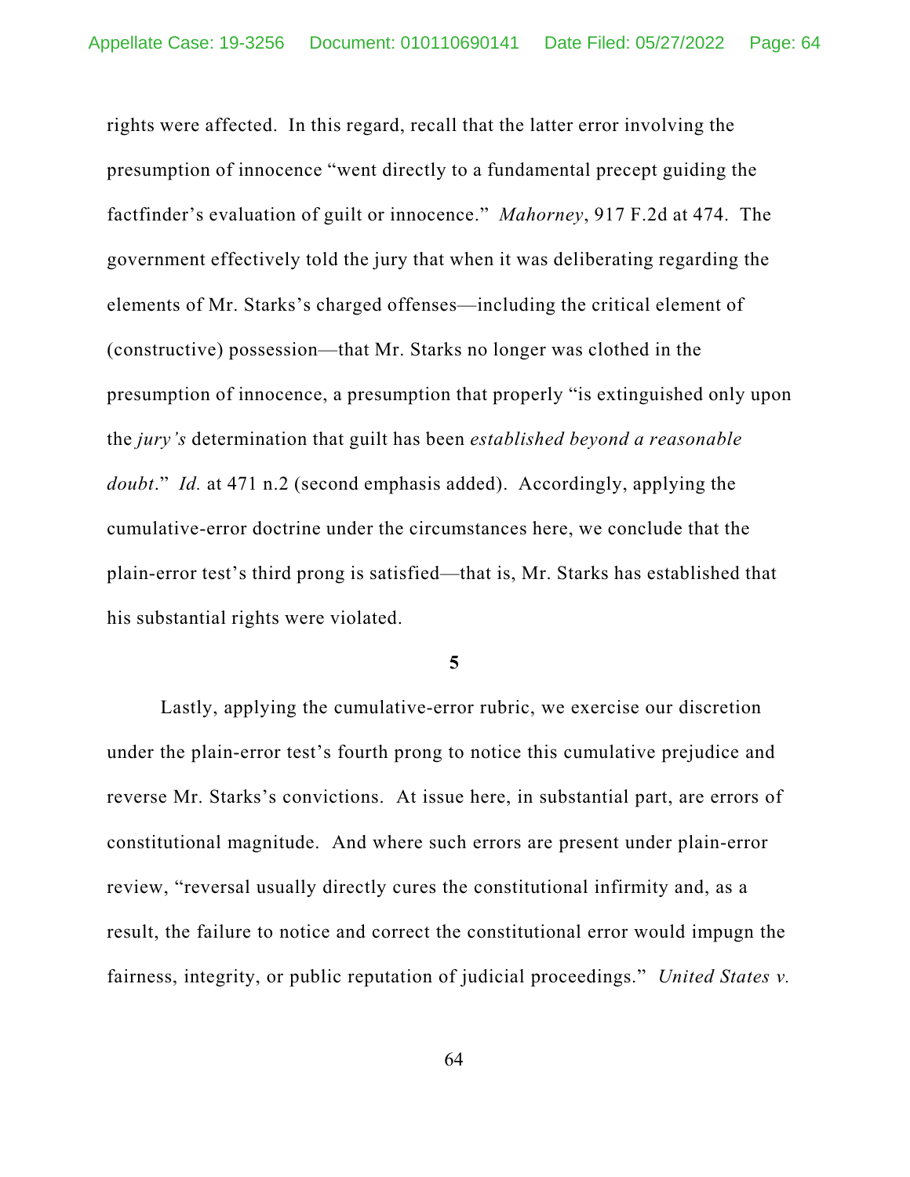rights were affected. In this regard, recall that the latter error involving the presumption of innocence "went directly to a fundamental precept guiding the factfinder's evaluation of guilt or innocence." *Mahorney*, 917 F.2d at 474. The government effectively told the jury that when it was deliberating regarding the elements of Mr. Starks's charged offenses—including the critical element of (constructive) possession—that Mr. Starks no longer was clothed in the presumption of innocence, a presumption that properly "is extinguished only upon the *jury's* determination that guilt has been *established beyond a reasonable doubt*." *Id.* at 471 n.2 (second emphasis added). Accordingly, applying the cumulative-error doctrine under the circumstances here, we conclude that the plain-error test's third prong is satisfied—that is, Mr. Starks has established that his substantial rights were violated.

**5**

Lastly, applying the cumulative-error rubric, we exercise our discretion under the plain-error test's fourth prong to notice this cumulative prejudice and reverse Mr. Starks's convictions. At issue here, in substantial part, are errors of constitutional magnitude. And where such errors are present under plain-error review, "reversal usually directly cures the constitutional infirmity and, as a result, the failure to notice and correct the constitutional error would impugn the fairness, integrity, or public reputation of judicial proceedings." *United States v.*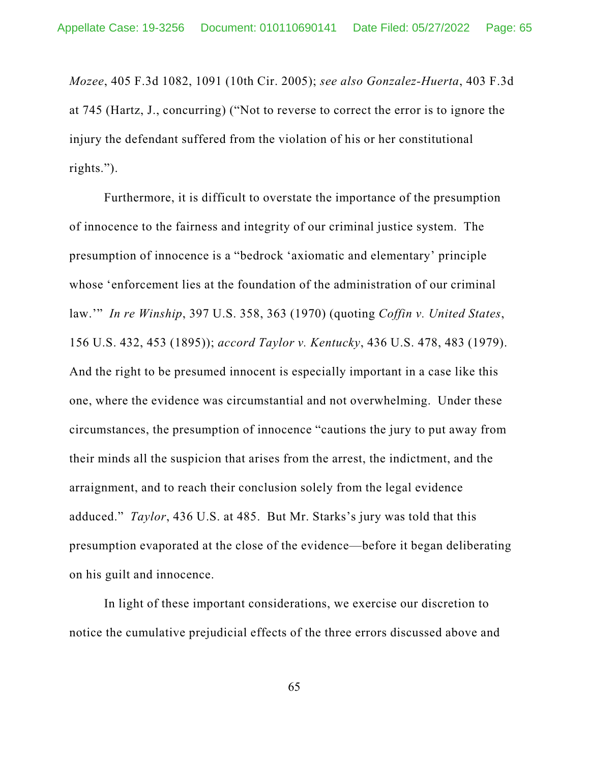*Mozee*, 405 F.3d 1082, 1091 (10th Cir. 2005); *see also Gonzalez-Huerta*, 403 F.3d at 745 (Hartz, J., concurring) ("Not to reverse to correct the error is to ignore the injury the defendant suffered from the violation of his or her constitutional rights.").

Furthermore, it is difficult to overstate the importance of the presumption of innocence to the fairness and integrity of our criminal justice system. The presumption of innocence is a "bedrock 'axiomatic and elementary' principle whose 'enforcement lies at the foundation of the administration of our criminal law.'" *In re Winship*, 397 U.S. 358, 363 (1970) (quoting *Coffin v. United States*, 156 U.S. 432, 453 (1895)); *accord Taylor v. Kentucky*, 436 U.S. 478, 483 (1979). And the right to be presumed innocent is especially important in a case like this one, where the evidence was circumstantial and not overwhelming. Under these circumstances, the presumption of innocence "cautions the jury to put away from their minds all the suspicion that arises from the arrest, the indictment, and the arraignment, and to reach their conclusion solely from the legal evidence adduced." *Taylor*, 436 U.S. at 485. But Mr. Starks's jury was told that this presumption evaporated at the close of the evidence—before it began deliberating on his guilt and innocence.

In light of these important considerations, we exercise our discretion to notice the cumulative prejudicial effects of the three errors discussed above and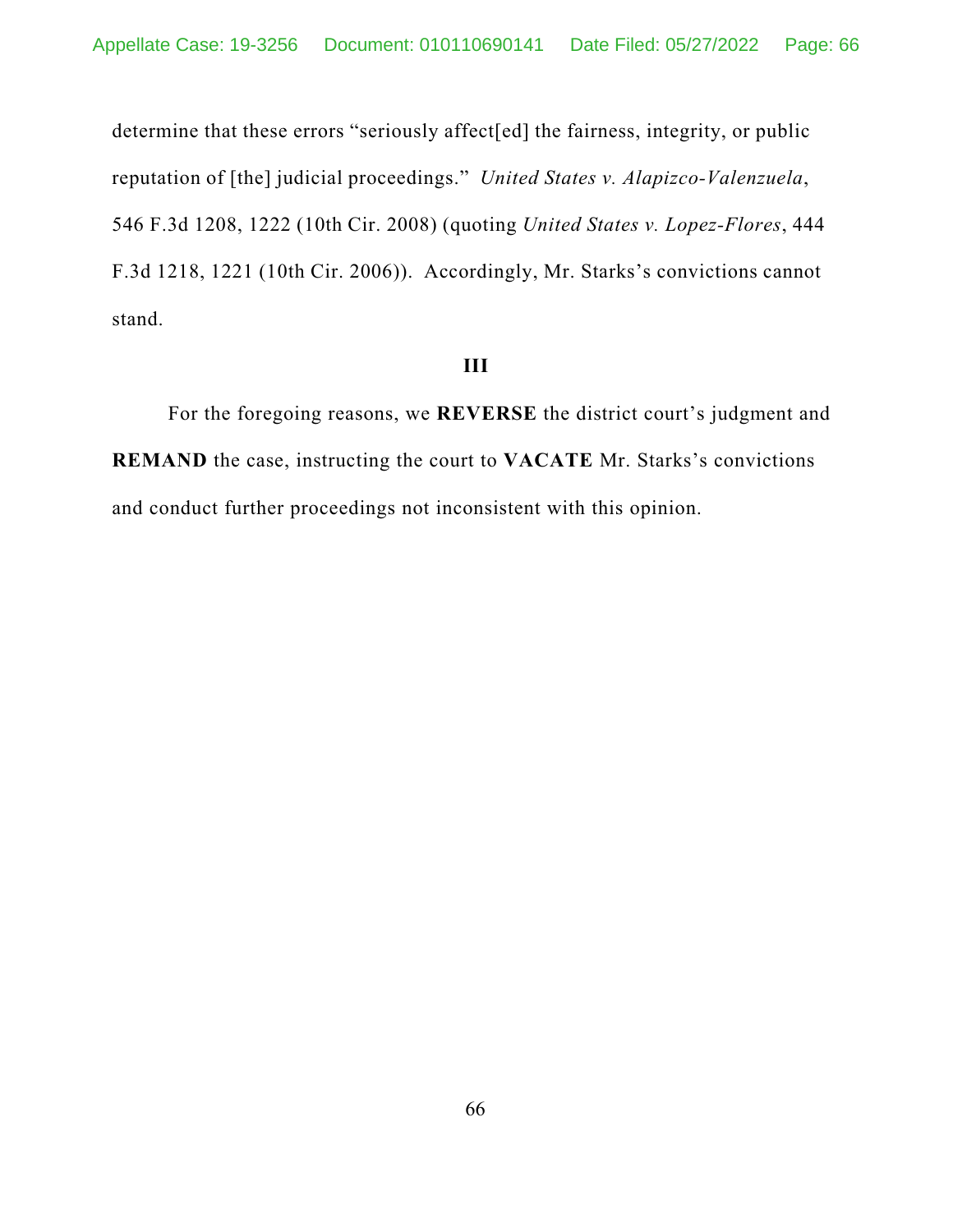determine that these errors "seriously affect[ed] the fairness, integrity, or public reputation of [the] judicial proceedings." *United States v. Alapizco-Valenzuela*, 546 F.3d 1208, 1222 (10th Cir. 2008) (quoting *United States v. Lopez-Flores*, 444 F.3d 1218, 1221 (10th Cir. 2006)). Accordingly, Mr. Starks's convictions cannot stand.

## III

For the foregoing reasons, we **REVERSE** the district court's judgment and **REMAND** the case, instructing the court to **VACATE** Mr. Starks's convictions and conduct further proceedings not inconsistent with this opinion.